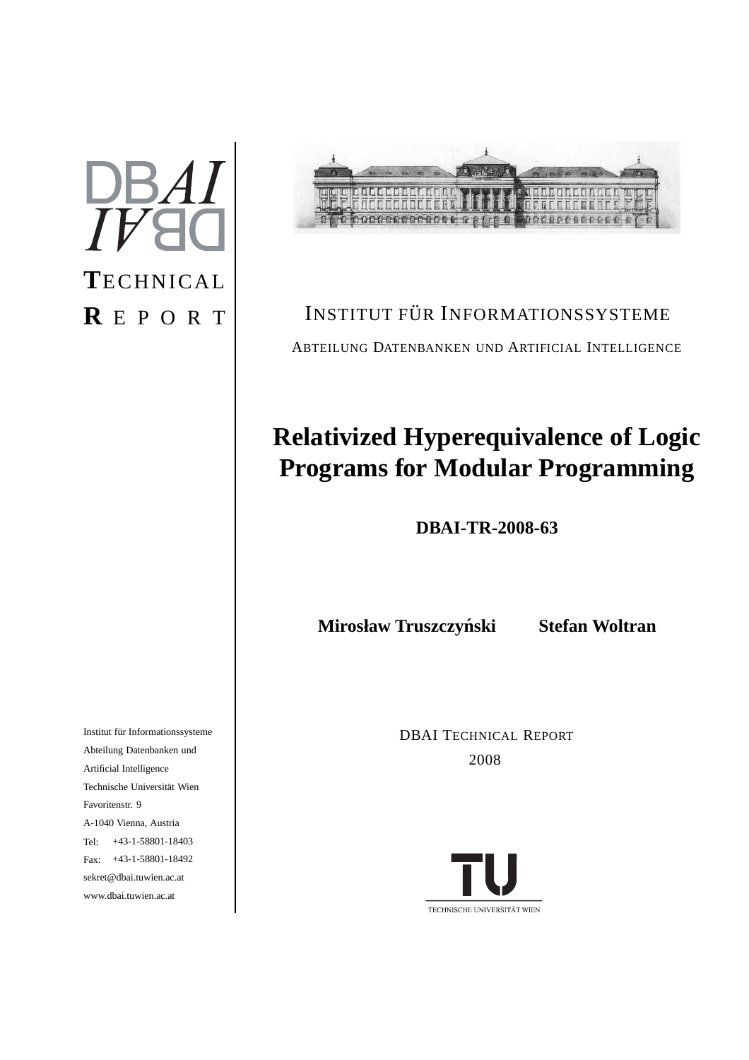DBAI

TECHNICAL REPORT

INSTITUT FÜR INFORMATIONSSYSTEME

ABTEILUNG DATENBANKEN UND ARTIFICIAL INTELLIGENCE

# Relativized Hyperequivalence of Logic Programs for Modular Programming

**DBAI-TR-2008-63**

**Mirosław Truszczyński** **Stefan Woltran**

DBAI TECHNICAL REPORT
2008

Institut für Informationssysteme
Abteilung Datenbanken und
Artificial Intelligence
Technische Universität Wien
Favoritenstr. 9
A-1040 Vienna, Austria
Tel: +43-1-58801-18403
Fax: +43-1-58801-18492
sekret@dbai.tuwien.ac.at
www.dbai.tuwien.ac.at

TU
TECHNISCHE UNIVERSITÄT WIEN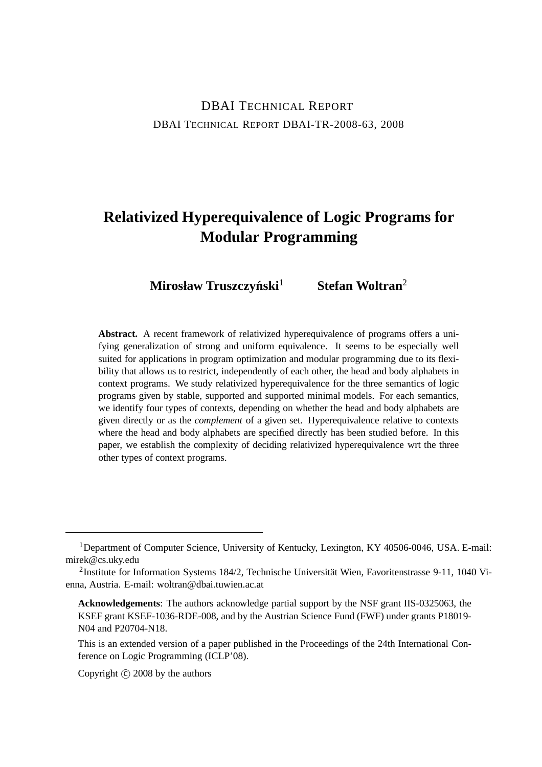DBAI TECHNICAL REPORT

DBAI TECHNICAL REPORT DBAI-TR-2008-63, 2008

# Relativized Hyperequivalence of Logic Programs for Modular Programming

**Mirosław Truszczyński**[1] **Stefan Woltran**[2]

**Abstract.** A recent framework of relativized hyperequivalence of programs offers a unifying generalization of strong and uniform equivalence. It seems to be especially well suited for applications in program optimization and modular programming due to its flexibility that allows us to restrict, independently of each other, the head and body alphabets in context programs. We study relativized hyperequivalence for the three semantics of logic programs given by stable, supported and supported minimal models. For each semantics, we identify four types of contexts, depending on whether the head and body alphabets are given directly or as the *complement* of a given set. Hyperequivalence relative to contexts where the head and body alphabets are specified directly has been studied before. In this paper, we establish the complexity of deciding relativized hyperequivalence wrt the three other types of context programs.

---

[1]Department of Computer Science, University of Kentucky, Lexington, KY 40506-0046, USA. E-mail: mirek@cs.uky.edu

[2]Institute for Information Systems 184/2, Technische Universität Wien, Favoritenstrasse 9-11, 1040 Vienna, Austria. E-mail: woltran@dbai.tuwien.ac.at

**Acknowledgements**: The authors acknowledge partial support by the NSF grant IIS-0325063, the KSEF grant KSEF-1036-RDE-008, and by the Austrian Science Fund (FWF) under grants P18019-N04 and P20704-N18.

This is an extended version of a paper published in the Proceedings of the 24th International Conference on Logic Programming (ICLP'08).

Copyright © 2008 by the authors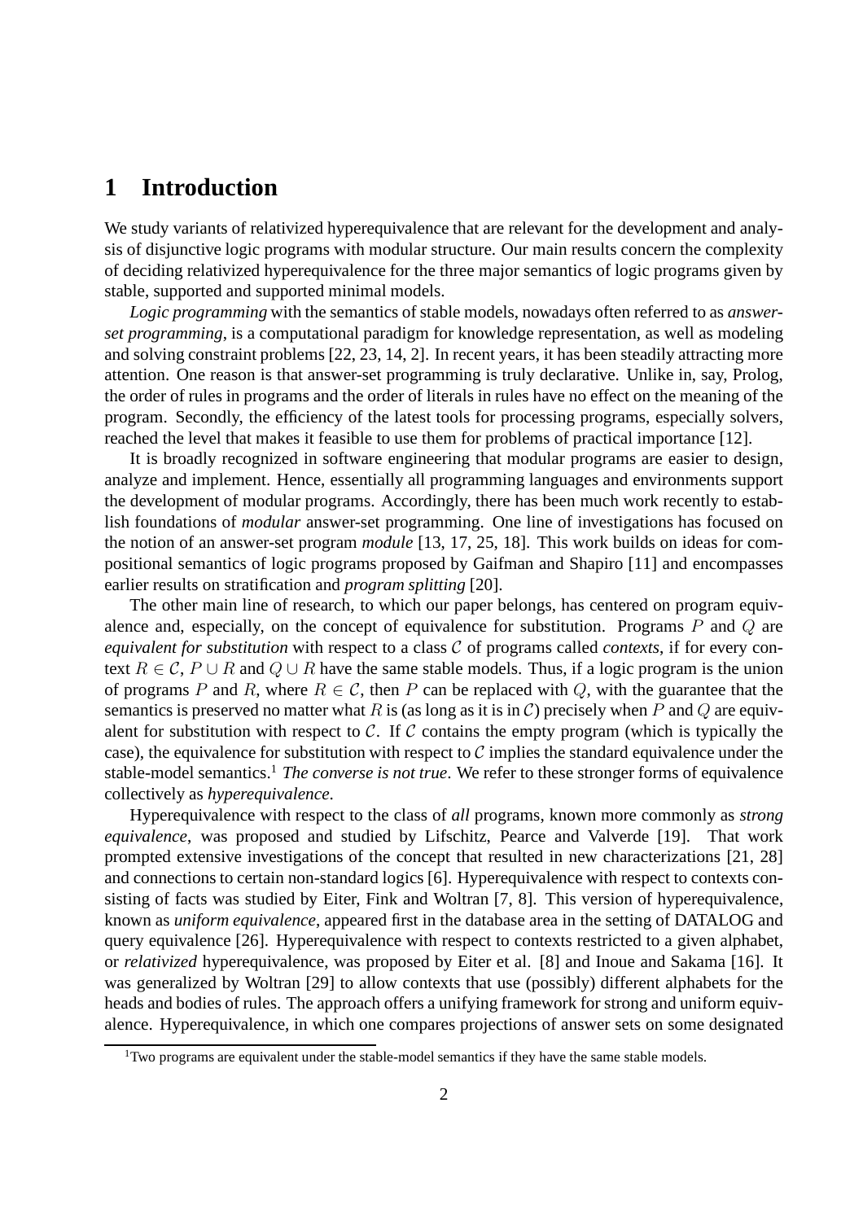# 1 Introduction

We study variants of relativized hyperequivalence that are relevant for the development and analysis of disjunctive logic programs with modular structure. Our main results concern the complexity of deciding relativized hyperequivalence for the three major semantics of logic programs given by stable, supported and supported minimal models.

*Logic programming* with the semantics of stable models, nowadays often referred to as *answer-set programming*, is a computational paradigm for knowledge representation, as well as modeling and solving constraint problems [22, 23, 14, 2]. In recent years, it has been steadily attracting more attention. One reason is that answer-set programming is truly declarative. Unlike in, say, Prolog, the order of rules in programs and the order of literals in rules have no effect on the meaning of the program. Secondly, the efficiency of the latest tools for processing programs, especially solvers, reached the level that makes it feasible to use them for problems of practical importance [12].

It is broadly recognized in software engineering that modular programs are easier to design, analyze and implement. Hence, essentially all programming languages and environments support the development of modular programs. Accordingly, there has been much work recently to establish foundations of *modular* answer-set programming. One line of investigations has focused on the notion of an answer-set program *module* [13, 17, 25, 18]. This work builds on ideas for compositional semantics of logic programs proposed by Gaifman and Shapiro [11] and encompasses earlier results on stratification and *program splitting* [20].

The other main line of research, to which our paper belongs, has centered on program equivalence and, especially, on the concept of equivalence for substitution. Programs $P$ and $Q$ are *equivalent for substitution* with respect to a class $\mathcal{C}$ of programs called *contexts*, if for every context $R \in \mathcal{C}$, $P \cup R$ and $Q \cup R$ have the same stable models. Thus, if a logic program is the union of programs $P$ and $R$, where $R \in \mathcal{C}$, then $P$ can be replaced with $Q$, with the guarantee that the semantics is preserved no matter what $R$ is (as long as it is in $\mathcal{C}$) precisely when $P$ and $Q$ are equivalent for substitution with respect to $\mathcal{C}$. If $\mathcal{C}$ contains the empty program (which is typically the case), the equivalence for substitution with respect to $\mathcal{C}$ implies the standard equivalence under the stable-model semantics.[1] *The converse is not true*. We refer to these stronger forms of equivalence collectively as *hyperequivalence*.

Hyperequivalence with respect to the class of *all* programs, known more commonly as *strong equivalence*, was proposed and studied by Lifschitz, Pearce and Valverde [19]. That work prompted extensive investigations of the concept that resulted in new characterizations [21, 28] and connections to certain non-standard logics [6]. Hyperequivalence with respect to contexts consisting of facts was studied by Eiter, Fink and Woltran [7, 8]. This version of hyperequivalence, known as *uniform equivalence*, appeared first in the database area in the setting of DATALOG and query equivalence [26]. Hyperequivalence with respect to contexts restricted to a given alphabet, or *relativized* hyperequivalence, was proposed by Eiter et al. [8] and Inoue and Sakama [16]. It was generalized by Woltran [29] to allow contexts that use (possibly) different alphabets for the heads and bodies of rules. The approach offers a unifying framework for strong and uniform equivalence. Hyperequivalence, in which one compares projections of answer sets on some designated

[1] Two programs are equivalent under the stable-model semantics if they have the same stable models.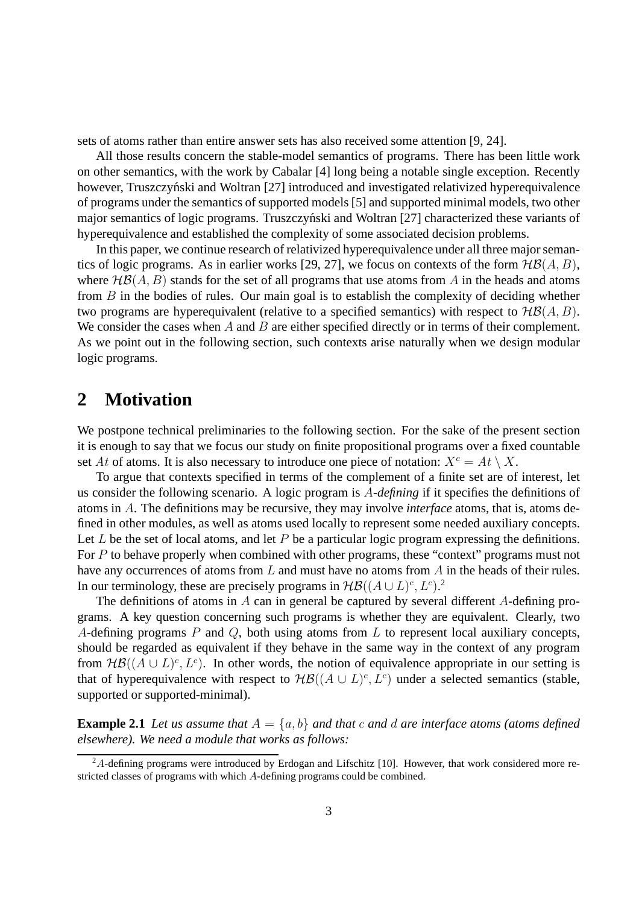sets of atoms rather than entire answer sets has also received some attention [9, 24].

All those results concern the stable-model semantics of programs. There has been little work on other semantics, with the work by Cabalar [4] long being a notable single exception. Recently however, Truszczyński and Woltran [27] introduced and investigated relativized hyperequivalence of programs under the semantics of supported models [5] and supported minimal models, two other major semantics of logic programs. Truszczyński and Woltran [27] characterized these variants of hyperequivalence and established the complexity of some associated decision problems.

In this paper, we continue research of relativized hyperequivalence under all three major semantics of logic programs. As in earlier works [29, 27], we focus on contexts of the form $\mathcal{HB}(A, B)$, where $\mathcal{HB}(A, B)$ stands for the set of all programs that use atoms from $A$ in the heads and atoms from $B$ in the bodies of rules. Our main goal is to establish the complexity of deciding whether two programs are hyperequivalent (relative to a specified semantics) with respect to $\mathcal{HB}(A, B)$. We consider the cases when $A$ and $B$ are either specified directly or in terms of their complement. As we point out in the following section, such contexts arise naturally when we design modular logic programs.

## 2 Motivation

We postpone technical preliminaries to the following section. For the sake of the present section it is enough to say that we focus our study on finite propositional programs over a fixed countable set $At$ of atoms. It is also necessary to introduce one piece of notation: $X^c = At \setminus X$.

To argue that contexts specified in terms of the complement of a finite set are of interest, let us consider the following scenario. A logic program is $A$-*defining* if it specifies the definitions of atoms in $A$. The definitions may be recursive, they may involve *interface* atoms, that is, atoms defined in other modules, as well as atoms used locally to represent some needed auxiliary concepts. Let $L$ be the set of local atoms, and let $P$ be a particular logic program expressing the definitions. For $P$ to behave properly when combined with other programs, these "context" programs must not have any occurrences of atoms from $L$ and must have no atoms from $A$ in the heads of their rules. In our terminology, these are precisely programs in $\mathcal{HB}((A \cup L)^c, L^c)$.[2]

The definitions of atoms in $A$ can in general be captured by several different $A$-defining programs. A key question concerning such programs is whether they are equivalent. Clearly, two $A$-defining programs $P$ and $Q$, both using atoms from $L$ to represent local auxiliary concepts, should be regarded as equivalent if they behave in the same way in the context of any program from $\mathcal{HB}((A \cup L)^c, L^c)$. In other words, the notion of equivalence appropriate in our setting is that of hyperequivalence with respect to $\mathcal{HB}((A \cup L)^c, L^c)$ under a selected semantics (stable, supported or supported-minimal).

**Example 2.1** *Let us assume that $A = \{a, b\}$ and that $c$ and $d$ are interface atoms (atoms defined elsewhere). We need a module that works as follows:*

[2] $A$-defining programs were introduced by Erdogan and Lifschitz [10]. However, that work considered more restricted classes of programs with which $A$-defining programs could be combined.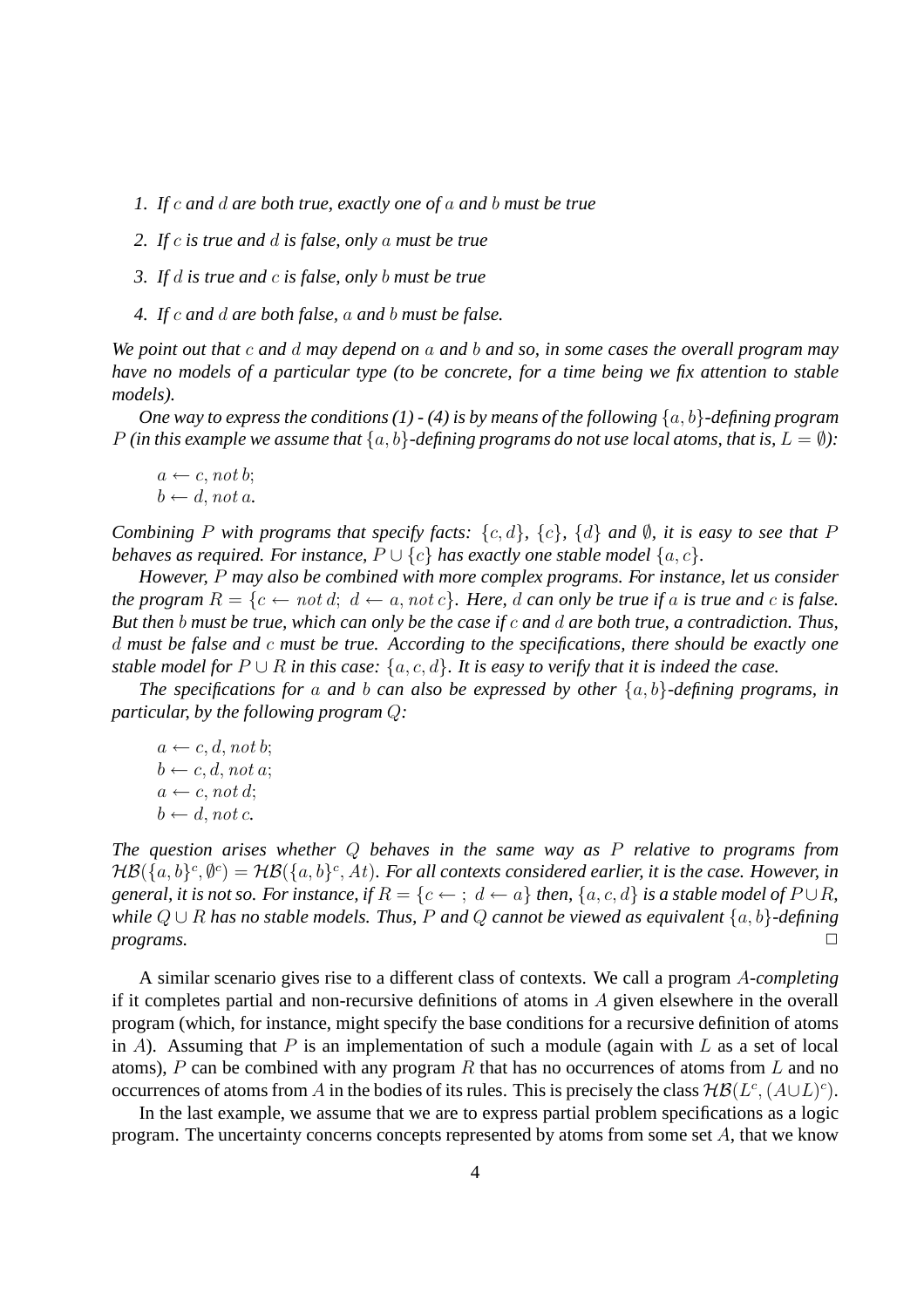1. *If $c$ and $d$ are both true, exactly one of $a$ and $b$ must be true*
2. *If $c$ is true and $d$ is false, only $a$ must be true*
3. *If $d$ is true and $c$ is false, only $b$ must be true*
4. *If $c$ and $d$ are both false, $a$ and $b$ must be false.*

*We point out that $c$ and $d$ may depend on $a$ and $b$ and so, in some cases the overall program may have no models of a particular type (to be concrete, for a time being we fix attention to stable models).*

*One way to express the conditions (1) - (4) is by means of the following $\{a, b\}$-defining program $P$ (in this example we assume that $\{a, b\}$-defining programs do not use local atoms, that is, $L = \emptyset$):*

$a \leftarrow c, not\, b;$
$b \leftarrow d, not\, a.$

*Combining $P$ with programs that specify facts: $\{c, d\}$, $\{c\}$, $\{d\}$ and $\emptyset$, it is easy to see that $P$ behaves as required. For instance, $P \cup \{c\}$ has exactly one stable model $\{a, c\}$.*

*However, $P$ may also be combined with more complex programs. For instance, let us consider the program $R = \{c \leftarrow not\, d;\ d \leftarrow a, not\, c\}$. Here, $d$ can only be true if $a$ is true and $c$ is false. But then $b$ must be true, which can only be the case if $c$ and $d$ are both true, a contradiction. Thus, $d$ must be false and $c$ must be true. According to the specifications, there should be exactly one stable model for $P \cup R$ in this case: $\{a, c, d\}$. It is easy to verify that it is indeed the case.*

*The specifications for $a$ and $b$ can also be expressed by other $\{a, b\}$-defining programs, in particular, by the following program $Q$:*

$a \leftarrow c, d, not\, b;$
$b \leftarrow c, d, not\, a;$
$a \leftarrow c, not\, d;$
$b \leftarrow d, not\, c.$

*The question arises whether $Q$ behaves in the same way as $P$ relative to programs from $\mathcal{HB}(\{a, b\}^c, \emptyset^c) = \mathcal{HB}(\{a, b\}^c, At)$. For all contexts considered earlier, it is the case. However, in general, it is not so. For instance, if $R = \{c \leftarrow\ ;\ d \leftarrow a\}$ then, $\{a, c, d\}$ is a stable model of $P \cup R$, while $Q \cup R$ has no stable models. Thus, $P$ and $Q$ cannot be viewed as equivalent $\{a, b\}$-defining programs.* □

A similar scenario gives rise to a different class of contexts. We call a program $A$-*completing* if it completes partial and non-recursive definitions of atoms in $A$ given elsewhere in the overall program (which, for instance, might specify the base conditions for a recursive definition of atoms in $A$). Assuming that $P$ is an implementation of such a module (again with $L$ as a set of local atoms), $P$ can be combined with any program $R$ that has no occurrences of atoms from $L$ and no occurrences of atoms from $A$ in the bodies of its rules. This is precisely the class $\mathcal{HB}(L^c, (A \cup L)^c)$.

In the last example, we assume that we are to express partial problem specifications as a logic program. The uncertainty concerns concepts represented by atoms from some set $A$, that we know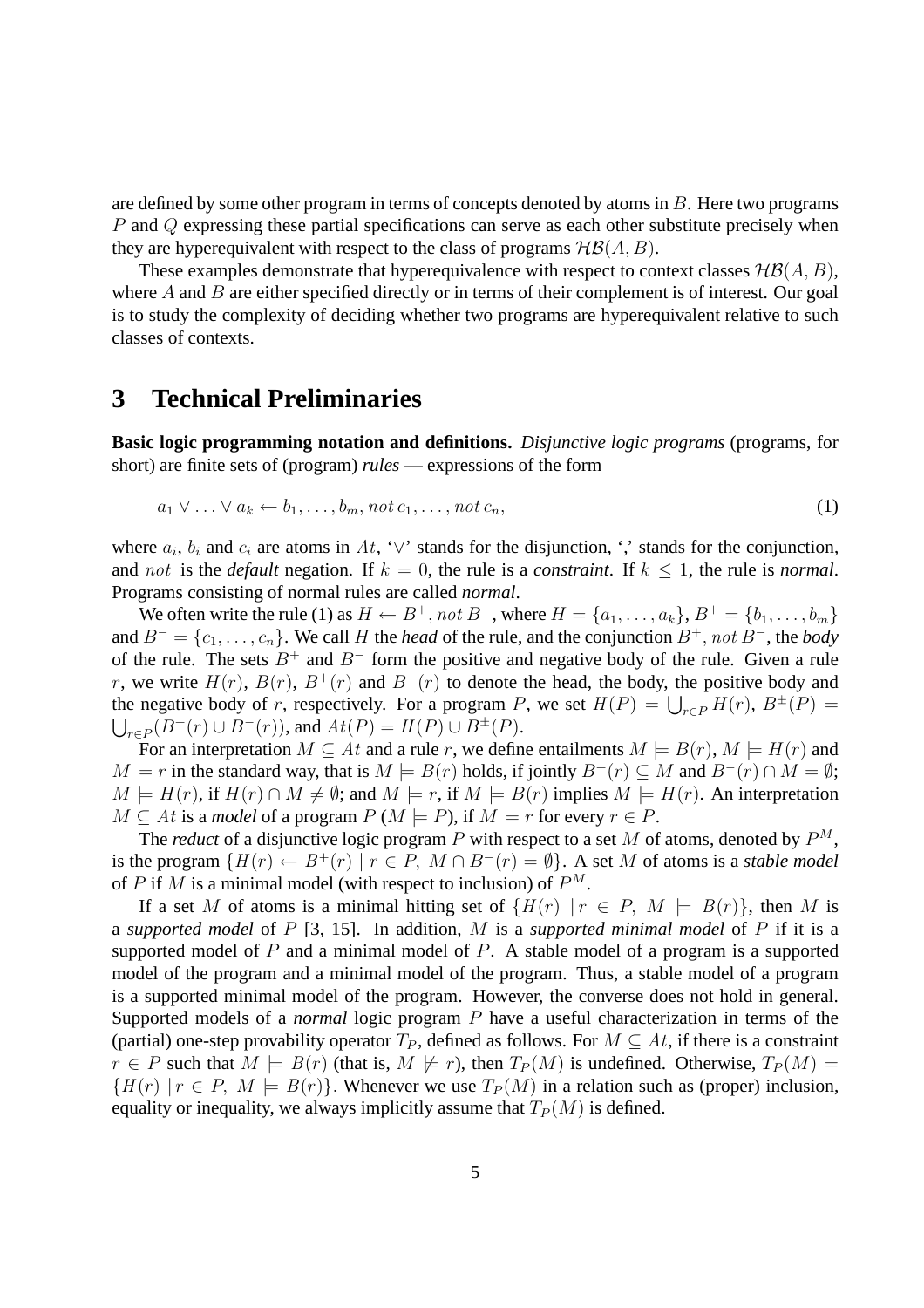are defined by some other program in terms of concepts denoted by atoms in $B$. Here two programs $P$ and $Q$ expressing these partial specifications can serve as each other substitute precisely when they are hyperequivalent with respect to the class of programs $\mathcal{HB}(A, B)$.

These examples demonstrate that hyperequivalence with respect to context classes $\mathcal{HB}(A, B)$, where $A$ and $B$ are either specified directly or in terms of their complement is of interest. Our goal is to study the complexity of deciding whether two programs are hyperequivalent relative to such classes of contexts.

# 3 Technical Preliminaries

**Basic logic programming notation and definitions.** *Disjunctive logic programs* (programs, for short) are finite sets of (program) *rules* — expressions of the form

$$a_1 \vee \ldots \vee a_k \leftarrow b_1, \ldots, b_m, not\, c_1, \ldots, not\, c_n, \tag{1}$$

where $a_i$, $b_i$ and $c_i$ are atoms in $At$, '$\vee$' stands for the disjunction, ',' stands for the conjunction, and $not$ is the *default* negation. If $k = 0$, the rule is a *constraint*. If $k \leq 1$, the rule is *normal*. Programs consisting of normal rules are called *normal*.

We often write the rule (1) as $H \leftarrow B^+, not\, B^-$, where $H = \{a_1, \ldots, a_k\}$, $B^+ = \{b_1, \ldots, b_m\}$ and $B^- = \{c_1, \ldots, c_n\}$. We call $H$ the *head* of the rule, and the conjunction $B^+, not\, B^-$, the *body* of the rule. The sets $B^+$ and $B^-$ form the positive and negative body of the rule. Given a rule $r$, we write $H(r)$, $B(r)$, $B^+(r)$ and $B^-(r)$ to denote the head, the body, the positive body and the negative body of $r$, respectively. For a program $P$, we set $H(P) = \bigcup_{r \in P} H(r)$, $B^\pm(P) = \bigcup_{r \in P}(B^+(r) \cup B^-(r))$, and $At(P) = H(P) \cup B^\pm(P)$.

For an interpretation $M \subseteq At$ and a rule $r$, we define entailments $M \models B(r)$, $M \models H(r)$ and $M \models r$ in the standard way, that is $M \models B(r)$ holds, if jointly $B^+(r) \subseteq M$ and $B^-(r) \cap M = \emptyset$; $M \models H(r)$, if $H(r) \cap M \neq \emptyset$; and $M \models r$, if $M \models B(r)$ implies $M \models H(r)$. An interpretation $M \subseteq At$ is a *model* of a program $P$ ($M \models P$), if $M \models r$ for every $r \in P$.

The *reduct* of a disjunctive logic program $P$ with respect to a set $M$ of atoms, denoted by $P^M$, is the program $\{H(r) \leftarrow B^+(r) \mid r \in P,\ M \cap B^-(r) = \emptyset\}$. A set $M$ of atoms is a *stable model* of $P$ if $M$ is a minimal model (with respect to inclusion) of $P^M$.

If a set $M$ of atoms is a minimal hitting set of $\{H(r) \mid r \in P,\ M \models B(r)\}$, then $M$ is a *supported model* of $P$ [3, 15]. In addition, $M$ is a *supported minimal model* of $P$ if it is a supported model of $P$ and a minimal model of $P$. A stable model of a program is a supported model of the program and a minimal model of the program. Thus, a stable model of a program is a supported minimal model of the program. However, the converse does not hold in general. Supported models of a *normal* logic program $P$ have a useful characterization in terms of the (partial) one-step provability operator $T_P$, defined as follows. For $M \subseteq At$, if there is a constraint $r \in P$ such that $M \models B(r)$ (that is, $M \not\models r$), then $T_P(M)$ is undefined. Otherwise, $T_P(M) = \{H(r) \mid r \in P,\ M \models B(r)\}$. Whenever we use $T_P(M)$ in a relation such as (proper) inclusion, equality or inequality, we always implicitly assume that $T_P(M)$ is defined.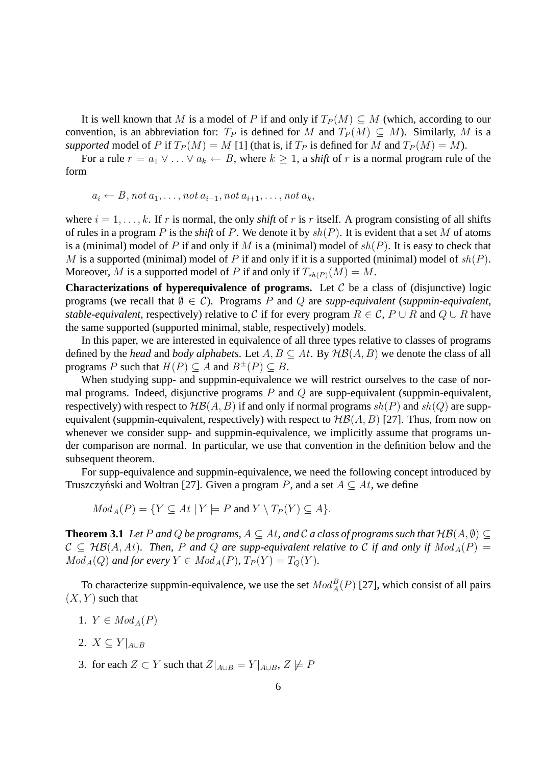It is well known that $M$ is a model of $P$ if and only if $T_P(M) \subseteq M$ (which, according to our convention, is an abbreviation for: $T_P$ is defined for $M$ and $T_P(M) \subseteq M$). Similarly, $M$ is a *supported* model of $P$ if $T_P(M) = M$ [1] (that is, if $T_P$ is defined for $M$ and $T_P(M) = M$).

For a rule $r = a_1 \vee \ldots \vee a_k \leftarrow B$, where $k \geq 1$, a *shift* of $r$ is a normal program rule of the form

$$a_i \leftarrow B, not\, a_1, \ldots, not\, a_{i-1}, not\, a_{i+1}, \ldots, not\, a_k,$$

where $i = 1, \ldots, k$. If $r$ is normal, the only *shift* of $r$ is $r$ itself. A program consisting of all shifts of rules in a program $P$ is the *shift* of $P$. We denote it by $sh(P)$. It is evident that a set $M$ of atoms is a (minimal) model of $P$ if and only if $M$ is a (minimal) model of $sh(P)$. It is easy to check that $M$ is a supported (minimal) model of $P$ if and only if it is a supported (minimal) model of $sh(P)$. Moreover, $M$ is a supported model of $P$ if and only if $T_{sh(P)}(M) = M$.

**Characterizations of hyperequivalence of programs.** Let $\mathcal{C}$ be a class of (disjunctive) logic programs (we recall that $\emptyset \in \mathcal{C}$). Programs $P$ and $Q$ are *supp-equivalent* (*suppmin-equivalent*, *stable-equivalent*, respectively) relative to $\mathcal{C}$ if for every program $R \in \mathcal{C}$, $P \cup R$ and $Q \cup R$ have the same supported (supported minimal, stable, respectively) models.

In this paper, we are interested in equivalence of all three types relative to classes of programs defined by the *head* and *body alphabets*. Let $A, B \subseteq At$. By $\mathcal{HB}(A, B)$ we denote the class of all programs $P$ such that $H(P) \subseteq A$ and $B^{\pm}(P) \subseteq B$.

When studying supp- and suppmin-equivalence we will restrict ourselves to the case of normal programs. Indeed, disjunctive programs $P$ and $Q$ are supp-equivalent (suppmin-equivalent, respectively) with respect to $\mathcal{HB}(A, B)$ if and only if normal programs $sh(P)$ and $sh(Q)$ are supp-equivalent (suppmin-equivalent, respectively) with respect to $\mathcal{HB}(A, B)$ [27]. Thus, from now on whenever we consider supp- and suppmin-equivalence, we implicitly assume that programs under comparison are normal. In particular, we use that convention in the definition below and the subsequent theorem.

For supp-equivalence and suppmin-equivalence, we need the following concept introduced by Truszczyński and Woltran [27]. Given a program $P$, and a set $A \subseteq At$, we define

$$Mod_A(P) = \{Y \subseteq At \mid Y \models P \text{ and } Y \setminus T_P(Y) \subseteq A\}.$$

**Theorem 3.1** *Let $P$ and $Q$ be programs, $A \subseteq At$, and $\mathcal{C}$ a class of programs such that $\mathcal{HB}(A, \emptyset) \subseteq \mathcal{C} \subseteq \mathcal{HB}(A, At)$. Then, $P$ and $Q$ are supp-equivalent relative to $\mathcal{C}$ if and only if $Mod_A(P) = Mod_A(Q)$ and for every $Y \in Mod_A(P)$, $T_P(Y) = T_Q(Y)$.*

To characterize suppmin-equivalence, we use the set $Mod^B_A(P)$ [27], which consist of all pairs $(X, Y)$ such that

1. $Y \in Mod_A(P)$
2. $X \subseteq Y|_{A \cup B}$
3. for each $Z \subset Y$ such that $Z|_{A \cup B} = Y|_{A \cup B}$, $Z \not\models P$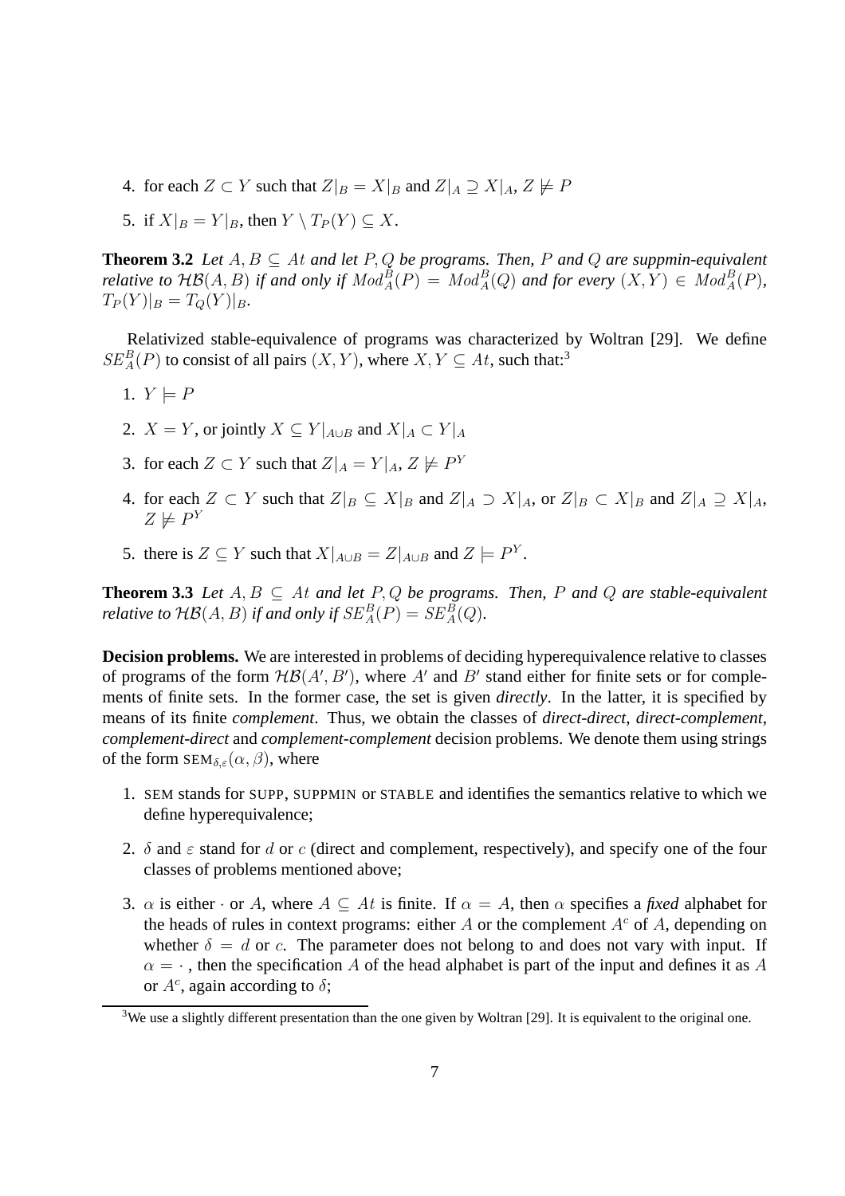4. for each $Z \subset Y$ such that $Z|_B = X|_B$ and $Z|_A \supseteq X|_A$, $Z \not\models P$

5. if $X|_B = Y|_B$, then $Y \setminus T_P(Y) \subseteq X$.

**Theorem 3.2** *Let $A, B \subseteq At$ and let $P, Q$ be programs. Then, $P$ and $Q$ are suppmin-equivalent relative to $\mathcal{HB}(A, B)$ if and only if $Mod_A^B(P) = Mod_A^B(Q)$ and for every $(X, Y) \in Mod_A^B(P)$, $T_P(Y)|_B = T_Q(Y)|_B$.*

Relativized stable-equivalence of programs was characterized by Woltran [29]. We define $SE_A^B(P)$ to consist of all pairs $(X, Y)$, where $X, Y \subseteq At$, such that:[3]

1. $Y \models P$

2. $X = Y$, or jointly $X \subseteq Y|_{A \cup B}$ and $X|_A \subset Y|_A$

3. for each $Z \subset Y$ such that $Z|_A = Y|_A$, $Z \not\models P^Y$

4. for each $Z \subset Y$ such that $Z|_B \subseteq X|_B$ and $Z|_A \supset X|_A$, or $Z|_B \subset X|_B$ and $Z|_A \supseteq X|_A$, $Z \not\models P^Y$

5. there is $Z \subseteq Y$ such that $X|_{A \cup B} = Z|_{A \cup B}$ and $Z \models P^Y$.

**Theorem 3.3** *Let $A, B \subseteq At$ and let $P, Q$ be programs. Then, $P$ and $Q$ are stable-equivalent relative to $\mathcal{HB}(A, B)$ if and only if $SE_A^B(P) = SE_A^B(Q)$.*

**Decision problems.** We are interested in problems of deciding hyperequivalence relative to classes of programs of the form $\mathcal{HB}(A', B')$, where $A'$ and $B'$ stand either for finite sets or for complements of finite sets. In the former case, the set is given *directly*. In the latter, it is specified by means of its finite *complement*. Thus, we obtain the classes of *direct-direct*, *direct-complement*, *complement-direct* and *complement-complement* decision problems. We denote them using strings of the form $\text{SEM}_{\delta,\varepsilon}(\alpha, \beta)$, where

1. SEM stands for SUPP, SUPPMIN or STABLE and identifies the semantics relative to which we define hyperequivalence;

2. $\delta$ and $\varepsilon$ stand for $d$ or $c$ (direct and complement, respectively), and specify one of the four classes of problems mentioned above;

3. $\alpha$ is either $\cdot$ or $A$, where $A \subseteq At$ is finite. If $\alpha = A$, then $\alpha$ specifies a *fixed* alphabet for the heads of rules in context programs: either $A$ or the complement $A^c$ of $A$, depending on whether $\delta = d$ or $c$. The parameter does not belong to and does not vary with input. If $\alpha = \cdot$ , then the specification $A$ of the head alphabet is part of the input and defines it as $A$ or $A^c$, again according to $\delta$;

[3]We use a slightly different presentation than the one given by Woltran [29]. It is equivalent to the original one.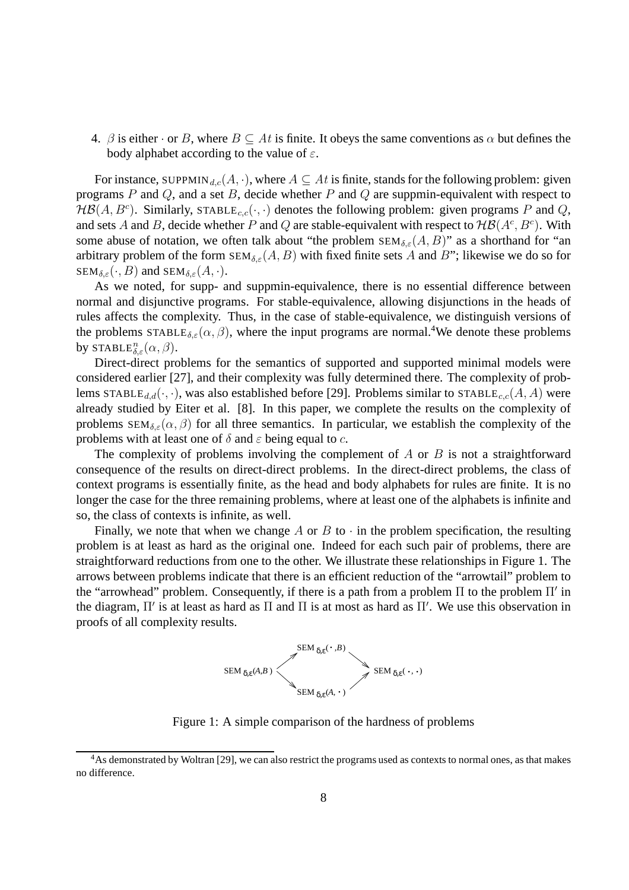4. $\beta$ is either $\cdot$ or $B$, where $B \subseteq At$ is finite. It obeys the same conventions as $\alpha$ but defines the body alphabet according to the value of $\varepsilon$.

For instance, $\text{SUPPMIN}_{d,c}(A, \cdot)$, where $A \subseteq At$ is finite, stands for the following problem: given programs $P$ and $Q$, and a set $B$, decide whether $P$ and $Q$ are suppmin-equivalent with respect to $\mathcal{HB}(A, B^c)$. Similarly, $\text{STABLE}_{c,c}(\cdot, \cdot)$ denotes the following problem: given programs $P$ and $Q$, and sets $A$ and $B$, decide whether $P$ and $Q$ are stable-equivalent with respect to $\mathcal{HB}(A^c, B^c)$. With some abuse of notation, we often talk about "the problem $\text{SEM}_{\delta,\varepsilon}(A, B)$" as a shorthand for "an arbitrary problem of the form $\text{SEM}_{\delta,\varepsilon}(A, B)$ with fixed finite sets $A$ and $B$"; likewise we do so for $\text{SEM}_{\delta,\varepsilon}(\cdot, B)$ and $\text{SEM}_{\delta,\varepsilon}(A, \cdot)$.

As we noted, for supp- and suppmin-equivalence, there is no essential difference between normal and disjunctive programs. For stable-equivalence, allowing disjunctions in the heads of rules affects the complexity. Thus, in the case of stable-equivalence, we distinguish versions of the problems $\text{STABLE}_{\delta,\varepsilon}(\alpha, \beta)$, where the input programs are normal.[4] We denote these problems by $\text{STABLE}^{n}_{\delta,\varepsilon}(\alpha, \beta)$.

Direct-direct problems for the semantics of supported and supported minimal models were considered earlier [27], and their complexity was fully determined there. The complexity of problems $\text{STABLE}_{d,d}(\cdot, \cdot)$, was also established before [29]. Problems similar to $\text{STABLE}_{c,c}(A, A)$ were already studied by Eiter et al. [8]. In this paper, we complete the results on the complexity of problems $\text{SEM}_{\delta,\varepsilon}(\alpha, \beta)$ for all three semantics. In particular, we establish the complexity of the problems with at least one of $\delta$ and $\varepsilon$ being equal to $c$.

The complexity of problems involving the complement of $A$ or $B$ is not a straightforward consequence of the results on direct-direct problems. In the direct-direct problems, the class of context programs is essentially finite, as the head and body alphabets for rules are finite. It is no longer the case for the three remaining problems, where at least one of the alphabets is infinite and so, the class of contexts is infinite, as well.

Finally, we note that when we change $A$ or $B$ to $\cdot$ in the problem specification, the resulting problem is at least as hard as the original one. Indeed for each such pair of problems, there are straightforward reductions from one to the other. We illustrate these relationships in Figure 1. The arrows between problems indicate that there is an efficient reduction of the "arrowtail" problem to the "arrowhead" problem. Consequently, if there is a path from a problem $\Pi$ to the problem $\Pi'$ in the diagram, $\Pi'$ is at least as hard as $\Pi$ and $\Pi$ is at most as hard as $\Pi'$. We use this observation in proofs of all complexity results.

$$\text{SEM}_{\delta,\varepsilon}(A,B) \to \text{SEM}_{\delta,\varepsilon}(\cdot,B) \to \text{SEM}_{\delta,\varepsilon}(\cdot,\cdot)$$
$$\text{SEM}_{\delta,\varepsilon}(A,B) \to \text{SEM}_{\delta,\varepsilon}(A,\cdot) \to \text{SEM}_{\delta,\varepsilon}(\cdot,\cdot)$$

Figure 1: A simple comparison of the hardness of problems

[4] As demonstrated by Woltran [29], we can also restrict the programs used as contexts to normal ones, as that makes no difference.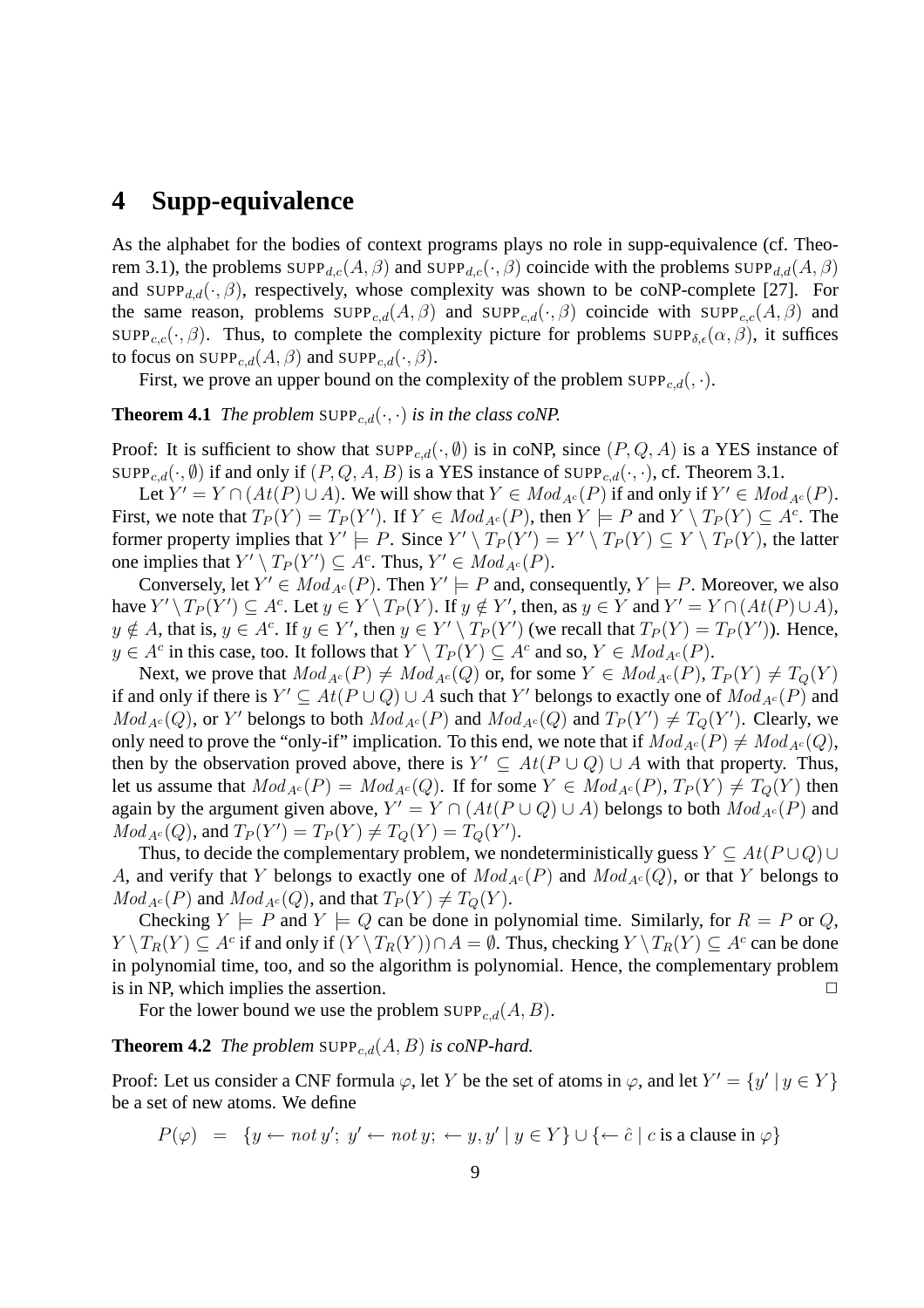## 4 Supp-equivalence

As the alphabet for the bodies of context programs plays no role in supp-equivalence (cf. Theorem 3.1), the problems $\mathrm{SUPP}_{d,c}(A,\beta)$ and $\mathrm{SUPP}_{d,c}(\cdot,\beta)$ coincide with the problems $\mathrm{SUPP}_{d,d}(A,\beta)$ and $\mathrm{SUPP}_{d,d}(\cdot,\beta)$, respectively, whose complexity was shown to be coNP-complete [27]. For the same reason, problems $\mathrm{SUPP}_{c,d}(A,\beta)$ and $\mathrm{SUPP}_{c,d}(\cdot,\beta)$ coincide with $\mathrm{SUPP}_{c,c}(A,\beta)$ and $\mathrm{SUPP}_{c,c}(\cdot,\beta)$. Thus, to complete the complexity picture for problems $\mathrm{SUPP}_{\delta,\epsilon}(\alpha,\beta)$, it suffices to focus on $\mathrm{SUPP}_{c,d}(A,\beta)$ and $\mathrm{SUPP}_{c,d}(\cdot,\beta)$.

First, we prove an upper bound on the complexity of the problem $\mathrm{SUPP}_{c,d}(,\cdot)$.

**Theorem 4.1** *The problem $\mathrm{SUPP}_{c,d}(\cdot,\cdot)$ is in the class coNP.*

Proof: It is sufficient to show that $\mathrm{SUPP}_{c,d}(\cdot,\emptyset)$ is in coNP, since $(P,Q,A)$ is a YES instance of $\mathrm{SUPP}_{c,d}(\cdot,\emptyset)$ if and only if $(P,Q,A,B)$ is a YES instance of $\mathrm{SUPP}_{c,d}(\cdot,\cdot)$, cf. Theorem 3.1.

Let $Y' = Y \cap (At(P) \cup A)$. We will show that $Y \in Mod_{A^c}(P)$ if and only if $Y' \in Mod_{A^c}(P)$. First, we note that $T_P(Y) = T_P(Y')$. If $Y \in Mod_{A^c}(P)$, then $Y \models P$ and $Y \setminus T_P(Y) \subseteq A^c$. The former property implies that $Y' \models P$. Since $Y' \setminus T_P(Y') = Y' \setminus T_P(Y) \subseteq Y \setminus T_P(Y)$, the latter one implies that $Y' \setminus T_P(Y') \subseteq A^c$. Thus, $Y' \in Mod_{A^c}(P)$.

Conversely, let $Y' \in Mod_{A^c}(P)$. Then $Y' \models P$ and, consequently, $Y \models P$. Moreover, we also have $Y' \setminus T_P(Y') \subseteq A^c$. Let $y \in Y \setminus T_P(Y)$. If $y \notin Y'$, then, as $y \in Y$ and $Y' = Y \cap (At(P) \cup A)$, $y \notin A$, that is, $y \in A^c$. If $y \in Y'$, then $y \in Y' \setminus T_P(Y')$ (we recall that $T_P(Y) = T_P(Y')$). Hence, $y \in A^c$ in this case, too. It follows that $Y \setminus T_P(Y) \subseteq A^c$ and so, $Y \in Mod_{A^c}(P)$.

Next, we prove that $Mod_{A^c}(P) \neq Mod_{A^c}(Q)$ or, for some $Y \in Mod_{A^c}(P)$, $T_P(Y) \neq T_Q(Y)$ if and only if there is $Y' \subseteq At(P \cup Q) \cup A$ such that $Y'$ belongs to exactly one of $Mod_{A^c}(P)$ and $Mod_{A^c}(Q)$, or $Y'$ belongs to both $Mod_{A^c}(P)$ and $Mod_{A^c}(Q)$ and $T_P(Y') \neq T_Q(Y')$. Clearly, we only need to prove the "only-if" implication. To this end, we note that if $Mod_{A^c}(P) \neq Mod_{A^c}(Q)$, then by the observation proved above, there is $Y' \subseteq At(P \cup Q) \cup A$ with that property. Thus, let us assume that $Mod_{A^c}(P) = Mod_{A^c}(Q)$. If for some $Y \in Mod_{A^c}(P)$, $T_P(Y) \neq T_Q(Y)$ then again by the argument given above, $Y' = Y \cap (At(P \cup Q) \cup A)$ belongs to both $Mod_{A^c}(P)$ and $Mod_{A^c}(Q)$, and $T_P(Y') = T_P(Y) \neq T_Q(Y) = T_Q(Y')$.

Thus, to decide the complementary problem, we nondeterministically guess $Y \subseteq At(P \cup Q) \cup A$, and verify that $Y$ belongs to exactly one of $Mod_{A^c}(P)$ and $Mod_{A^c}(Q)$, or that $Y$ belongs to $Mod_{A^c}(P)$ and $Mod_{A^c}(Q)$, and that $T_P(Y) \neq T_Q(Y)$.

Checking $Y \models P$ and $Y \models Q$ can be done in polynomial time. Similarly, for $R = P$ or $Q$, $Y \setminus T_R(Y) \subseteq A^c$ if and only if $(Y \setminus T_R(Y)) \cap A = \emptyset$. Thus, checking $Y \setminus T_R(Y) \subseteq A^c$ can be done in polynomial time, too, and so the algorithm is polynomial. Hence, the complementary problem is in NP, which implies the assertion. $\Box$

For the lower bound we use the problem $\mathrm{SUPP}_{c,d}(A,B)$.

**Theorem 4.2** *The problem $\mathrm{SUPP}_{c,d}(A,B)$ is coNP-hard.*

Proof: Let us consider a CNF formula $\varphi$, let $Y$ be the set of atoms in $\varphi$, and let $Y' = \{y' \mid y \in Y\}$ be a set of new atoms. We define

$$P(\varphi) \;=\; \{y \leftarrow not\, y';\; y' \leftarrow not\, y;\; \leftarrow y, y' \mid y \in Y\} \cup \{\leftarrow \hat{c} \mid c \text{ is a clause in } \varphi\}$$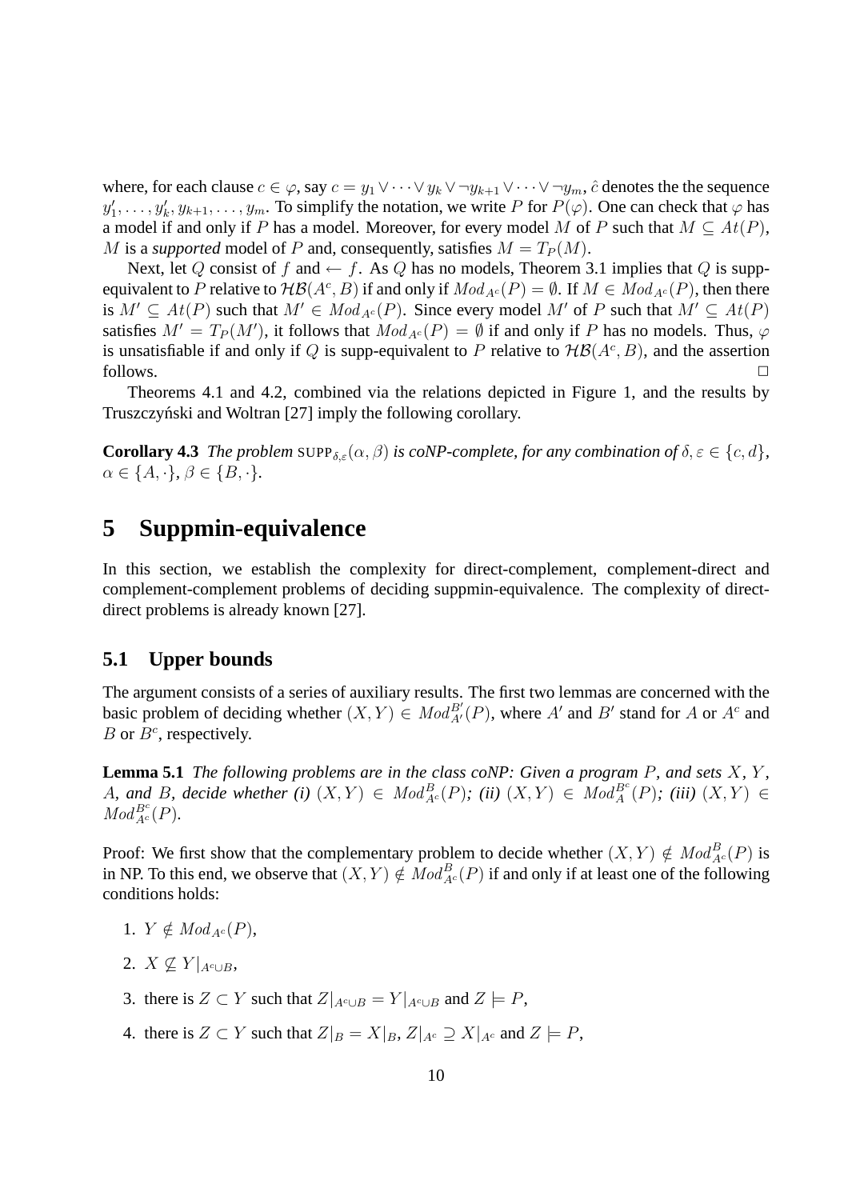where, for each clause $c \in \varphi$, say $c = y_1 \vee \cdots \vee y_k \vee \neg y_{k+1} \vee \cdots \vee \neg y_m$, $\hat{c}$ denotes the the sequence $y'_1, \ldots, y'_k, y_{k+1}, \ldots, y_m$. To simplify the notation, we write $P$ for $P(\varphi)$. One can check that $\varphi$ has a model if and only if $P$ has a model. Moreover, for every model $M$ of $P$ such that $M \subseteq At(P)$, $M$ is a *supported* model of $P$ and, consequently, satisfies $M = T_P(M)$.

Next, let $Q$ consist of $f$ and $\leftarrow f$. As $Q$ has no models, Theorem 3.1 implies that $Q$ is supp-equivalent to $P$ relative to $\mathcal{HB}(A^c, B)$ if and only if $Mod_{A^c}(P) = \emptyset$. If $M \in Mod_{A^c}(P)$, then there is $M' \subseteq At(P)$ such that $M' \in Mod_{A^c}(P)$. Since every model $M'$ of $P$ such that $M' \subseteq At(P)$ satisfies $M' = T_P(M')$, it follows that $Mod_{A^c}(P) = \emptyset$ if and only if $P$ has no models. Thus, $\varphi$ is unsatisfiable if and only if $Q$ is supp-equivalent to $P$ relative to $\mathcal{HB}(A^c, B)$, and the assertion follows. □

Theorems 4.1 and 4.2, combined via the relations depicted in Figure 1, and the results by Truszczyński and Woltran [27] imply the following corollary.

**Corollary 4.3** *The problem* $\text{SUPP}_{\delta,\varepsilon}(\alpha, \beta)$ *is coNP-complete, for any combination of* $\delta, \varepsilon \in \{c, d\}$, $\alpha \in \{A, \cdot\}$, $\beta \in \{B, \cdot\}$.

# 5 Suppmin-equivalence

In this section, we establish the complexity for direct-complement, complement-direct and complement-complement problems of deciding suppmin-equivalence. The complexity of direct-direct problems is already known [27].

## 5.1 Upper bounds

The argument consists of a series of auxiliary results. The first two lemmas are concerned with the basic problem of deciding whether $(X, Y) \in Mod_{A'}^{B'}(P)$, where $A'$ and $B'$ stand for $A$ or $A^c$ and $B$ or $B^c$, respectively.

**Lemma 5.1** *The following problems are in the class coNP: Given a program* $P$, *and sets* $X$, $Y$, $A$, *and* $B$, *decide whether (i)* $(X, Y) \in Mod_{A^c}^{B}(P)$; *(ii)* $(X, Y) \in Mod_{A}^{B^c}(P)$; *(iii)* $(X, Y) \in Mod_{A^c}^{B^c}(P)$.

Proof: We first show that the complementary problem to decide whether $(X, Y) \notin Mod_{A^c}^{B}(P)$ is in NP. To this end, we observe that $(X, Y) \notin Mod_{A^c}^{B}(P)$ if and only if at least one of the following conditions holds:

1. $Y \notin Mod_{A^c}(P)$,
2. $X \not\subseteq Y|_{A^c \cup B}$,
3. there is $Z \subset Y$ such that $Z|_{A^c \cup B} = Y|_{A^c \cup B}$ and $Z \models P$,
4. there is $Z \subset Y$ such that $Z|_B = X|_B$, $Z|_{A^c} \supseteq X|_{A^c}$ and $Z \models P$,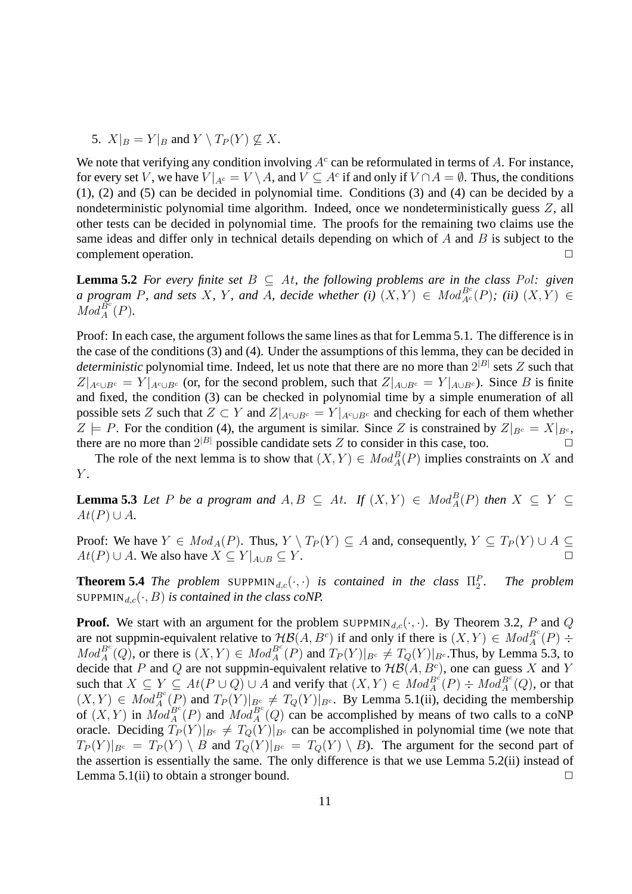5. $X|_B = Y|_B$ and $Y \setminus T_P(Y) \not\subseteq X$.

We note that verifying any condition involving $A^c$ can be reformulated in terms of $A$. For instance, for every set $V$, we have $V|_{A^c} = V \setminus A$, and $V \subseteq A^c$ if and only if $V \cap A = \emptyset$. Thus, the conditions (1), (2) and (5) can be decided in polynomial time. Conditions (3) and (4) can be decided by a nondeterministic polynomial time algorithm. Indeed, once we nondeterministically guess $Z$, all other tests can be decided in polynomial time. The proofs for the remaining two claims use the same ideas and differ only in technical details depending on which of $A$ and $B$ is subject to the complement operation. □

**Lemma 5.2** *For every finite set $B \subseteq At$, the following problems are in the class $Pol$: given a program $P$, and sets $X$, $Y$, and $A$, decide whether (i) $(X,Y) \in Mod^{B^c}_{A^c}(P)$; (ii) $(X,Y) \in Mod^{B^c}_{A}(P)$.*

Proof: In each case, the argument follows the same lines as that for Lemma 5.1. The difference is in the case of the conditions (3) and (4). Under the assumptions of this lemma, they can be decided in *deterministic* polynomial time. Indeed, let us note that there are no more than $2^{|B|}$ sets $Z$ such that $Z|_{A^c \cup B^c} = Y|_{A^c \cup B^c}$ (or, for the second problem, such that $Z|_{A \cup B^c} = Y|_{A \cup B^c}$). Since $B$ is finite and fixed, the condition (3) can be checked in polynomial time by a simple enumeration of all possible sets $Z$ such that $Z \subset Y$ and $Z|_{A^c \cup B^c} = Y|_{A^c \cup B^c}$ and checking for each of them whether $Z \models P$. For the condition (4), the argument is similar. Since $Z$ is constrained by $Z|_{B^c} = X|_{B^c}$, there are no more than $2^{|B|}$ possible candidate sets $Z$ to consider in this case, too. □

The role of the next lemma is to show that $(X,Y) \in Mod^{B}_{A}(P)$ implies constraints on $X$ and $Y$.

**Lemma 5.3** *Let $P$ be a program and $A, B \subseteq At$. If $(X,Y) \in Mod^{B}_{A}(P)$ then $X \subseteq Y \subseteq At(P) \cup A$.*

Proof: We have $Y \in Mod_A(P)$. Thus, $Y \setminus T_P(Y) \subseteq A$ and, consequently, $Y \subseteq T_P(Y) \cup A \subseteq At(P) \cup A$. We also have $X \subseteq Y|_{A \cup B} \subseteq Y$. □

**Theorem 5.4** *The problem* SUPPMIN$_{d,c}(\cdot,\cdot)$ *is contained in the class $\Pi^P_2$. The problem* SUPPMIN$_{d,c}(\cdot, B)$ *is contained in the class coNP.*

**Proof.** We start with an argument for the problem SUPPMIN$_{d,c}(\cdot,\cdot)$. By Theorem 3.2, $P$ and $Q$ are not suppmin-equivalent relative to $\mathcal{HB}(A, B^c)$ if and only if there is $(X,Y) \in Mod^{B^c}_{A}(P) \div Mod^{B^c}_{A}(Q)$, or there is $(X,Y) \in Mod^{B^c}_{A}(P)$ and $T_P(Y)|_{B^c} \neq T_Q(Y)|_{B^c}$. Thus, by Lemma 5.3, to decide that $P$ and $Q$ are not suppmin-equivalent relative to $\mathcal{HB}(A, B^c)$, one can guess $X$ and $Y$ such that $X \subseteq Y \subseteq At(P \cup Q) \cup A$ and verify that $(X,Y) \in Mod^{B^c}_{A}(P) \div Mod^{B^c}_{A}(Q)$, or that $(X,Y) \in Mod^{B^c}_{A}(P)$ and $T_P(Y)|_{B^c} \neq T_Q(Y)|_{B^c}$. By Lemma 5.1(ii), deciding the membership of $(X,Y)$ in $Mod^{B^c}_{A}(P)$ and $Mod^{B^c}_{A}(Q)$ can be accomplished by means of two calls to a coNP oracle. Deciding $T_P(Y)|_{B^c} \neq T_Q(Y)|_{B^c}$ can be accomplished in polynomial time (we note that $T_P(Y)|_{B^c} = T_P(Y) \setminus B$ and $T_Q(Y)|_{B^c} = T_Q(Y) \setminus B$). The argument for the second part of the assertion is essentially the same. The only difference is that we use Lemma 5.2(ii) instead of Lemma 5.1(ii) to obtain a stronger bound. □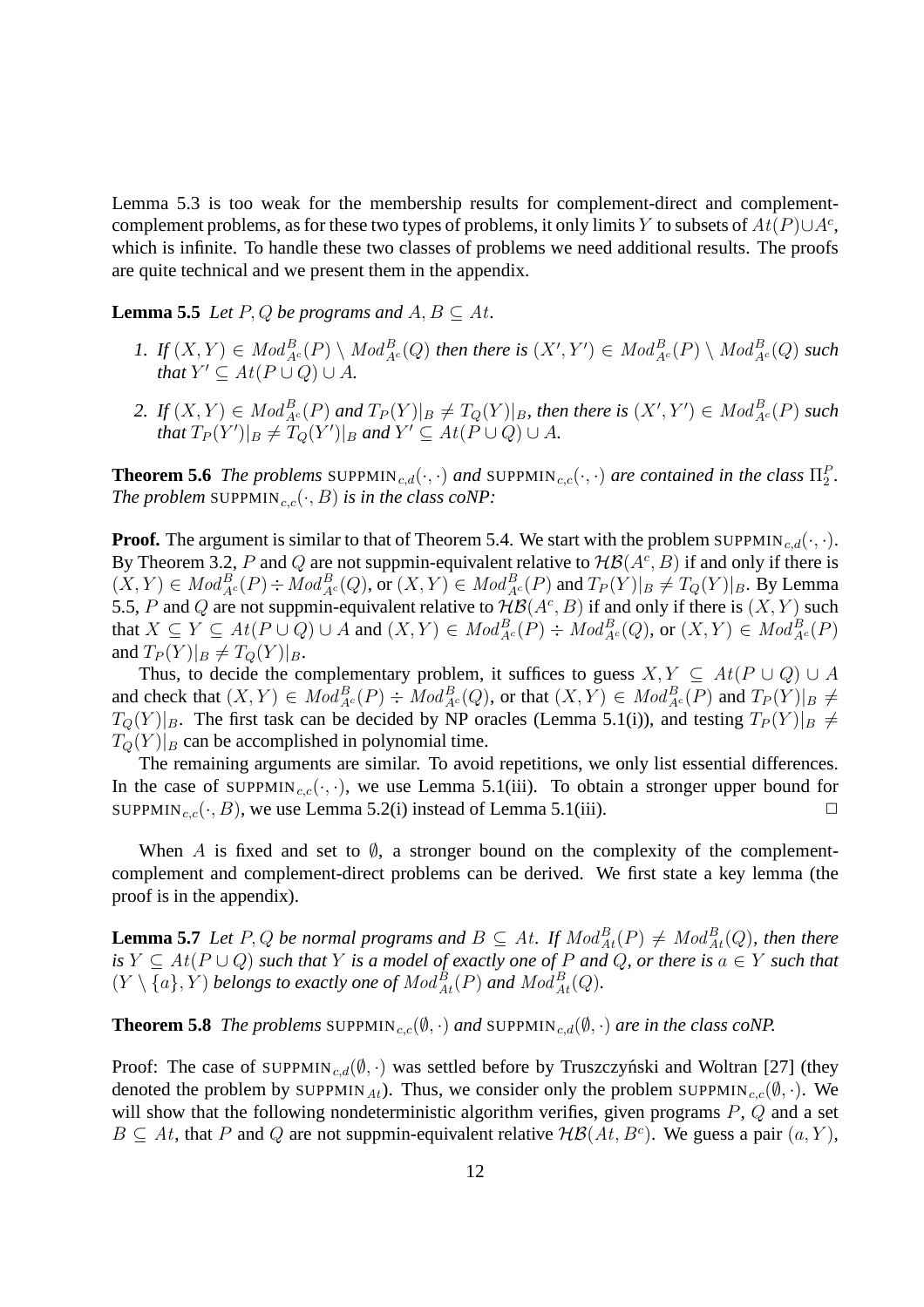Lemma 5.3 is too weak for the membership results for complement-direct and complement-complement problems, as for these two types of problems, it only limits $Y$ to subsets of $At(P) \cup A^c$, which is infinite. To handle these two classes of problems we need additional results. The proofs are quite technical and we present them in the appendix.

**Lemma 5.5** *Let $P, Q$ be programs and $A, B \subseteq At$.*

1. *If $(X, Y) \in Mod^B_{A^c}(P) \setminus Mod^B_{A^c}(Q)$ then there is $(X', Y') \in Mod^B_{A^c}(P) \setminus Mod^B_{A^c}(Q)$ such that $Y' \subseteq At(P \cup Q) \cup A$.*
2. *If $(X, Y) \in Mod^B_{A^c}(P)$ and $T_P(Y)|_B \neq T_Q(Y)|_B$, then there is $(X', Y') \in Mod^B_{A^c}(P)$ such that $T_P(Y')|_B \neq T_Q(Y')|_B$ and $Y' \subseteq At(P \cup Q) \cup A$.*

**Theorem 5.6** *The problems* SUPPMIN$_{c,d}(\cdot,\cdot)$ *and* SUPPMIN$_{c,c}(\cdot,\cdot)$ *are contained in the class $\Pi^P_2$. The problem* SUPPMIN$_{c,c}(\cdot, B)$ *is in the class coNP:*

**Proof.** The argument is similar to that of Theorem 5.4. We start with the problem SUPPMIN$_{c,d}(\cdot,\cdot)$. By Theorem 3.2, $P$ and $Q$ are not suppmin-equivalent relative to $\mathcal{HB}(A^c, B)$ if and only if there is $(X, Y) \in Mod^B_{A^c}(P) \div Mod^B_{A^c}(Q)$, or $(X, Y) \in Mod^B_{A^c}(P)$ and $T_P(Y)|_B \neq T_Q(Y)|_B$. By Lemma 5.5, $P$ and $Q$ are not suppmin-equivalent relative to $\mathcal{HB}(A^c, B)$ if and only if there is $(X, Y)$ such that $X \subseteq Y \subseteq At(P \cup Q) \cup A$ and $(X, Y) \in Mod^B_{A^c}(P) \div Mod^B_{A^c}(Q)$, or $(X, Y) \in Mod^B_{A^c}(P)$ and $T_P(Y)|_B \neq T_Q(Y)|_B$.

Thus, to decide the complementary problem, it suffices to guess $X, Y \subseteq At(P \cup Q) \cup A$ and check that $(X, Y) \in Mod^B_{A^c}(P) \div Mod^B_{A^c}(Q)$, or that $(X, Y) \in Mod^B_{A^c}(P)$ and $T_P(Y)|_B \neq T_Q(Y)|_B$. The first task can be decided by NP oracles (Lemma 5.1(i)), and testing $T_P(Y)|_B \neq T_Q(Y)|_B$ can be accomplished in polynomial time.

The remaining arguments are similar. To avoid repetitions, we only list essential differences. In the case of SUPPMIN$_{c,c}(\cdot,\cdot)$, we use Lemma 5.1(iii). To obtain a stronger upper bound for SUPPMIN$_{c,c}(\cdot, B)$, we use Lemma 5.2(i) instead of Lemma 5.1(iii). $\Box$

When $A$ is fixed and set to $\emptyset$, a stronger bound on the complexity of the complement-complement and complement-direct problems can be derived. We first state a key lemma (the proof is in the appendix).

**Lemma 5.7** *Let $P, Q$ be normal programs and $B \subseteq At$. If $Mod^B_{At}(P) \neq Mod^B_{At}(Q)$, then there is $Y \subseteq At(P \cup Q)$ such that $Y$ is a model of exactly one of $P$ and $Q$, or there is $a \in Y$ such that $(Y \setminus \{a\}, Y)$ belongs to exactly one of $Mod^B_{At}(P)$ and $Mod^B_{At}(Q)$.*

**Theorem 5.8** *The problems* SUPPMIN$_{c,c}(\emptyset,\cdot)$ *and* SUPPMIN$_{c,d}(\emptyset,\cdot)$ *are in the class coNP.*

Proof: The case of SUPPMIN$_{c,d}(\emptyset,\cdot)$ was settled before by Truszczyński and Woltran [27] (they denoted the problem by SUPPMIN$_{At}$). Thus, we consider only the problem SUPPMIN$_{c,c}(\emptyset,\cdot)$. We will show that the following nondeterministic algorithm verifies, given programs $P$, $Q$ and a set $B \subseteq At$, that $P$ and $Q$ are not suppmin-equivalent relative $\mathcal{HB}(At, B^c)$. We guess a pair $(a, Y)$,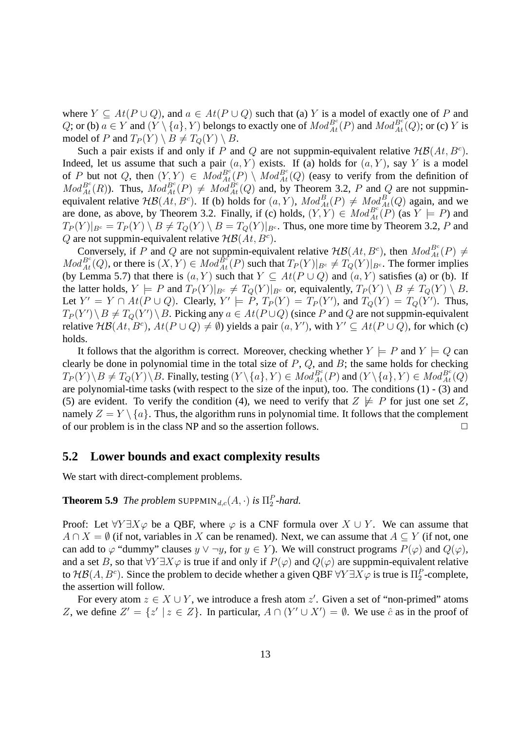where $Y \subseteq At(P \cup Q)$, and $a \in At(P \cup Q)$ such that (a) $Y$ is a model of exactly one of $P$ and $Q$; or (b) $a \in Y$ and $(Y \setminus \{a\}, Y)$ belongs to exactly one of $Mod^{B^c}_{At}(P)$ and $Mod^{B^c}_{At}(Q)$; or (c) $Y$ is model of $P$ and $T_P(Y) \setminus B \neq T_Q(Y) \setminus B$.

Such a pair exists if and only if $P$ and $Q$ are not suppmin-equivalent relative $\mathcal{HB}(At, B^c)$. Indeed, let us assume that such a pair $(a, Y)$ exists. If (a) holds for $(a, Y)$, say $Y$ is a model of $P$ but not $Q$, then $(Y, Y) \in Mod^{B^c}_{At}(P) \setminus Mod^{B^c}_{At}(Q)$ (easy to verify from the definition of $Mod^{B^c}_{At}(R)$). Thus, $Mod^{B^c}_{At}(P) \neq Mod^{B^c}_{At}(Q)$ and, by Theorem 3.2, $P$ and $Q$ are not suppmin-equivalent relative $\mathcal{HB}(At, B^c)$. If (b) holds for $(a, Y)$, $Mod^{B}_{At}(P) \neq Mod^{B}_{At}(Q)$ again, and we are done, as above, by Theorem 3.2. Finally, if (c) holds, $(Y, Y) \in Mod^{B^c}_{At}(P)$ (as $Y \models P$) and $T_P(Y)|_{B^c} = T_P(Y) \setminus B \neq T_Q(Y) \setminus B = T_Q(Y)|_{B^c}$. Thus, one more time by Theorem 3.2, $P$ and $Q$ are not suppmin-equivalent relative $\mathcal{HB}(At, B^c)$.

Conversely, if $P$ and $Q$ are not suppmin-equivalent relative $\mathcal{HB}(At, B^c)$, then $Mod^{B^c}_{At}(P) \neq Mod^{B^c}_{At}(Q)$, or there is $(X, Y) \in Mod^{B^c}_{At}(P)$ such that $T_P(Y)|_{B^c} \neq T_Q(Y)|_{B^c}$. The former implies (by Lemma 5.7) that there is $(a, Y)$ such that $Y \subseteq At(P \cup Q)$ and $(a, Y)$ satisfies (a) or (b). If the latter holds, $Y \models P$ and $T_P(Y)|_{B^c} \neq T_Q(Y)|_{B^c}$ or, equivalently, $T_P(Y) \setminus B \neq T_Q(Y) \setminus B$. Let $Y' = Y \cap At(P \cup Q)$. Clearly, $Y' \models P$, $T_P(Y) = T_P(Y')$, and $T_Q(Y) = T_Q(Y')$. Thus, $T_P(Y') \setminus B \neq T_Q(Y') \setminus B$. Picking any $a \in At(P \cup Q)$ (since $P$ and $Q$ are not suppmin-equivalent relative $\mathcal{HB}(At, B^c)$, $At(P \cup Q) \neq \emptyset$) yields a pair $(a, Y')$, with $Y' \subseteq At(P \cup Q)$, for which (c) holds.

It follows that the algorithm is correct. Moreover, checking whether $Y \models P$ and $Y \models Q$ can clearly be done in polynomial time in the total size of $P$, $Q$, and $B$; the same holds for checking $T_P(Y) \setminus B \neq T_Q(Y) \setminus B$. Finally, testing $(Y \setminus \{a\}, Y) \in Mod^{B^c}_{At}(P)$ and $(Y \setminus \{a\}, Y) \in Mod^{B^c}_{At}(Q)$ are polynomial-time tasks (with respect to the size of the input), too. The conditions (1) - (3) and (5) are evident. To verify the condition (4), we need to verify that $Z \not\models P$ for just one set $Z$, namely $Z = Y \setminus \{a\}$. Thus, the algorithm runs in polynomial time. It follows that the complement of our problem is in the class NP and so the assertion follows. $\Box$

## 5.2 Lower bounds and exact complexity results

We start with direct-complement problems.

**Theorem 5.9** *The problem* SUPPMIN$_{d,c}(A, \cdot)$ *is* $\Pi^P_2$*-hard.*

Proof: Let $\forall Y \exists X \varphi$ be a QBF, where $\varphi$ is a CNF formula over $X \cup Y$. We can assume that $A \cap X = \emptyset$ (if not, variables in $X$ can be renamed). Next, we can assume that $A \subseteq Y$ (if not, one can add to $\varphi$ "dummy" clauses $y \vee \neg y$, for $y \in Y$). We will construct programs $P(\varphi)$ and $Q(\varphi)$, and a set $B$, so that $\forall Y \exists X \varphi$ is true if and only if $P(\varphi)$ and $Q(\varphi)$ are suppmin-equivalent relative to $\mathcal{HB}(A, B^c)$. Since the problem to decide whether a given QBF $\forall Y \exists X \varphi$ is true is $\Pi^P_2$-complete, the assertion will follow.

For every atom $z \in X \cup Y$, we introduce a fresh atom $z'$. Given a set of "non-primed" atoms $Z$, we define $Z' = \{z' \mid z \in Z\}$. In particular, $A \cap (Y' \cup X') = \emptyset$. We use $\hat{c}$ as in the proof of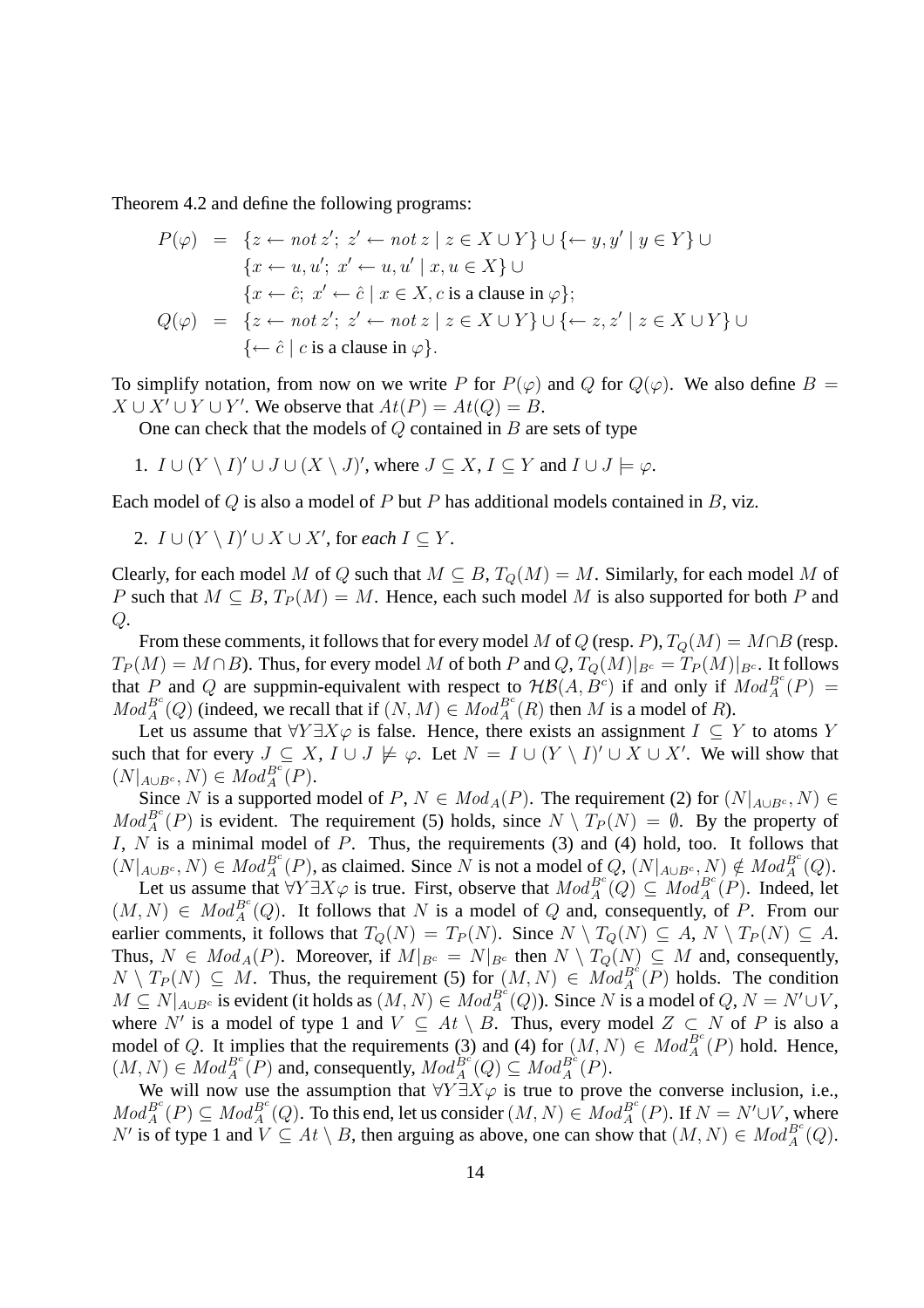Theorem 4.2 and define the following programs:

$$
\begin{aligned}
P(\varphi) &= \{z \leftarrow not\, z';\ z' \leftarrow not\, z \mid z \in X \cup Y\} \cup \{\leftarrow y, y' \mid y \in Y\} \cup \\
&\quad \{x \leftarrow u, u';\ x' \leftarrow u, u' \mid x, u \in X\} \cup \\
&\quad \{x \leftarrow \hat{c};\ x' \leftarrow \hat{c} \mid x \in X, c \text{ is a clause in } \varphi\}; \\
Q(\varphi) &= \{z \leftarrow not\, z';\ z' \leftarrow not\, z \mid z \in X \cup Y\} \cup \{\leftarrow z, z' \mid z \in X \cup Y\} \cup \\
&\quad \{\leftarrow \hat{c} \mid c \text{ is a clause in } \varphi\}.
\end{aligned}
$$

To simplify notation, from now on we write $P$ for $P(\varphi)$ and $Q$ for $Q(\varphi)$. We also define $B = X \cup X' \cup Y \cup Y'$. We observe that $At(P) = At(Q) = B$.

One can check that the models of $Q$ contained in $B$ are sets of type

1. $I \cup (Y \setminus I)' \cup J \cup (X \setminus J)'$, where $J \subseteq X$, $I \subseteq Y$ and $I \cup J \models \varphi$.

Each model of $Q$ is also a model of $P$ but $P$ has additional models contained in $B$, viz.

2. $I \cup (Y \setminus I)' \cup X \cup X'$, for *each* $I \subseteq Y$.

Clearly, for each model $M$ of $Q$ such that $M \subseteq B$, $T_Q(M) = M$. Similarly, for each model $M$ of $P$ such that $M \subseteq B$, $T_P(M) = M$. Hence, each such model $M$ is also supported for both $P$ and $Q$.

From these comments, it follows that for every model $M$ of $Q$ (resp. $P$), $T_Q(M) = M \cap B$ (resp. $T_P(M) = M \cap B$). Thus, for every model $M$ of both $P$ and $Q$, $T_Q(M)|_{B^c} = T_P(M)|_{B^c}$. It follows that $P$ and $Q$ are suppmin-equivalent with respect to $\mathcal{HB}(A, B^c)$ if and only if $Mod_A^{B^c}(P) = Mod_A^{B^c}(Q)$ (indeed, we recall that if $(N, M) \in Mod_A^{B^c}(R)$ then $M$ is a model of $R$).

Let us assume that $\forall Y \exists X \varphi$ is false. Hence, there exists an assignment $I \subseteq Y$ to atoms $Y$ such that for every $J \subseteq X$, $I \cup J \not\models \varphi$. Let $N = I \cup (Y \setminus I)' \cup X \cup X'$. We will show that $(N|_{A \cup B^c}, N) \in Mod_A^{B^c}(P)$.

Since $N$ is a supported model of $P$, $N \in Mod_A(P)$. The requirement (2) for $(N|_{A \cup B^c}, N) \in Mod_A^{B^c}(P)$ is evident. The requirement (5) holds, since $N \setminus T_P(N) = \emptyset$. By the property of $I$, $N$ is a minimal model of $P$. Thus, the requirements (3) and (4) hold, too. It follows that $(N|_{A \cup B^c}, N) \in Mod_A^{B^c}(P)$, as claimed. Since $N$ is not a model of $Q$, $(N|_{A \cup B^c}, N) \notin Mod_A^{B^c}(Q)$.

Let us assume that $\forall Y \exists X \varphi$ is true. First, observe that $Mod_A^{B^c}(Q) \subseteq Mod_A^{B^c}(P)$. Indeed, let $(M, N) \in Mod_A^{B^c}(Q)$. It follows that $N$ is a model of $Q$ and, consequently, of $P$. From our earlier comments, it follows that $T_Q(N) = T_P(N)$. Since $N \setminus T_Q(N) \subseteq A$, $N \setminus T_P(N) \subseteq A$. Thus, $N \in Mod_A(P)$. Moreover, if $M|_{B^c} = N|_{B^c}$ then $N \setminus T_Q(N) \subseteq M$ and, consequently, $N \setminus T_P(N) \subseteq M$. Thus, the requirement (5) for $(M, N) \in Mod_A^{B^c}(P)$ holds. The condition $M \subseteq N|_{A \cup B^c}$ is evident (it holds as $(M, N) \in Mod_A^{B^c}(Q)$). Since $N$ is a model of $Q$, $N = N' \cup V$, where $N'$ is a model of type 1 and $V \subseteq At \setminus B$. Thus, every model $Z \subset N$ of $P$ is also a model of $Q$. It implies that the requirements (3) and (4) for $(M, N) \in Mod_A^{B^c}(P)$ hold. Hence, $(M, N) \in Mod_A^{B^c}(P)$ and, consequently, $Mod_A^{B^c}(Q) \subseteq Mod_A^{B^c}(P)$.

We will now use the assumption that $\forall Y \exists X \varphi$ is true to prove the converse inclusion, i.e., $Mod_A^{B^c}(P) \subseteq Mod_A^{B^c}(Q)$. To this end, let us consider $(M, N) \in Mod_A^{B^c}(P)$. If $N = N' \cup V$, where $N'$ is of type 1 and $V \subseteq At \setminus B$, then arguing as above, one can show that $(M, N) \in Mod_A^{B^c}(Q)$.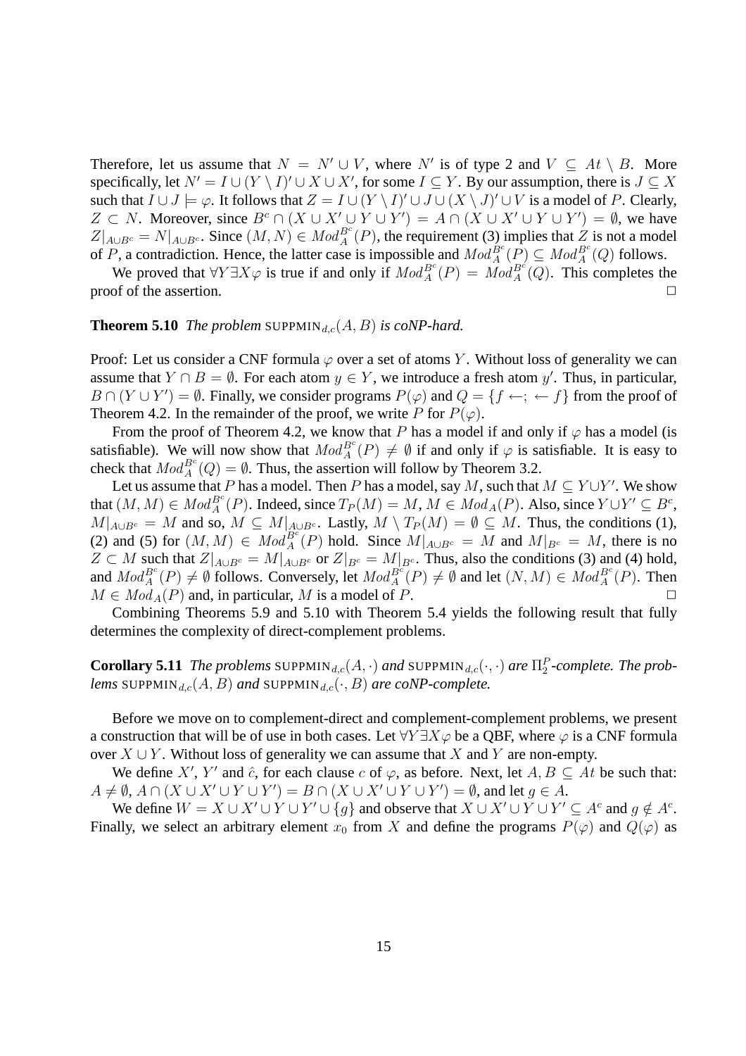Therefore, let us assume that $N = N' \cup V$, where $N'$ is of type 2 and $V \subseteq At \setminus B$. More specifically, let $N' = I \cup (Y \setminus I)' \cup X \cup X'$, for some $I \subseteq Y$. By our assumption, there is $J \subseteq X$ such that $I \cup J \models \varphi$. It follows that $Z = I \cup (Y \setminus I)' \cup J \cup (X \setminus J)' \cup V$ is a model of $P$. Clearly, $Z \subset N$. Moreover, since $B^c \cap (X \cup X' \cup Y \cup Y') = A \cap (X \cup X' \cup Y \cup Y') = \emptyset$, we have $Z|_{A \cup B^c} = N|_{A \cup B^c}$. Since $(M, N) \in Mod_A^{B^c}(P)$, the requirement (3) implies that $Z$ is not a model of $P$, a contradiction. Hence, the latter case is impossible and $Mod_A^{B^c}(P) \subseteq Mod_A^{B^c}(Q)$ follows.

We proved that $\forall Y \exists X \varphi$ is true if and only if $Mod_A^{B^c}(P) = Mod_A^{B^c}(Q)$. This completes the proof of the assertion. $\Box$

**Theorem 5.10** *The problem* SUPPMIN$_{d,c}(A, B)$ *is coNP-hard.*

Proof: Let us consider a CNF formula $\varphi$ over a set of atoms $Y$. Without loss of generality we can assume that $Y \cap B = \emptyset$. For each atom $y \in Y$, we introduce a fresh atom $y'$. Thus, in particular, $B \cap (Y \cup Y') = \emptyset$. Finally, we consider programs $P(\varphi)$ and $Q = \{f \leftarrow; \leftarrow f\}$ from the proof of Theorem 4.2. In the remainder of the proof, we write $P$ for $P(\varphi)$.

From the proof of Theorem 4.2, we know that $P$ has a model if and only if $\varphi$ has a model (is satisfiable). We will now show that $Mod_A^{B^c}(P) \neq \emptyset$ if and only if $\varphi$ is satisfiable. It is easy to check that $Mod_A^{B^c}(Q) = \emptyset$. Thus, the assertion will follow by Theorem 3.2.

Let us assume that $P$ has a model. Then $P$ has a model, say $M$, such that $M \subseteq Y \cup Y'$. We show that $(M, M) \in Mod_A^{B^c}(P)$. Indeed, since $T_P(M) = M$, $M \in Mod_A(P)$. Also, since $Y \cup Y' \subseteq B^c$, $M|_{A \cup B^c} = M$ and so, $M \subseteq M|_{A \cup B^c}$. Lastly, $M \setminus T_P(M) = \emptyset \subseteq M$. Thus, the conditions (1), (2) and (5) for $(M, M) \in Mod_A^{B^c}(P)$ hold. Since $M|_{A \cup B^c} = M$ and $M|_{B^c} = M$, there is no $Z \subset M$ such that $Z|_{A \cup B^c} = M|_{A \cup B^c}$ or $Z|_{B^c} = M|_{B^c}$. Thus, also the conditions (3) and (4) hold, and $Mod_A^{B^c}(P) \neq \emptyset$ follows. Conversely, let $Mod_A^{B^c}(P) \neq \emptyset$ and let $(N, M) \in Mod_A^{B^c}(P)$. Then $M \in Mod_A(P)$ and, in particular, $M$ is a model of $P$. $\Box$

Combining Theorems 5.9 and 5.10 with Theorem 5.4 yields the following result that fully determines the complexity of direct-complement problems.

**Corollary 5.11** *The problems* SUPPMIN$_{d,c}(A, \cdot)$ *and* SUPPMIN$_{d,c}(\cdot, \cdot)$ *are* $\Pi_2^P$*-complete. The problems* SUPPMIN$_{d,c}(A, B)$ *and* SUPPMIN$_{d,c}(\cdot, B)$ *are coNP-complete.*

Before we move on to complement-direct and complement-complement problems, we present a construction that will be of use in both cases. Let $\forall Y \exists X \varphi$ be a QBF, where $\varphi$ is a CNF formula over $X \cup Y$. Without loss of generality we can assume that $X$ and $Y$ are non-empty.

We define $X'$, $Y'$ and $\hat{c}$, for each clause $c$ of $\varphi$, as before. Next, let $A, B \subseteq At$ be such that: $A \neq \emptyset$, $A \cap (X \cup X' \cup Y \cup Y') = B \cap (X \cup X' \cup Y \cup Y') = \emptyset$, and let $g \in A$.

We define $W = X \cup X' \cup Y \cup Y' \cup \{g\}$ and observe that $X \cup X' \cup Y \cup Y' \subseteq A^c$ and $g \notin A^c$. Finally, we select an arbitrary element $x_0$ from $X$ and define the programs $P(\varphi)$ and $Q(\varphi)$ as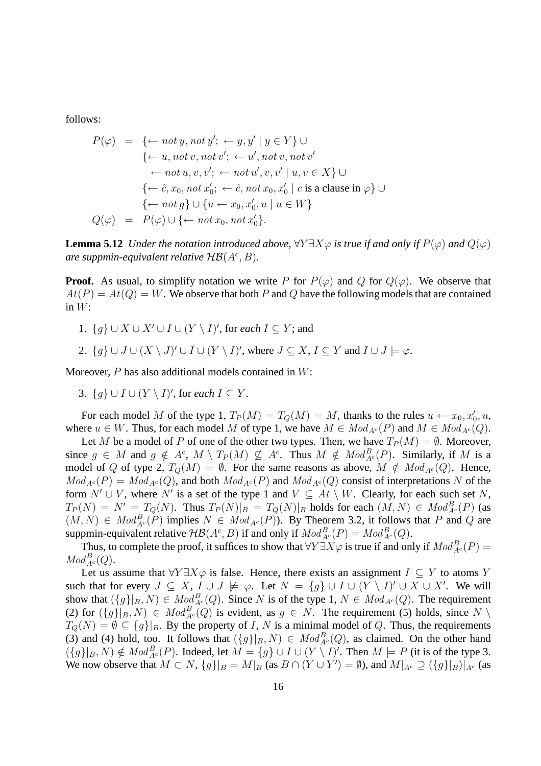follows:

$$
\begin{array}{rcl}
P(\varphi) & = & \{\leftarrow not\, y, not\, y';\ \leftarrow y, y' \mid y \in Y\} \cup \\
& & \{\leftarrow u, not\, v, not\, v';\ \leftarrow u', not\, v, not\, v' \\
& & \quad \leftarrow not\, u, v, v';\ \leftarrow not\, u', v, v' \mid u, v \in X\} \cup \\
& & \{\leftarrow \hat{c}, x_0, not\, x_0';\ \leftarrow \hat{c}, not\, x_0, x_0' \mid c \text{ is a clause in } \varphi\} \cup \\
& & \{\leftarrow not\, g\} \cup \{u \leftarrow x_0, x_0', u \mid u \in W\} \\
Q(\varphi) & = & P(\varphi) \cup \{\leftarrow not\, x_0, not\, x_0'\}.
\end{array}
$$

**Lemma 5.12** *Under the notation introduced above, $\forall Y \exists X \varphi$ is true if and only if $P(\varphi)$ and $Q(\varphi)$ are suppmin-equivalent relative $\mathcal{HB}(A^c, B)$.*

**Proof.** As usual, to simplify notation we write $P$ for $P(\varphi)$ and $Q$ for $Q(\varphi)$. We observe that $At(P) = At(Q) = W$. We observe that both $P$ and $Q$ have the following models that are contained in $W$:

1. $\{g\} \cup X \cup X' \cup I \cup (Y \setminus I)'$, for *each* $I \subseteq Y$; and
2. $\{g\} \cup J \cup (X \setminus J)' \cup I \cup (Y \setminus I)'$, where $J \subseteq X$, $I \subseteq Y$ and $I \cup J \models \varphi$.

Moreover, $P$ has also additional models contained in $W$:

3. $\{g\} \cup I \cup (Y \setminus I)'$, for *each* $I \subseteq Y$.

For each model $M$ of the type 1, $T_P(M) = T_Q(M) = M$, thanks to the rules $u \leftarrow x_0, x_0', u$, where $u \in W$. Thus, for each model $M$ of type 1, we have $M \in Mod_{A^c}(P)$ and $M \in Mod_{A^c}(Q)$.

Let $M$ be a model of $P$ of one of the other two types. Then, we have $T_P(M) = \emptyset$. Moreover, since $g \in M$ and $g \notin A^c$, $M \setminus T_P(M) \not\subseteq A^c$. Thus $M \notin Mod^B_{A^c}(P)$. Similarly, if $M$ is a model of $Q$ of type 2, $T_Q(M) = \emptyset$. For the same reasons as above, $M \notin Mod_{A^c}(Q)$. Hence, $Mod_{A^c}(P) = Mod_{A^c}(Q)$, and both $Mod_{A^c}(P)$ and $Mod_{A^c}(Q)$ consist of interpretations $N$ of the form $N' \cup V$, where $N'$ is a set of the type 1 and $V \subseteq At \setminus W$. Clearly, for each such set $N$, $T_P(N) = N' = T_Q(N)$. Thus $T_P(N)|_B = T_Q(N)|_B$ holds for each $(M, N) \in Mod^B_{A^c}(P)$ (as $(M, N) \in Mod^B_{A^c}(P)$ implies $N \in Mod_{A^c}(P)$). By Theorem 3.2, it follows that $P$ and $Q$ are suppmin-equivalent relative $\mathcal{HB}(A^c, B)$ if and only if $Mod^B_{A^c}(P) = Mod^B_{A^c}(Q)$.

Thus, to complete the proof, it suffices to show that $\forall Y \exists X \varphi$ is true if and only if $Mod^B_{A^c}(P) = Mod^B_{A^c}(Q)$.

Let us assume that $\forall Y \exists X \varphi$ is false. Hence, there exists an assignment $I \subseteq Y$ to atoms $Y$ such that for every $J \subseteq X$, $I \cup J \not\models \varphi$. Let $N = \{g\} \cup I \cup (Y \setminus I)' \cup X \cup X'$. We will show that $(\{g\}|_B, N) \in Mod^B_{A^c}(Q)$. Since $N$ is of the type 1, $N \in Mod_{A^c}(Q)$. The requirement (2) for $(\{g\}|_B, N) \in Mod^B_{A^c}(Q)$ is evident, as $g \in N$. The requirement (5) holds, since $N \setminus T_Q(N) = \emptyset \subseteq \{g\}|_B$. By the property of $I$, $N$ is a minimal model of $Q$. Thus, the requirements (3) and (4) hold, too. It follows that $(\{g\}|_B, N) \in Mod^B_{A^c}(Q)$, as claimed. On the other hand $(\{g\}|_B, N) \notin Mod^B_{A^c}(P)$. Indeed, let $M = \{g\} \cup I \cup (Y \setminus I)'$. Then $M \models P$ (it is of the type 3. We now observe that $M \subset N$, $\{g\}|_B = M|_B$ (as $B \cap (Y \cup Y') = \emptyset$), and $M|_{A^c} \supseteq (\{g\}|_B)|_{A^c}$ (as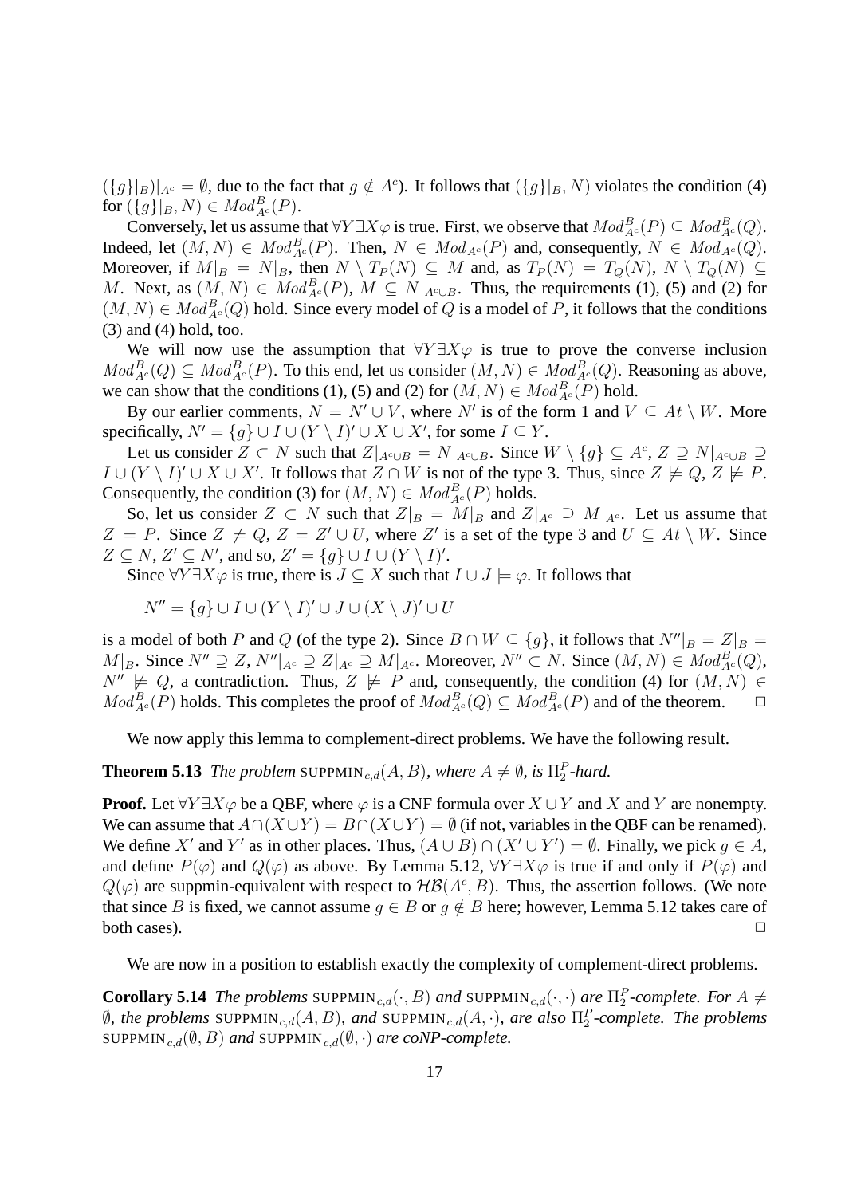$(\{g\}|_B)|_{A^c} = \emptyset$, due to the fact that $g \notin A^c$). It follows that $(\{g\}|_B, N)$ violates the condition (4) for $(\{g\}|_B, N) \in Mod^B_{A^c}(P)$.

Conversely, let us assume that $\forall Y \exists X \varphi$ is true. First, we observe that $Mod^B_{A^c}(P) \subseteq Mod^B_{A^c}(Q)$. Indeed, let $(M, N) \in Mod^B_{A^c}(P)$. Then, $N \in Mod_{A^c}(P)$ and, consequently, $N \in Mod_{A^c}(Q)$. Moreover, if $M|_B = N|_B$, then $N \setminus T_P(N) \subseteq M$ and, as $T_P(N) = T_Q(N)$, $N \setminus T_Q(N) \subseteq M$. Next, as $(M, N) \in Mod^B_{A^c}(P)$, $M \subseteq N|_{A^c \cup B}$. Thus, the requirements (1), (5) and (2) for $(M, N) \in Mod^B_{A^c}(Q)$ hold. Since every model of $Q$ is a model of $P$, it follows that the conditions (3) and (4) hold, too.

We will now use the assumption that $\forall Y \exists X \varphi$ is true to prove the converse inclusion $Mod^B_{A^c}(Q) \subseteq Mod^B_{A^c}(P)$. To this end, let us consider $(M, N) \in Mod^B_{A^c}(Q)$. Reasoning as above, we can show that the conditions (1), (5) and (2) for $(M, N) \in Mod^B_{A^c}(P)$ hold.

By our earlier comments, $N = N' \cup V$, where $N'$ is of the form 1 and $V \subseteq At \setminus W$. More specifically, $N' = \{g\} \cup I \cup (Y \setminus I)' \cup X \cup X'$, for some $I \subseteq Y$.

Let us consider $Z \subset N$ such that $Z|_{A^c \cup B} = N|_{A^c \cup B}$. Since $W \setminus \{g\} \subseteq A^c$, $Z \supseteq N|_{A^c \cup B} \supseteq I \cup (Y \setminus I)' \cup X \cup X'$. It follows that $Z \cap W$ is not of the type 3. Thus, since $Z \not\models Q$, $Z \not\models P$. Consequently, the condition (3) for $(M, N) \in Mod^B_{A^c}(P)$ holds.

So, let us consider $Z \subset N$ such that $Z|_B = M|_B$ and $Z|_{A^c} \supseteq M|_{A^c}$. Let us assume that $Z \models P$. Since $Z \not\models Q$, $Z = Z' \cup U$, where $Z'$ is a set of the type 3 and $U \subseteq At \setminus W$. Since $Z \subseteq N$, $Z' \subseteq N'$, and so, $Z' = \{g\} \cup I \cup (Y \setminus I)'$.

Since $\forall Y \exists X \varphi$ is true, there is $J \subseteq X$ such that $I \cup J \models \varphi$. It follows that

$$N'' = \{g\} \cup I \cup (Y \setminus I)' \cup J \cup (X \setminus J)' \cup U$$

is a model of both $P$ and $Q$ (of the type 2). Since $B \cap W \subseteq \{g\}$, it follows that $N''|_B = Z|_B = M|_B$. Since $N'' \supseteq Z$, $N''|_{A^c} \supseteq Z|_{A^c} \supseteq M|_{A^c}$. Moreover, $N'' \subset N$. Since $(M, N) \in Mod^B_{A^c}(Q)$, $N'' \not\models Q$, a contradiction. Thus, $Z \not\models P$ and, consequently, the condition (4) for $(M, N) \in Mod^B_{A^c}(P)$ holds. This completes the proof of $Mod^B_{A^c}(Q) \subseteq Mod^B_{A^c}(P)$ and of the theorem. □

We now apply this lemma to complement-direct problems. We have the following result.

**Theorem 5.13** *The problem* SUPPMIN$_{c,d}(A, B)$, *where* $A \neq \emptyset$, *is* $\Pi^P_2$*-hard.*

**Proof.** Let $\forall Y \exists X \varphi$ be a QBF, where $\varphi$ is a CNF formula over $X \cup Y$ and $X$ and $Y$ are nonempty. We can assume that $A \cap (X \cup Y) = B \cap (X \cup Y) = \emptyset$ (if not, variables in the QBF can be renamed). We define $X'$ and $Y'$ as in other places. Thus, $(A \cup B) \cap (X' \cup Y') = \emptyset$. Finally, we pick $g \in A$, and define $P(\varphi)$ and $Q(\varphi)$ as above. By Lemma 5.12, $\forall Y \exists X \varphi$ is true if and only if $P(\varphi)$ and $Q(\varphi)$ are suppmin-equivalent with respect to $\mathcal{HB}(A^c, B)$. Thus, the assertion follows. (We note that since $B$ is fixed, we cannot assume $g \in B$ or $g \notin B$ here; however, Lemma 5.12 takes care of both cases). □

We are now in a position to establish exactly the complexity of complement-direct problems.

**Corollary 5.14** *The problems* SUPPMIN$_{c,d}(\cdot, B)$ *and* SUPPMIN$_{c,d}(\cdot, \cdot)$ *are* $\Pi^P_2$*-complete. For* $A \neq \emptyset$, *the problems* SUPPMIN$_{c,d}(A, B)$, *and* SUPPMIN$_{c,d}(A, \cdot)$, *are also* $\Pi^P_2$*-complete. The problems* SUPPMIN$_{c,d}(\emptyset, B)$ *and* SUPPMIN$_{c,d}(\emptyset, \cdot)$ *are coNP-complete.*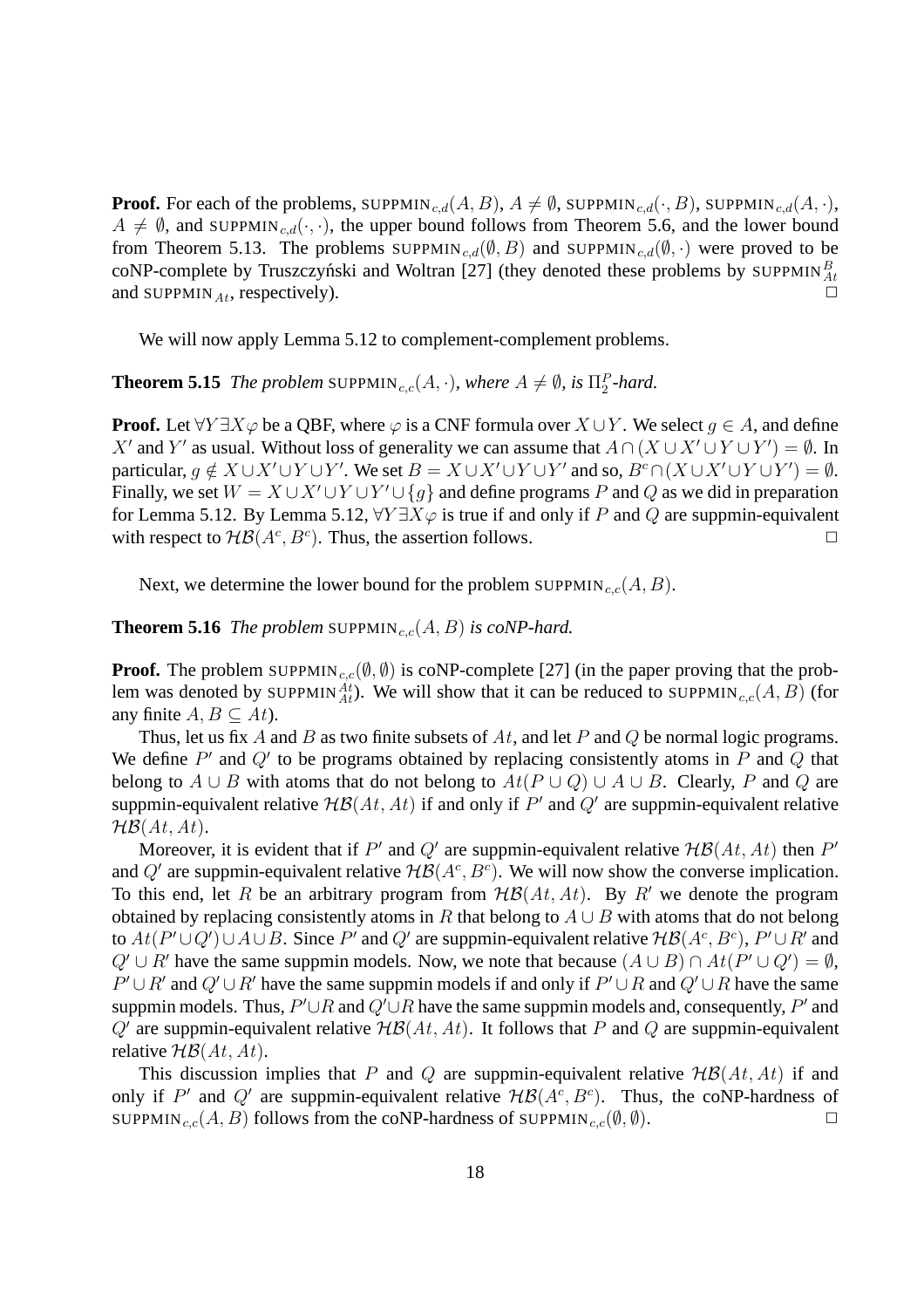**Proof.** For each of the problems, $\text{SUPPMIN}_{c,d}(A, B)$, $A \neq \emptyset$, $\text{SUPPMIN}_{c,d}(\cdot, B)$, $\text{SUPPMIN}_{c,d}(A, \cdot)$, $A \neq \emptyset$, and $\text{SUPPMIN}_{c,d}(\cdot, \cdot)$, the upper bound follows from Theorem 5.6, and the lower bound from Theorem 5.13. The problems $\text{SUPPMIN}_{c,d}(\emptyset, B)$ and $\text{SUPPMIN}_{c,d}(\emptyset, \cdot)$ were proved to be coNP-complete by Truszczyński and Woltran [27] (they denoted these problems by $\text{SUPPMIN}_{At}^{B}$ and $\text{SUPPMIN}_{At}$, respectively). □

We will now apply Lemma 5.12 to complement-complement problems.

**Theorem 5.15** *The problem* $\text{SUPPMIN}_{c,c}(A, \cdot)$, *where* $A \neq \emptyset$, *is* $\Pi_2^P$*-hard.*

**Proof.** Let $\forall Y \exists X \varphi$ be a QBF, where $\varphi$ is a CNF formula over $X \cup Y$. We select $g \in A$, and define $X'$ and $Y'$ as usual. Without loss of generality we can assume that $A \cap (X \cup X' \cup Y \cup Y') = \emptyset$. In particular, $g \notin X \cup X' \cup Y \cup Y'$. We set $B = X \cup X' \cup Y \cup Y'$ and so, $B^c \cap (X \cup X' \cup Y \cup Y') = \emptyset$. Finally, we set $W = X \cup X' \cup Y \cup Y' \cup \{g\}$ and define programs $P$ and $Q$ as we did in preparation for Lemma 5.12. By Lemma 5.12, $\forall Y \exists X \varphi$ is true if and only if $P$ and $Q$ are suppmin-equivalent with respect to $\mathcal{HB}(A^c, B^c)$. Thus, the assertion follows. □

Next, we determine the lower bound for the problem $\text{SUPPMIN}_{c,c}(A, B)$.

**Theorem 5.16** *The problem* $\text{SUPPMIN}_{c,c}(A, B)$ *is coNP-hard.*

**Proof.** The problem $\text{SUPPMIN}_{c,c}(\emptyset, \emptyset)$ is coNP-complete [27] (in the paper proving that the problem was denoted by $\text{SUPPMIN}_{At}^{At}$). We will show that it can be reduced to $\text{SUPPMIN}_{c,c}(A, B)$ (for any finite $A, B \subseteq At$).

Thus, let us fix $A$ and $B$ as two finite subsets of $At$, and let $P$ and $Q$ be normal logic programs. We define $P'$ and $Q'$ to be programs obtained by replacing consistently atoms in $P$ and $Q$ that belong to $A \cup B$ with atoms that do not belong to $At(P \cup Q) \cup A \cup B$. Clearly, $P$ and $Q$ are suppmin-equivalent relative $\mathcal{HB}(At, At)$ if and only if $P'$ and $Q'$ are suppmin-equivalent relative $\mathcal{HB}(At, At)$.

Moreover, it is evident that if $P'$ and $Q'$ are suppmin-equivalent relative $\mathcal{HB}(At, At)$ then $P'$ and $Q'$ are suppmin-equivalent relative $\mathcal{HB}(A^c, B^c)$. We will now show the converse implication. To this end, let $R$ be an arbitrary program from $\mathcal{HB}(At, At)$. By $R'$ we denote the program obtained by replacing consistently atoms in $R$ that belong to $A \cup B$ with atoms that do not belong to $At(P' \cup Q') \cup A \cup B$. Since $P'$ and $Q'$ are suppmin-equivalent relative $\mathcal{HB}(A^c, B^c)$, $P' \cup R'$ and $Q' \cup R'$ have the same suppmin models. Now, we note that because $(A \cup B) \cap At(P' \cup Q') = \emptyset$, $P' \cup R'$ and $Q' \cup R'$ have the same suppmin models if and only if $P' \cup R$ and $Q' \cup R$ have the same suppmin models. Thus, $P' \cup R$ and $Q' \cup R$ have the same suppmin models and, consequently, $P'$ and $Q'$ are suppmin-equivalent relative $\mathcal{HB}(At, At)$. It follows that $P$ and $Q$ are suppmin-equivalent relative $\mathcal{HB}(At, At)$.

This discussion implies that $P$ and $Q$ are suppmin-equivalent relative $\mathcal{HB}(At, At)$ if and only if $P'$ and $Q'$ are suppmin-equivalent relative $\mathcal{HB}(A^c, B^c)$. Thus, the coNP-hardness of $\text{SUPPMIN}_{c,c}(A, B)$ follows from the coNP-hardness of $\text{SUPPMIN}_{c,c}(\emptyset, \emptyset)$. □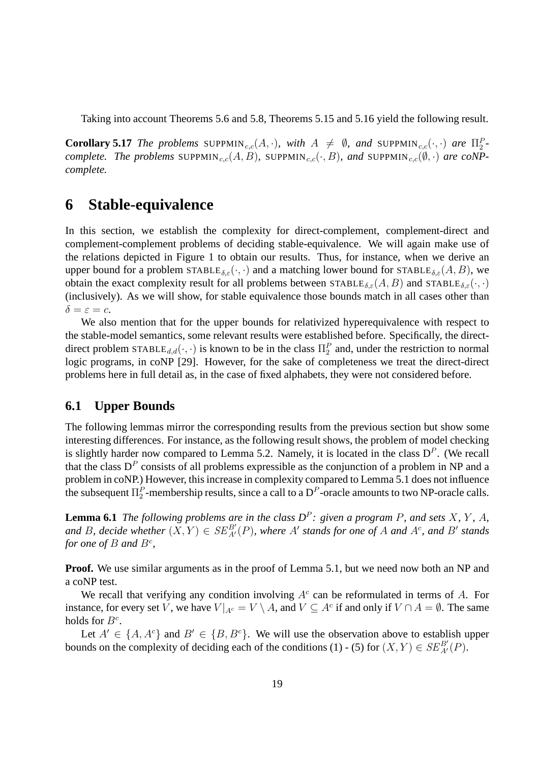Taking into account Theorems 5.6 and 5.8, Theorems 5.15 and 5.16 yield the following result.

**Corollary 5.17** *The problems* $\text{SUPPMIN}_{c,c}(A,\cdot)$*, with* $A \neq \emptyset$*, and* $\text{SUPPMIN}_{c,c}(\cdot,\cdot)$ *are* $\Pi_2^P$*-complete. The problems* $\text{SUPPMIN}_{c,c}(A,B)$*,* $\text{SUPPMIN}_{c,c}(\cdot,B)$*, and* $\text{SUPPMIN}_{c,c}(\emptyset,\cdot)$ *are coNP-complete.*

# 6 Stable-equivalence

In this section, we establish the complexity for direct-complement, complement-direct and complement-complement problems of deciding stable-equivalence. We will again make use of the relations depicted in Figure 1 to obtain our results. Thus, for instance, when we derive an upper bound for a problem $\text{STABLE}_{\delta,\varepsilon}(\cdot,\cdot)$ and a matching lower bound for $\text{STABLE}_{\delta,\varepsilon}(A,B)$, we obtain the exact complexity result for all problems between $\text{STABLE}_{\delta,\varepsilon}(A,B)$ and $\text{STABLE}_{\delta,\varepsilon}(\cdot,\cdot)$ (inclusively). As we will show, for stable equivalence those bounds match in all cases other than $\delta = \varepsilon = c$.

We also mention that for the upper bounds for relativized hyperequivalence with respect to the stable-model semantics, some relevant results were established before. Specifically, the direct-direct problem $\text{STABLE}_{d,d}(\cdot,\cdot)$ is known to be in the class $\Pi_2^P$ and, under the restriction to normal logic programs, in coNP [29]. However, for the sake of completeness we treat the direct-direct problems here in full detail as, in the case of fixed alphabets, they were not considered before.

## 6.1 Upper Bounds

The following lemmas mirror the corresponding results from the previous section but show some interesting differences. For instance, as the following result shows, the problem of model checking is slightly harder now compared to Lemma 5.2. Namely, it is located in the class $\text{D}^P$. (We recall that the class $\text{D}^P$ consists of all problems expressible as the conjunction of a problem in NP and a problem in coNP.) However, this increase in complexity compared to Lemma 5.1 does not influence the subsequent $\Pi_2^P$-membership results, since a call to a $\text{D}^P$-oracle amounts to two NP-oracle calls.

**Lemma 6.1** *The following problems are in the class* $D^P$*: given a program* $P$*, and sets* $X$*,* $Y$*,* $A$*, and* $B$*, decide whether* $(X,Y) \in SE_{A'}^{B'}(P)$*, where* $A'$ *stands for one of* $A$ *and* $A^c$*, and* $B'$ *stands for one of* $B$ *and* $B^c$*,*

**Proof.** We use similar arguments as in the proof of Lemma 5.1, but we need now both an NP and a coNP test.

We recall that verifying any condition involving $A^c$ can be reformulated in terms of $A$. For instance, for every set $V$, we have $V|_{A^c} = V \setminus A$, and $V \subseteq A^c$ if and only if $V \cap A = \emptyset$. The same holds for $B^c$.

Let $A' \in \{A, A^c\}$ and $B' \in \{B, B^c\}$. We will use the observation above to establish upper bounds on the complexity of deciding each of the conditions (1) - (5) for $(X,Y) \in SE_{A'}^{B'}(P)$.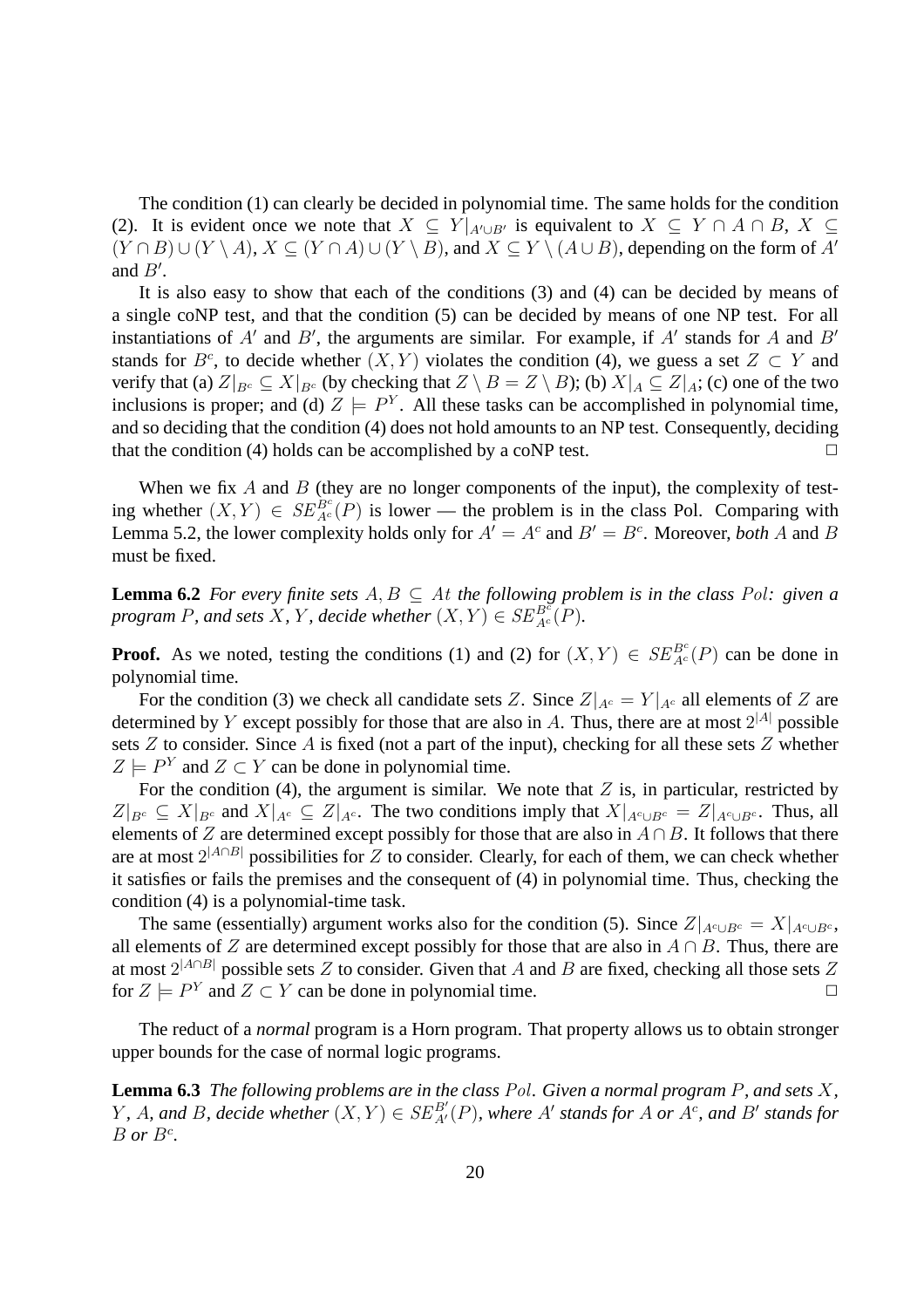The condition (1) can clearly be decided in polynomial time. The same holds for the condition (2). It is evident once we note that $X \subseteq Y|_{A' \cup B'}$ is equivalent to $X \subseteq Y \cap A \cap B$, $X \subseteq (Y \cap B) \cup (Y \setminus A)$, $X \subseteq (Y \cap A) \cup (Y \setminus B)$, and $X \subseteq Y \setminus (A \cup B)$, depending on the form of $A'$ and $B'$.

It is also easy to show that each of the conditions (3) and (4) can be decided by means of a single coNP test, and that the condition (5) can be decided by means of one NP test. For all instantiations of $A'$ and $B'$, the arguments are similar. For example, if $A'$ stands for $A$ and $B'$ stands for $B^c$, to decide whether $(X, Y)$ violates the condition (4), we guess a set $Z \subset Y$ and verify that (a) $Z|_{B^c} \subseteq X|_{B^c}$ (by checking that $Z \setminus B = Z \setminus B$); (b) $X|_A \subseteq Z|_A$; (c) one of the two inclusions is proper; and (d) $Z \models P^Y$. All these tasks can be accomplished in polynomial time, and so deciding that the condition (4) does not hold amounts to an NP test. Consequently, deciding that the condition (4) holds can be accomplished by a coNP test. ◻

When we fix $A$ and $B$ (they are no longer components of the input), the complexity of testing whether $(X, Y) \in SE_{A^c}^{B^c}(P)$ is lower — the problem is in the class Pol. Comparing with Lemma 5.2, the lower complexity holds only for $A' = A^c$ and $B' = B^c$. Moreover, *both* $A$ and $B$ must be fixed.

**Lemma 6.2** *For every finite sets $A, B \subseteq At$ the following problem is in the class $Pol$: given a program $P$, and sets $X, Y$, decide whether $(X, Y) \in SE_{A^c}^{B^c}(P)$.*

**Proof.** As we noted, testing the conditions (1) and (2) for $(X, Y) \in SE_{A^c}^{B^c}(P)$ can be done in polynomial time.

For the condition (3) we check all candidate sets $Z$. Since $Z|_{A^c} = Y|_{A^c}$ all elements of $Z$ are determined by $Y$ except possibly for those that are also in $A$. Thus, there are at most $2^{|A|}$ possible sets $Z$ to consider. Since $A$ is fixed (not a part of the input), checking for all these sets $Z$ whether $Z \models P^Y$ and $Z \subset Y$ can be done in polynomial time.

For the condition (4), the argument is similar. We note that $Z$ is, in particular, restricted by $Z|_{B^c} \subseteq X|_{B^c}$ and $X|_{A^c} \subseteq Z|_{A^c}$. The two conditions imply that $X|_{A^c \cup B^c} = Z|_{A^c \cup B^c}$. Thus, all elements of $Z$ are determined except possibly for those that are also in $A \cap B$. It follows that there are at most $2^{|A \cap B|}$ possibilities for $Z$ to consider. Clearly, for each of them, we can check whether it satisfies or fails the premises and the consequent of (4) in polynomial time. Thus, checking the condition (4) is a polynomial-time task.

The same (essentially) argument works also for the condition (5). Since $Z|_{A^c \cup B^c} = X|_{A^c \cup B^c}$, all elements of $Z$ are determined except possibly for those that are also in $A \cap B$. Thus, there are at most $2^{|A \cap B|}$ possible sets $Z$ to consider. Given that $A$ and $B$ are fixed, checking all those sets $Z$ for $Z \models P^Y$ and $Z \subset Y$ can be done in polynomial time. ◻

The reduct of a *normal* program is a Horn program. That property allows us to obtain stronger upper bounds for the case of normal logic programs.

**Lemma 6.3** *The following problems are in the class $Pol$. Given a normal program $P$, and sets $X$, $Y$, $A$, and $B$, decide whether $(X, Y) \in SE_{A'}^{B'}(P)$, where $A'$ stands for $A$ or $A^c$, and $B'$ stands for $B$ or $B^c$.*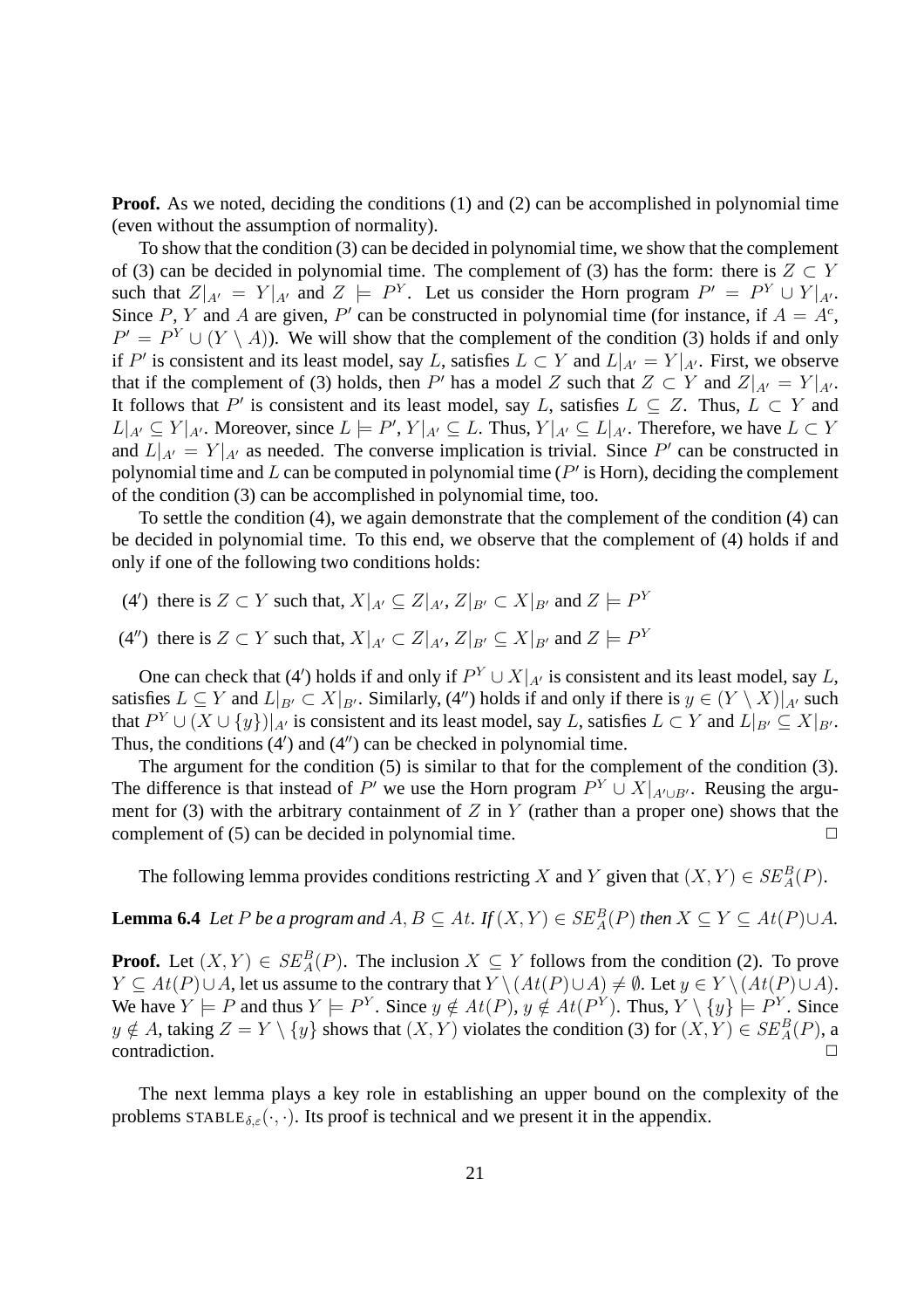**Proof.** As we noted, deciding the conditions (1) and (2) can be accomplished in polynomial time (even without the assumption of normality).

To show that the condition (3) can be decided in polynomial time, we show that the complement of (3) can be decided in polynomial time. The complement of (3) has the form: there is $Z \subset Y$ such that $Z|_{A'} = Y|_{A'}$ and $Z \models P^Y$. Let us consider the Horn program $P' = P^Y \cup Y|_{A'}$. Since $P$, $Y$ and $A$ are given, $P'$ can be constructed in polynomial time (for instance, if $A = A^c$, $P' = P^Y \cup (Y \setminus A)$). We will show that the complement of the condition (3) holds if and only if $P'$ is consistent and its least model, say $L$, satisfies $L \subset Y$ and $L|_{A'} = Y|_{A'}$. First, we observe that if the complement of (3) holds, then $P'$ has a model $Z$ such that $Z \subset Y$ and $Z|_{A'} = Y|_{A'}$. It follows that $P'$ is consistent and its least model, say $L$, satisfies $L \subseteq Z$. Thus, $L \subset Y$ and $L|_{A'} \subseteq Y|_{A'}$. Moreover, since $L \models P'$, $Y|_{A'} \subseteq L$. Thus, $Y|_{A'} \subseteq L|_{A'}$. Therefore, we have $L \subset Y$ and $L|_{A'} = Y|_{A'}$ as needed. The converse implication is trivial. Since $P'$ can be constructed in polynomial time and $L$ can be computed in polynomial time ($P'$ is Horn), deciding the complement of the condition (3) can be accomplished in polynomial time, too.

To settle the condition (4), we again demonstrate that the complement of the condition (4) can be decided in polynomial time. To this end, we observe that the complement of (4) holds if and only if one of the following two conditions holds:

(4′) there is $Z \subset Y$ such that, $X|_{A'} \subseteq Z|_{A'}$, $Z|_{B'} \subset X|_{B'}$ and $Z \models P^Y$

(4″) there is $Z \subset Y$ such that, $X|_{A'} \subset Z|_{A'}$, $Z|_{B'} \subseteq X|_{B'}$ and $Z \models P^Y$

One can check that (4′) holds if and only if $P^Y \cup X|_{A'}$ is consistent and its least model, say $L$, satisfies $L \subseteq Y$ and $L|_{B'} \subset X|_{B'}$. Similarly, (4″) holds if and only if there is $y \in (Y \setminus X)|_{A'}$ such that $P^Y \cup (X \cup \{y\})|_{A'}$ is consistent and its least model, say $L$, satisfies $L \subset Y$ and $L|_{B'} \subseteq X|_{B'}$. Thus, the conditions (4′) and (4″) can be checked in polynomial time.

The argument for the condition (5) is similar to that for the complement of the condition (3). The difference is that instead of $P'$ we use the Horn program $P^Y \cup X|_{A' \cup B'}$. Reusing the argument for (3) with the arbitrary containment of $Z$ in $Y$ (rather than a proper one) shows that the complement of (5) can be decided in polynomial time. $\Box$

The following lemma provides conditions restricting $X$ and $Y$ given that $(X, Y) \in SE^B_A(P)$.

**Lemma 6.4** *Let $P$ be a program and $A, B \subseteq At$. If $(X, Y) \in SE^B_A(P)$ then $X \subseteq Y \subseteq At(P) \cup A$.*

**Proof.** Let $(X, Y) \in SE^B_A(P)$. The inclusion $X \subseteq Y$ follows from the condition (2). To prove $Y \subseteq At(P) \cup A$, let us assume to the contrary that $Y \setminus (At(P) \cup A) \neq \emptyset$. Let $y \in Y \setminus (At(P) \cup A)$. We have $Y \models P$ and thus $Y \models P^Y$. Since $y \notin At(P)$, $y \notin At(P^Y)$. Thus, $Y \setminus \{y\} \models P^Y$. Since $y \notin A$, taking $Z = Y \setminus \{y\}$ shows that $(X, Y)$ violates the condition (3) for $(X, Y) \in SE^B_A(P)$, a contradiction. $\Box$

The next lemma plays a key role in establishing an upper bound on the complexity of the problems $\text{STABLE}_{\delta,\varepsilon}(\cdot, \cdot)$. Its proof is technical and we present it in the appendix.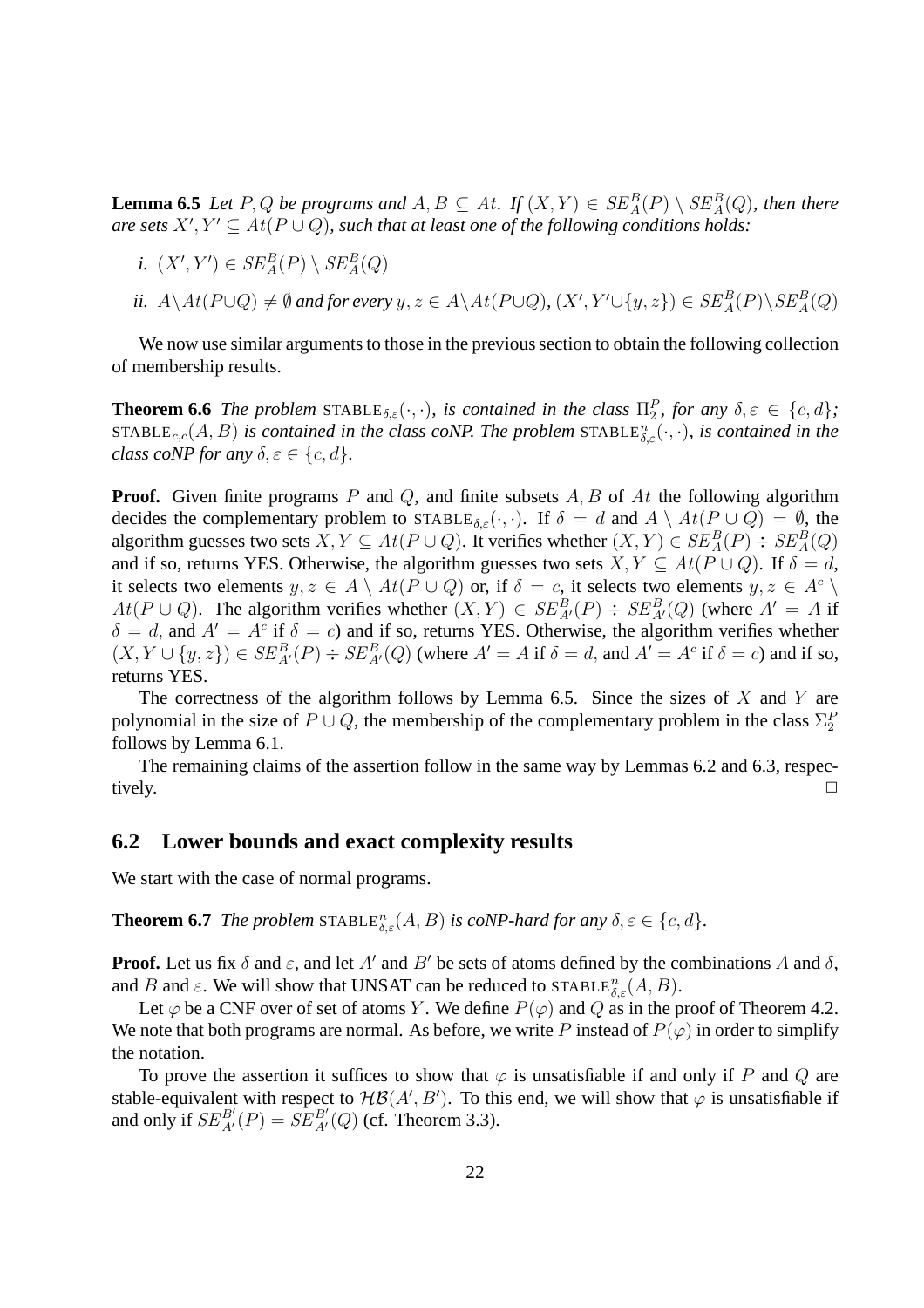**Lemma 6.5** *Let $P, Q$ be programs and $A, B \subseteq At$. If $(X,Y) \in SE^B_A(P) \setminus SE^B_A(Q)$, then there are sets $X', Y' \subseteq At(P \cup Q)$, such that at least one of the following conditions holds:*

*i.* $(X', Y') \in SE^B_A(P) \setminus SE^B_A(Q)$

*ii.* $A \setminus At(P \cup Q) \neq \emptyset$ *and for every* $y, z \in A \setminus At(P \cup Q)$*,* $(X', Y' \cup \{y, z\}) \in SE^B_A(P) \setminus SE^B_A(Q)$

We now use similar arguments to those in the previous section to obtain the following collection of membership results.

**Theorem 6.6** *The problem* $\text{STABLE}_{\delta,\varepsilon}(\cdot,\cdot)$*, is contained in the class* $\Pi^P_2$*, for any* $\delta, \varepsilon \in \{c, d\}$*;* $\text{STABLE}_{c,c}(A, B)$ *is contained in the class coNP. The problem* $\text{STABLE}^n_{\delta,\varepsilon}(\cdot,\cdot)$*, is contained in the class coNP for any* $\delta, \varepsilon \in \{c, d\}$*.*

**Proof.** Given finite programs $P$ and $Q$, and finite subsets $A, B$ of $At$ the following algorithm decides the complementary problem to $\text{STABLE}_{\delta,\varepsilon}(\cdot,\cdot)$. If $\delta = d$ and $A \setminus At(P \cup Q) = \emptyset$, the algorithm guesses two sets $X, Y \subseteq At(P \cup Q)$. It verifies whether $(X,Y) \in SE^B_A(P) \div SE^B_A(Q)$ and if so, returns YES. Otherwise, the algorithm guesses two sets $X, Y \subseteq At(P \cup Q)$. If $\delta = d$, it selects two elements $y, z \in A \setminus At(P \cup Q)$ or, if $\delta = c$, it selects two elements $y, z \in A^c \setminus At(P \cup Q)$. The algorithm verifies whether $(X,Y) \in SE^B_{A'}(P) \div SE^B_{A'}(Q)$ (where $A' = A$ if $\delta = d$, and $A' = A^c$ if $\delta = c$) and if so, returns YES. Otherwise, the algorithm verifies whether $(X, Y \cup \{y, z\}) \in SE^B_{A'}(P) \div SE^B_{A'}(Q)$ (where $A' = A$ if $\delta = d$, and $A' = A^c$ if $\delta = c$) and if so, returns YES.

The correctness of the algorithm follows by Lemma 6.5. Since the sizes of $X$ and $Y$ are polynomial in the size of $P \cup Q$, the membership of the complementary problem in the class $\Sigma^P_2$ follows by Lemma 6.1.

The remaining claims of the assertion follow in the same way by Lemmas 6.2 and 6.3, respectively. □

## 6.2 Lower bounds and exact complexity results

We start with the case of normal programs.

**Theorem 6.7** *The problem* $\text{STABLE}^n_{\delta,\varepsilon}(A, B)$ *is coNP-hard for any* $\delta, \varepsilon \in \{c, d\}$*.*

**Proof.** Let us fix $\delta$ and $\varepsilon$, and let $A'$ and $B'$ be sets of atoms defined by the combinations $A$ and $\delta$, and $B$ and $\varepsilon$. We will show that UNSAT can be reduced to $\text{STABLE}^n_{\delta,\varepsilon}(A, B)$.

Let $\varphi$ be a CNF over of set of atoms $Y$. We define $P(\varphi)$ and $Q$ as in the proof of Theorem 4.2. We note that both programs are normal. As before, we write $P$ instead of $P(\varphi)$ in order to simplify the notation.

To prove the assertion it suffices to show that $\varphi$ is unsatisfiable if and only if $P$ and $Q$ are stable-equivalent with respect to $\mathcal{HB}(A', B')$. To this end, we will show that $\varphi$ is unsatisfiable if and only if $SE^{B'}_{A'}(P) = SE^{B'}_{A'}(Q)$ (cf. Theorem 3.3).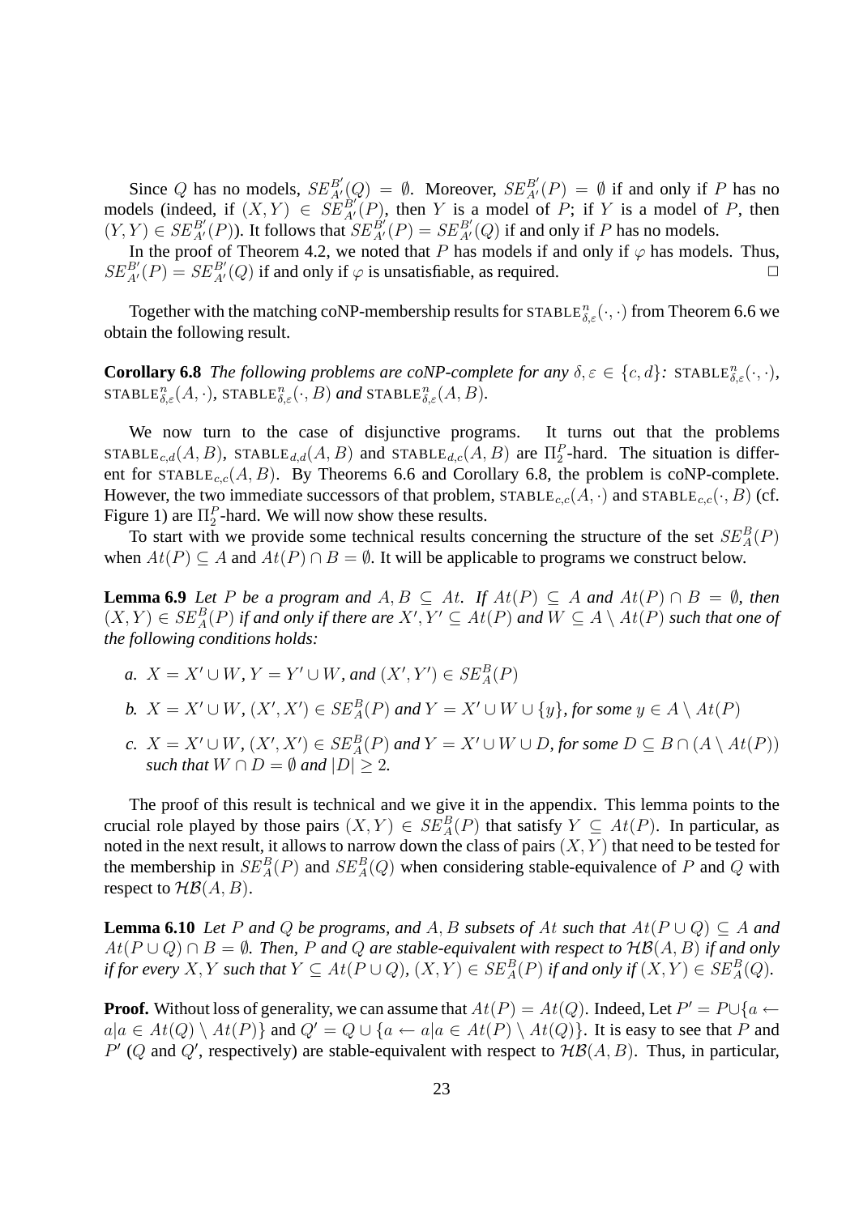Since $Q$ has no models, $SE^{B'}_{A'}(Q) = \emptyset$. Moreover, $SE^{B'}_{A'}(P) = \emptyset$ if and only if $P$ has no models (indeed, if $(X,Y) \in SE^{B'}_{A'}(P)$, then $Y$ is a model of $P$; if $Y$ is a model of $P$, then $(Y,Y) \in SE^{B'}_{A'}(P)$). It follows that $SE^{B'}_{A'}(P) = SE^{B'}_{A'}(Q)$ if and only if $P$ has no models.

In the proof of Theorem 4.2, we noted that $P$ has models if and only if $\varphi$ has models. Thus, $SE^{B'}_{A'}(P) = SE^{B'}_{A'}(Q)$ if and only if $\varphi$ is unsatisfiable, as required. $\Box$

Together with the matching coNP-membership results for $\text{STABLE}^n_{\delta,\varepsilon}(\cdot,\cdot)$ from Theorem 6.6 we obtain the following result.

**Corollary 6.8** *The following problems are coNP-complete for any $\delta, \varepsilon \in \{c, d\}$: $\text{STABLE}^n_{\delta,\varepsilon}(\cdot,\cdot)$, $\text{STABLE}^n_{\delta,\varepsilon}(A,\cdot)$, $\text{STABLE}^n_{\delta,\varepsilon}(\cdot,B)$ and $\text{STABLE}^n_{\delta,\varepsilon}(A,B)$.*

We now turn to the case of disjunctive programs. It turns out that the problems $\text{STABLE}_{c,d}(A,B)$, $\text{STABLE}_{d,d}(A,B)$ and $\text{STABLE}_{d,c}(A,B)$ are $\Pi^P_2$-hard. The situation is different for $\text{STABLE}_{c,c}(A,B)$. By Theorems 6.6 and Corollary 6.8, the problem is coNP-complete. However, the two immediate successors of that problem, $\text{STABLE}_{c,c}(A,\cdot)$ and $\text{STABLE}_{c,c}(\cdot,B)$ (cf. Figure 1) are $\Pi^P_2$-hard. We will now show these results.

To start with we provide some technical results concerning the structure of the set $SE^B_A(P)$ when $At(P) \subseteq A$ and $At(P) \cap B = \emptyset$. It will be applicable to programs we construct below.

**Lemma 6.9** *Let $P$ be a program and $A, B \subseteq At$. If $At(P) \subseteq A$ and $At(P) \cap B = \emptyset$, then $(X,Y) \in SE^B_A(P)$ if and only if there are $X', Y' \subseteq At(P)$ and $W \subseteq A \setminus At(P)$ such that one of the following conditions holds:*

*a. $X = X' \cup W$, $Y = Y' \cup W$, and $(X', Y') \in SE^B_A(P)$*

*b. $X = X' \cup W$, $(X', X') \in SE^B_A(P)$ and $Y = X' \cup W \cup \{y\}$, for some $y \in A \setminus At(P)$*

*c. $X = X' \cup W$, $(X', X') \in SE^B_A(P)$ and $Y = X' \cup W \cup D$, for some $D \subseteq B \cap (A \setminus At(P))$ such that $W \cap D = \emptyset$ and $|D| \geq 2$.*

The proof of this result is technical and we give it in the appendix. This lemma points to the crucial role played by those pairs $(X,Y) \in SE^B_A(P)$ that satisfy $Y \subseteq At(P)$. In particular, as noted in the next result, it allows to narrow down the class of pairs $(X,Y)$ that need to be tested for the membership in $SE^B_A(P)$ and $SE^B_A(Q)$ when considering stable-equivalence of $P$ and $Q$ with respect to $\mathcal{HB}(A,B)$.

**Lemma 6.10** *Let $P$ and $Q$ be programs, and $A, B$ subsets of $At$ such that $At(P \cup Q) \subseteq A$ and $At(P \cup Q) \cap B = \emptyset$. Then, $P$ and $Q$ are stable-equivalent with respect to $\mathcal{HB}(A,B)$ if and only if for every $X, Y$ such that $Y \subseteq At(P \cup Q)$, $(X,Y) \in SE^B_A(P)$ if and only if $(X,Y) \in SE^B_A(Q)$.*

**Proof.** Without loss of generality, we can assume that $At(P) = At(Q)$. Indeed, Let $P' = P \cup \{a \leftarrow a | a \in At(Q) \setminus At(P)\}$ and $Q' = Q \cup \{a \leftarrow a | a \in At(P) \setminus At(Q)\}$. It is easy to see that $P$ and $P'$ ($Q$ and $Q'$, respectively) are stable-equivalent with respect to $\mathcal{HB}(A,B)$. Thus, in particular,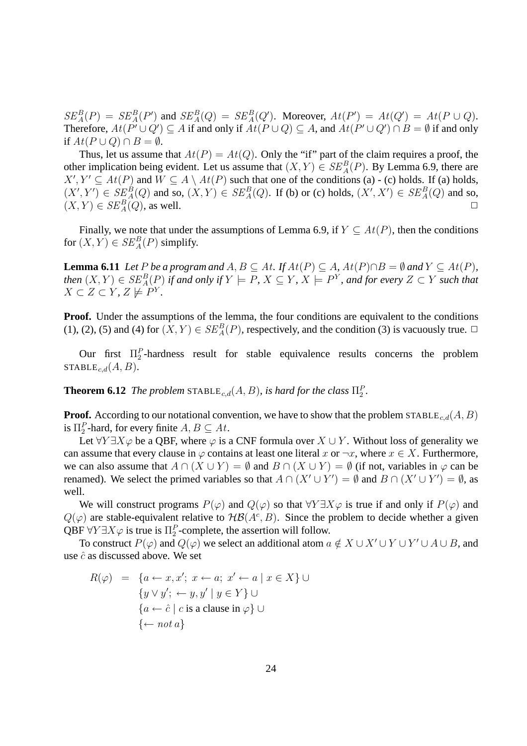$SE^B_A(P) = SE^B_A(P')$ and $SE^B_A(Q) = SE^B_A(Q')$. Moreover, $At(P') = At(Q') = At(P \cup Q)$. Therefore, $At(P' \cup Q') \subseteq A$ if and only if $At(P \cup Q) \subseteq A$, and $At(P' \cup Q') \cap B = \emptyset$ if and only if $At(P \cup Q) \cap B = \emptyset$.

Thus, let us assume that $At(P) = At(Q)$. Only the "if" part of the claim requires a proof, the other implication being evident. Let us assume that $(X, Y) \in SE^B_A(P)$. By Lemma 6.9, there are $X', Y' \subseteq At(P)$ and $W \subseteq A \setminus At(P)$ such that one of the conditions (a) - (c) holds. If (a) holds, $(X', Y') \in SE^B_A(Q)$ and so, $(X, Y) \in SE^B_A(Q)$. If (b) or (c) holds, $(X', X') \in SE^B_A(Q)$ and so, $(X, Y) \in SE^B_A(Q)$, as well. □

Finally, we note that under the assumptions of Lemma 6.9, if $Y \subseteq At(P)$, then the conditions for $(X, Y) \in SE^B_A(P)$ simplify.

**Lemma 6.11** *Let $P$ be a program and $A, B \subseteq At$. If $At(P) \subseteq A$, $At(P) \cap B = \emptyset$ and $Y \subseteq At(P)$, then $(X, Y) \in SE^B_A(P)$ if and only if $Y \models P$, $X \subseteq Y$, $X \models P^Y$, and for every $Z \subset Y$ such that $X \subset Z \subset Y$, $Z \not\models P^Y$.*

**Proof.** Under the assumptions of the lemma, the four conditions are equivalent to the conditions (1), (2), (5) and (4) for $(X, Y) \in SE^B_A(P)$, respectively, and the condition (3) is vacuously true. □

Our first $\Pi^P_2$-hardness result for stable equivalence results concerns the problem $\text{STABLE}_{c,d}(A, B)$.

**Theorem 6.12** *The problem $\text{STABLE}_{c,d}(A, B)$, is hard for the class $\Pi^P_2$.*

**Proof.** According to our notational convention, we have to show that the problem $\text{STABLE}_{c,d}(A, B)$ is $\Pi^P_2$-hard, for every finite $A, B \subseteq At$.

Let $\forall Y \exists X \varphi$ be a QBF, where $\varphi$ is a CNF formula over $X \cup Y$. Without loss of generality we can assume that every clause in $\varphi$ contains at least one literal $x$ or $\neg x$, where $x \in X$. Furthermore, we can also assume that $A \cap (X \cup Y) = \emptyset$ and $B \cap (X \cup Y) = \emptyset$ (if not, variables in $\varphi$ can be renamed). We select the primed variables so that $A \cap (X' \cup Y') = \emptyset$ and $B \cap (X' \cup Y') = \emptyset$, as well.

We will construct programs $P(\varphi)$ and $Q(\varphi)$ so that $\forall Y \exists X \varphi$ is true if and only if $P(\varphi)$ and $Q(\varphi)$ are stable-equivalent relative to $\mathcal{HB}(A^c, B)$. Since the problem to decide whether a given QBF $\forall Y \exists X \varphi$ is true is $\Pi^P_2$-complete, the assertion will follow.

To construct $P(\varphi)$ and $Q(\varphi)$ we select an additional atom $a \notin X \cup X' \cup Y \cup Y' \cup A \cup B$, and use $\hat{c}$ as discussed above. We set

$$
\begin{aligned}
R(\varphi) \;\; = \;\; & \{a \leftarrow x, x';\; x \leftarrow a;\; x' \leftarrow a \mid x \in X\} \cup \\
& \{y \vee y';\; \leftarrow y, y' \mid y \in Y\} \cup \\
& \{a \leftarrow \hat{c} \mid c \text{ is a clause in } \varphi\} \cup \\
& \{\leftarrow not\, a\}
\end{aligned}
$$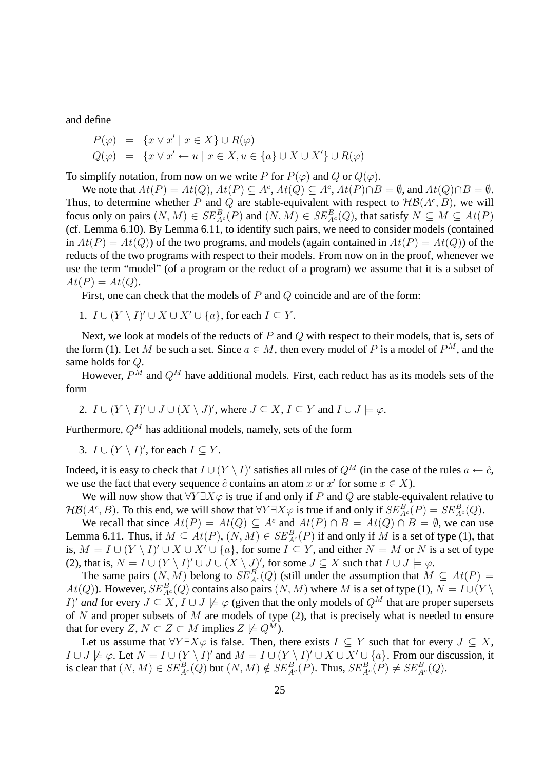and define

$$
\begin{aligned}
P(\varphi) &= \{x \vee x' \mid x \in X\} \cup R(\varphi) \\
Q(\varphi) &= \{x \vee x' \leftarrow u \mid x \in X, u \in \{a\} \cup X \cup X'\} \cup R(\varphi)
\end{aligned}
$$

To simplify notation, from now on we write $P$ for $P(\varphi)$ and $Q$ or $Q(\varphi)$.

We note that $At(P) = At(Q)$, $At(P) \subseteq A^c$, $At(Q) \subseteq A^c$, $At(P) \cap B = \emptyset$, and $At(Q) \cap B = \emptyset$. Thus, to determine whether $P$ and $Q$ are stable-equivalent with respect to $\mathcal{HB}(A^c, B)$, we will focus only on pairs $(N, M) \in SE^B_{A^c}(P)$ and $(N, M) \in SE^B_{A^c}(Q)$, that satisfy $N \subseteq M \subseteq At(P)$ (cf. Lemma 6.10). By Lemma 6.11, to identify such pairs, we need to consider models (contained in $At(P) = At(Q)$) of the two programs, and models (again contained in $At(P) = At(Q)$) of the reducts of the two programs with respect to their models. From now on in the proof, whenever we use the term "model" (of a program or the reduct of a program) we assume that it is a subset of $At(P) = At(Q)$.

First, one can check that the models of $P$ and $Q$ coincide and are of the form:

1. $I \cup (Y \setminus I)' \cup X \cup X' \cup \{a\}$, for each $I \subseteq Y$.

Next, we look at models of the reducts of $P$ and $Q$ with respect to their models, that is, sets of the form (1). Let $M$ be such a set. Since $a \in M$, then every model of $P$ is a model of $P^M$, and the same holds for $Q$.

However, $P^M$ and $Q^M$ have additional models. First, each reduct has as its models sets of the form

2. $I \cup (Y \setminus I)' \cup J \cup (X \setminus J)'$, where $J \subseteq X$, $I \subseteq Y$ and $I \cup J \models \varphi$.

Furthermore, $Q^M$ has additional models, namely, sets of the form

3. $I \cup (Y \setminus I)'$, for each $I \subseteq Y$.

Indeed, it is easy to check that $I \cup (Y \setminus I)'$ satisfies all rules of $Q^M$ (in the case of the rules $a \leftarrow \hat{c}$, we use the fact that every sequence $\hat{c}$ contains an atom $x$ or $x'$ for some $x \in X$).

We will now show that $\forall Y \exists X \varphi$ is true if and only if $P$ and $Q$ are stable-equivalent relative to $\mathcal{HB}(A^c, B)$. To this end, we will show that $\forall Y \exists X \varphi$ is true if and only if $SE^B_{A^c}(P) = SE^B_{A^c}(Q)$.

We recall that since $At(P) = At(Q) \subseteq A^c$ and $At(P) \cap B = At(Q) \cap B = \emptyset$, we can use Lemma 6.11. Thus, if $M \subseteq At(P)$, $(N, M) \in SE^B_{A^c}(P)$ if and only if $M$ is a set of type (1), that is, $M = I \cup (Y \setminus I)' \cup X \cup X' \cup \{a\}$, for some $I \subseteq Y$, and either $N = M$ or $N$ is a set of type (2), that is, $N = I \cup (Y \setminus I)' \cup J \cup (X \setminus J)'$, for some $J \subseteq X$ such that $I \cup J \models \varphi$.

The same pairs $(N, M)$ belong to $SE^B_{A^c}(Q)$ (still under the assumption that $M \subseteq At(P) = At(Q)$). However, $SE^B_{A^c}(Q)$ contains also pairs $(N, M)$ where $M$ is a set of type (1), $N = I \cup (Y \setminus I)'$ *and* for every $J \subseteq X$, $I \cup J \not\models \varphi$ (given that the only models of $Q^M$ that are proper supersets of $N$ and proper subsets of $M$ are models of type (2), that is precisely what is needed to ensure that for every $Z$, $N \subset Z \subset M$ implies $Z \not\models Q^M$).

Let us assume that $\forall Y \exists X \varphi$ is false. Then, there exists $I \subseteq Y$ such that for every $J \subseteq X$, $I \cup J \not\models \varphi$. Let $N = I \cup (Y \setminus I)'$ and $M = I \cup (Y \setminus I)' \cup X \cup X' \cup \{a\}$. From our discussion, it is clear that $(N, M) \in SE^B_{A^c}(Q)$ but $(N, M) \notin SE^B_{A^c}(P)$. Thus, $SE^B_{A^c}(P) \neq SE^B_{A^c}(Q)$.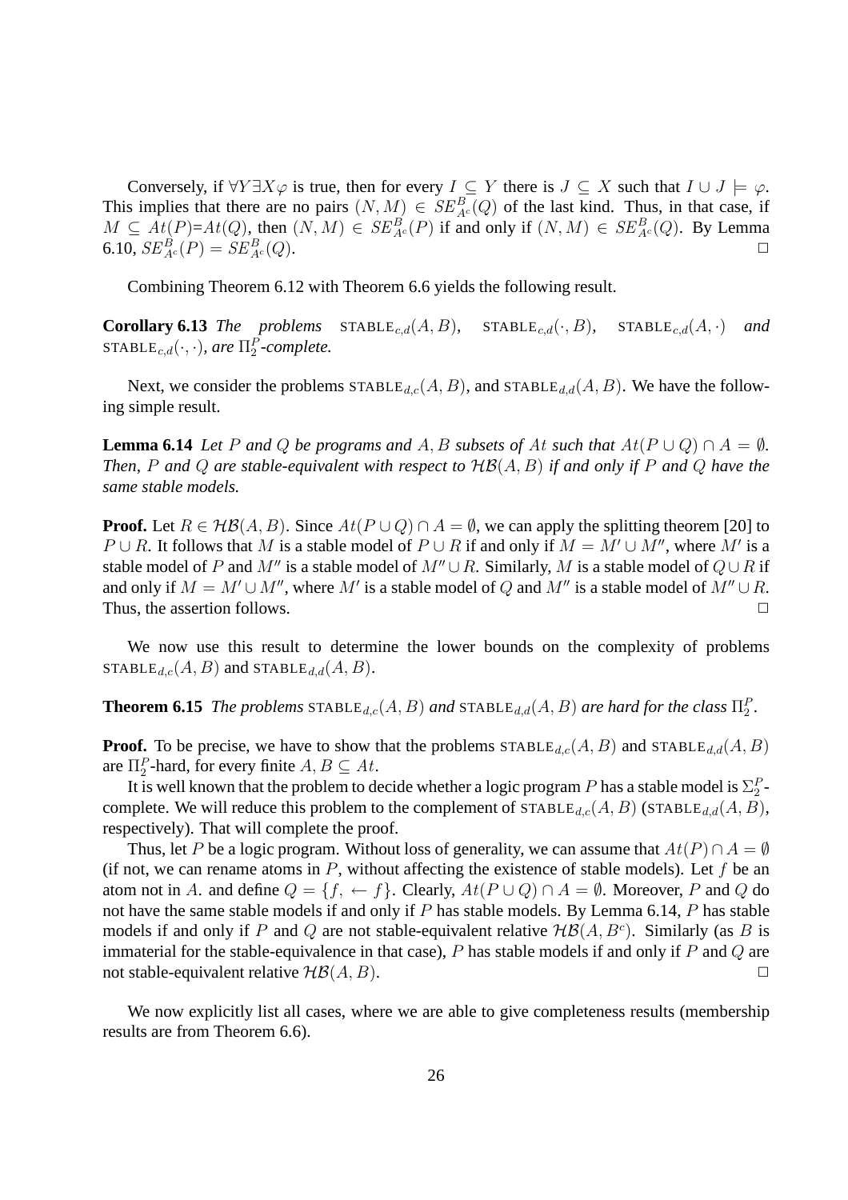Conversely, if $\forall Y \exists X \varphi$ is true, then for every $I \subseteq Y$ there is $J \subseteq X$ such that $I \cup J \models \varphi$. This implies that there are no pairs $(N, M) \in SE^B_{A^c}(Q)$ of the last kind. Thus, in that case, if $M \subseteq At(P)$=$At(Q)$, then $(N, M) \in SE^B_{A^c}(P)$ if and only if $(N, M) \in SE^B_{A^c}(Q)$. By Lemma 6.10, $SE^B_{A^c}(P) = SE^B_{A^c}(Q)$. □

Combining Theorem 6.12 with Theorem 6.6 yields the following result.

**Corollary 6.13** *The problems* $\text{STABLE}_{c,d}(A, B)$, $\text{STABLE}_{c,d}(\cdot, B)$, $\text{STABLE}_{c,d}(A, \cdot)$ *and* $\text{STABLE}_{c,d}(\cdot, \cdot)$, *are* $\Pi^P_2$*-complete.*

Next, we consider the problems $\text{STABLE}_{d,c}(A, B)$, and $\text{STABLE}_{d,d}(A, B)$. We have the following simple result.

**Lemma 6.14** *Let $P$ and $Q$ be programs and $A, B$ subsets of $At$ such that $At(P \cup Q) \cap A = \emptyset$. Then, $P$ and $Q$ are stable-equivalent with respect to $\mathcal{HB}(A, B)$ if and only if $P$ and $Q$ have the same stable models.*

**Proof.** Let $R \in \mathcal{HB}(A, B)$. Since $At(P \cup Q) \cap A = \emptyset$, we can apply the splitting theorem [20] to $P \cup R$. It follows that $M$ is a stable model of $P \cup R$ if and only if $M = M' \cup M''$, where $M'$ is a stable model of $P$ and $M''$ is a stable model of $M'' \cup R$. Similarly, $M$ is a stable model of $Q \cup R$ if and only if $M = M' \cup M''$, where $M'$ is a stable model of $Q$ and $M''$ is a stable model of $M'' \cup R$. Thus, the assertion follows. □

We now use this result to determine the lower bounds on the complexity of problems $\text{STABLE}_{d,c}(A, B)$ and $\text{STABLE}_{d,d}(A, B)$.

**Theorem 6.15** *The problems $\text{STABLE}_{d,c}(A, B)$ and $\text{STABLE}_{d,d}(A, B)$ are hard for the class $\Pi^P_2$.*

**Proof.** To be precise, we have to show that the problems $\text{STABLE}_{d,c}(A, B)$ and $\text{STABLE}_{d,d}(A, B)$ are $\Pi^P_2$-hard, for every finite $A, B \subseteq At$.

It is well known that the problem to decide whether a logic program $P$ has a stable model is $\Sigma^P_2$-complete. We will reduce this problem to the complement of $\text{STABLE}_{d,c}(A, B)$ ($\text{STABLE}_{d,d}(A, B)$, respectively). That will complete the proof.

Thus, let $P$ be a logic program. Without loss of generality, we can assume that $At(P) \cap A = \emptyset$ (if not, we can rename atoms in $P$, without affecting the existence of stable models). Let $f$ be an atom not in $A$. and define $Q = \{f, \leftarrow f\}$. Clearly, $At(P \cup Q) \cap A = \emptyset$. Moreover, $P$ and $Q$ do not have the same stable models if and only if $P$ has stable models. By Lemma 6.14, $P$ has stable models if and only if $P$ and $Q$ are not stable-equivalent relative $\mathcal{HB}(A, B^c)$. Similarly (as $B$ is immaterial for the stable-equivalence in that case), $P$ has stable models if and only if $P$ and $Q$ are not stable-equivalent relative $\mathcal{HB}(A, B)$. □

We now explicitly list all cases, where we are able to give completeness results (membership results are from Theorem 6.6).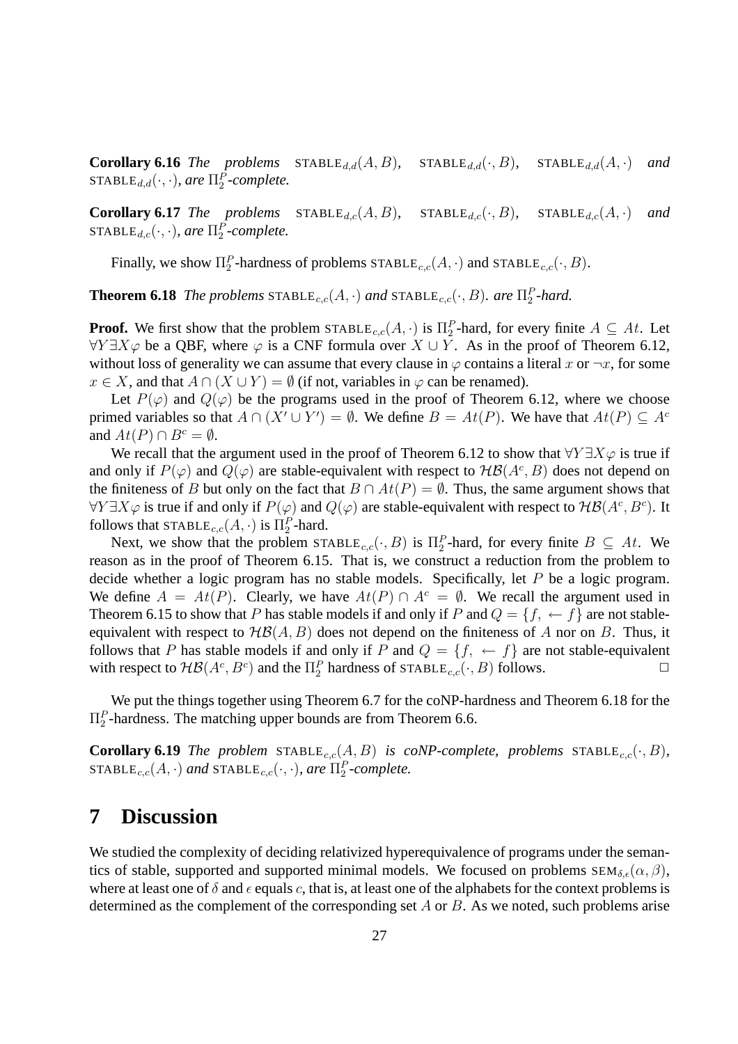**Corollary 6.16** *The problems* $\text{STABLE}_{d,d}(A, B)$, $\text{STABLE}_{d,d}(\cdot, B)$, $\text{STABLE}_{d,d}(A, \cdot)$ *and* $\text{STABLE}_{d,d}(\cdot, \cdot)$*, are* $\Pi_2^P$*-complete.*

**Corollary 6.17** *The problems* $\text{STABLE}_{d,c}(A, B)$, $\text{STABLE}_{d,c}(\cdot, B)$, $\text{STABLE}_{d,c}(A, \cdot)$ *and* $\text{STABLE}_{d,c}(\cdot, \cdot)$*, are* $\Pi_2^P$*-complete.*

Finally, we show $\Pi_2^P$-hardness of problems $\text{STABLE}_{c,c}(A, \cdot)$ and $\text{STABLE}_{c,c}(\cdot, B)$.

**Theorem 6.18** *The problems* $\text{STABLE}_{c,c}(A, \cdot)$ *and* $\text{STABLE}_{c,c}(\cdot, B)$*. are* $\Pi_2^P$*-hard.*

**Proof.** We first show that the problem $\text{STABLE}_{c,c}(A, \cdot)$ is $\Pi_2^P$-hard, for every finite $A \subseteq At$. Let $\forall Y \exists X \varphi$ be a QBF, where $\varphi$ is a CNF formula over $X \cup Y$. As in the proof of Theorem 6.12, without loss of generality we can assume that every clause in $\varphi$ contains a literal $x$ or $\neg x$, for some $x \in X$, and that $A \cap (X \cup Y) = \emptyset$ (if not, variables in $\varphi$ can be renamed).

Let $P(\varphi)$ and $Q(\varphi)$ be the programs used in the proof of Theorem 6.12, where we choose primed variables so that $A \cap (X' \cup Y') = \emptyset$. We define $B = At(P)$. We have that $At(P) \subseteq A^c$ and $At(P) \cap B^c = \emptyset$.

We recall that the argument used in the proof of Theorem 6.12 to show that $\forall Y \exists X \varphi$ is true if and only if $P(\varphi)$ and $Q(\varphi)$ are stable-equivalent with respect to $\mathcal{HB}(A^c, B)$ does not depend on the finiteness of $B$ but only on the fact that $B \cap At(P) = \emptyset$. Thus, the same argument shows that $\forall Y \exists X \varphi$ is true if and only if $P(\varphi)$ and $Q(\varphi)$ are stable-equivalent with respect to $\mathcal{HB}(A^c, B^c)$. It follows that $\text{STABLE}_{c,c}(A, \cdot)$ is $\Pi_2^P$-hard.

Next, we show that the problem $\text{STABLE}_{c,c}(\cdot, B)$ is $\Pi_2^P$-hard, for every finite $B \subseteq At$. We reason as in the proof of Theorem 6.15. That is, we construct a reduction from the problem to decide whether a logic program has no stable models. Specifically, let $P$ be a logic program. We define $A = At(P)$. Clearly, we have $At(P) \cap A^c = \emptyset$. We recall the argument used in Theorem 6.15 to show that $P$ has stable models if and only if $P$ and $Q = \{f, \leftarrow f\}$ are not stable-equivalent with respect to $\mathcal{HB}(A, B)$ does not depend on the finiteness of $A$ nor on $B$. Thus, it follows that $P$ has stable models if and only if $P$ and $Q = \{f, \leftarrow f\}$ are not stable-equivalent with respect to $\mathcal{HB}(A^c, B^c)$ and the $\Pi_2^P$ hardness of $\text{STABLE}_{c,c}(\cdot, B)$ follows. □

We put the things together using Theorem 6.7 for the coNP-hardness and Theorem 6.18 for the $\Pi_2^P$-hardness. The matching upper bounds are from Theorem 6.6.

**Corollary 6.19** *The problem* $\text{STABLE}_{c,c}(A, B)$ *is coNP-complete, problems* $\text{STABLE}_{c,c}(\cdot, B)$*,* $\text{STABLE}_{c,c}(A, \cdot)$ *and* $\text{STABLE}_{c,c}(\cdot, \cdot)$*, are* $\Pi_2^P$*-complete.*

# 7 Discussion

We studied the complexity of deciding relativized hyperequivalence of programs under the semantics of stable, supported and supported minimal models. We focused on problems $\text{SEM}_{\delta,\epsilon}(\alpha, \beta)$, where at least one of $\delta$ and $\epsilon$ equals $c$, that is, at least one of the alphabets for the context problems is determined as the complement of the corresponding set $A$ or $B$. As we noted, such problems arise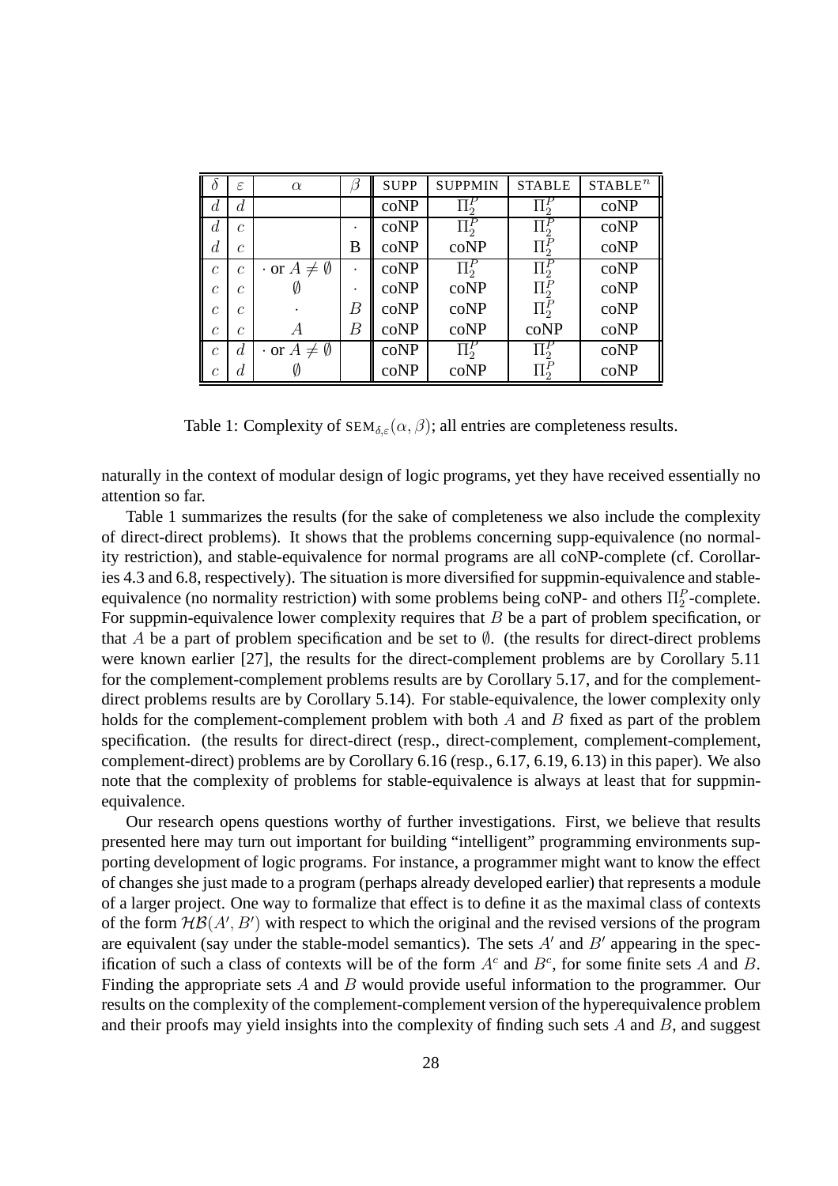| $\delta$ | $\varepsilon$ | $\alpha$ | $\beta$ | SUPP | SUPPMIN | STABLE | STABLE$^n$ |
|---|---|---|---|---|---|---|---|
| $d$ | $d$ | | | coNP | $\Pi_2^P$ | $\Pi_2^P$ | coNP |
| $d$ | $c$ | | $\cdot$ | coNP | $\Pi_2^P$ | $\Pi_2^P$ | coNP |
| $d$ | $c$ | | B | coNP | coNP | $\Pi_2^P$ | coNP |
| $c$ | $c$ | $\cdot$ or $A \neq \emptyset$ | $\cdot$ | coNP | $\Pi_2^P$ | $\Pi_2^P$ | coNP |
| $c$ | $c$ | $\emptyset$ | $\cdot$ | coNP | coNP | $\Pi_2^P$ | coNP |
| $c$ | $c$ | $\cdot$ | $B$ | coNP | coNP | $\Pi_2^P$ | coNP |
| $c$ | $c$ | $A$ | $B$ | coNP | coNP | coNP | coNP |
| $c$ | $d$ | $\cdot$ or $A \neq \emptyset$ | | coNP | $\Pi_2^P$ | $\Pi_2^P$ | coNP |
| $c$ | $d$ | $\emptyset$ | | coNP | coNP | $\Pi_2^P$ | coNP |

Table 1: Complexity of $\text{SEM}_{\delta,\varepsilon}(\alpha, \beta)$; all entries are completeness results.

naturally in the context of modular design of logic programs, yet they have received essentially no attention so far.

Table 1 summarizes the results (for the sake of completeness we also include the complexity of direct-direct problems). It shows that the problems concerning supp-equivalence (no normality restriction), and stable-equivalence for normal programs are all coNP-complete (cf. Corollaries 4.3 and 6.8, respectively). The situation is more diversified for suppmin-equivalence and stable-equivalence (no normality restriction) with some problems being coNP- and others $\Pi_2^P$-complete. For suppmin-equivalence lower complexity requires that $B$ be a part of problem specification, or that $A$ be a part of problem specification and be set to $\emptyset$. (the results for direct-direct problems were known earlier [27], the results for the direct-complement problems are by Corollary 5.11 for the complement-complement problems results are by Corollary 5.17, and for the complement-direct problems results are by Corollary 5.14). For stable-equivalence, the lower complexity only holds for the complement-complement problem with both $A$ and $B$ fixed as part of the problem specification. (the results for direct-direct (resp., direct-complement, complement-complement, complement-direct) problems are by Corollary 6.16 (resp., 6.17, 6.19, 6.13) in this paper). We also note that the complexity of problems for stable-equivalence is always at least that for suppmin-equivalence.

Our research opens questions worthy of further investigations. First, we believe that results presented here may turn out important for building "intelligent" programming environments supporting development of logic programs. For instance, a programmer might want to know the effect of changes she just made to a program (perhaps already developed earlier) that represents a module of a larger project. One way to formalize that effect is to define it as the maximal class of contexts of the form $\mathcal{HB}(A', B')$ with respect to which the original and the revised versions of the program are equivalent (say under the stable-model semantics). The sets $A'$ and $B'$ appearing in the specification of such a class of contexts will be of the form $A^c$ and $B^c$, for some finite sets $A$ and $B$. Finding the appropriate sets $A$ and $B$ would provide useful information to the programmer. Our results on the complexity of the complement-complement version of the hyperequivalence problem and their proofs may yield insights into the complexity of finding such sets $A$ and $B$, and suggest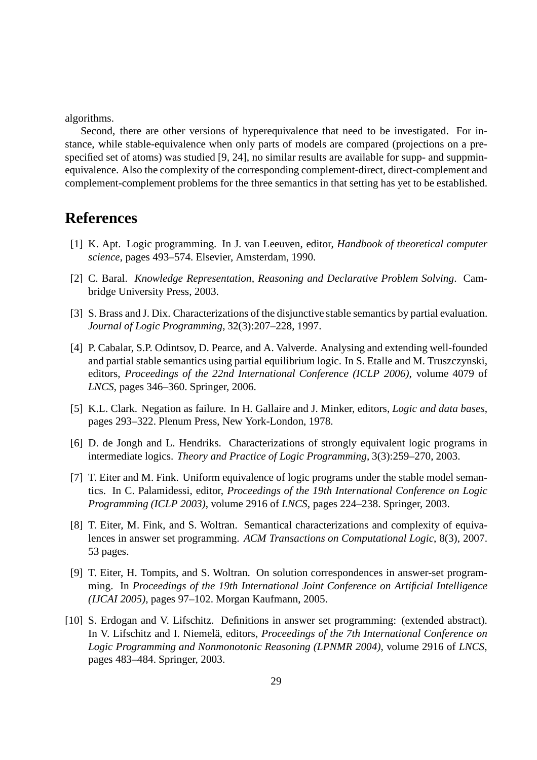algorithms.

Second, there are other versions of hyperequivalence that need to be investigated. For instance, while stable-equivalence when only parts of models are compared (projections on a prespecified set of atoms) was studied [9, 24], no similar results are available for supp- and suppmin-equivalence. Also the complexity of the corresponding complement-direct, direct-complement and complement-complement problems for the three semantics in that setting has yet to be established.

# References

[1] K. Apt. Logic programming. In J. van Leeuven, editor, *Handbook of theoretical computer science*, pages 493–574. Elsevier, Amsterdam, 1990.

[2] C. Baral. *Knowledge Representation, Reasoning and Declarative Problem Solving*. Cambridge University Press, 2003.

[3] S. Brass and J. Dix. Characterizations of the disjunctive stable semantics by partial evaluation. *Journal of Logic Programming*, 32(3):207–228, 1997.

[4] P. Cabalar, S.P. Odintsov, D. Pearce, and A. Valverde. Analysing and extending well-founded and partial stable semantics using partial equilibrium logic. In S. Etalle and M. Truszczynski, editors, *Proceedings of the 22nd International Conference (ICLP 2006)*, volume 4079 of *LNCS*, pages 346–360. Springer, 2006.

[5] K.L. Clark. Negation as failure. In H. Gallaire and J. Minker, editors, *Logic and data bases*, pages 293–322. Plenum Press, New York-London, 1978.

[6] D. de Jongh and L. Hendriks. Characterizations of strongly equivalent logic programs in intermediate logics. *Theory and Practice of Logic Programming*, 3(3):259–270, 2003.

[7] T. Eiter and M. Fink. Uniform equivalence of logic programs under the stable model semantics. In C. Palamidessi, editor, *Proceedings of the 19th International Conference on Logic Programming (ICLP 2003)*, volume 2916 of *LNCS*, pages 224–238. Springer, 2003.

[8] T. Eiter, M. Fink, and S. Woltran. Semantical characterizations and complexity of equivalences in answer set programming. *ACM Transactions on Computational Logic*, 8(3), 2007. 53 pages.

[9] T. Eiter, H. Tompits, and S. Woltran. On solution correspondences in answer-set programming. In *Proceedings of the 19th International Joint Conference on Artificial Intelligence (IJCAI 2005)*, pages 97–102. Morgan Kaufmann, 2005.

[10] S. Erdogan and V. Lifschitz. Definitions in answer set programming: (extended abstract). In V. Lifschitz and I. Niemelä, editors, *Proceedings of the 7th International Conference on Logic Programming and Nonmonotonic Reasoning (LPNMR 2004)*, volume 2916 of *LNCS*, pages 483–484. Springer, 2003.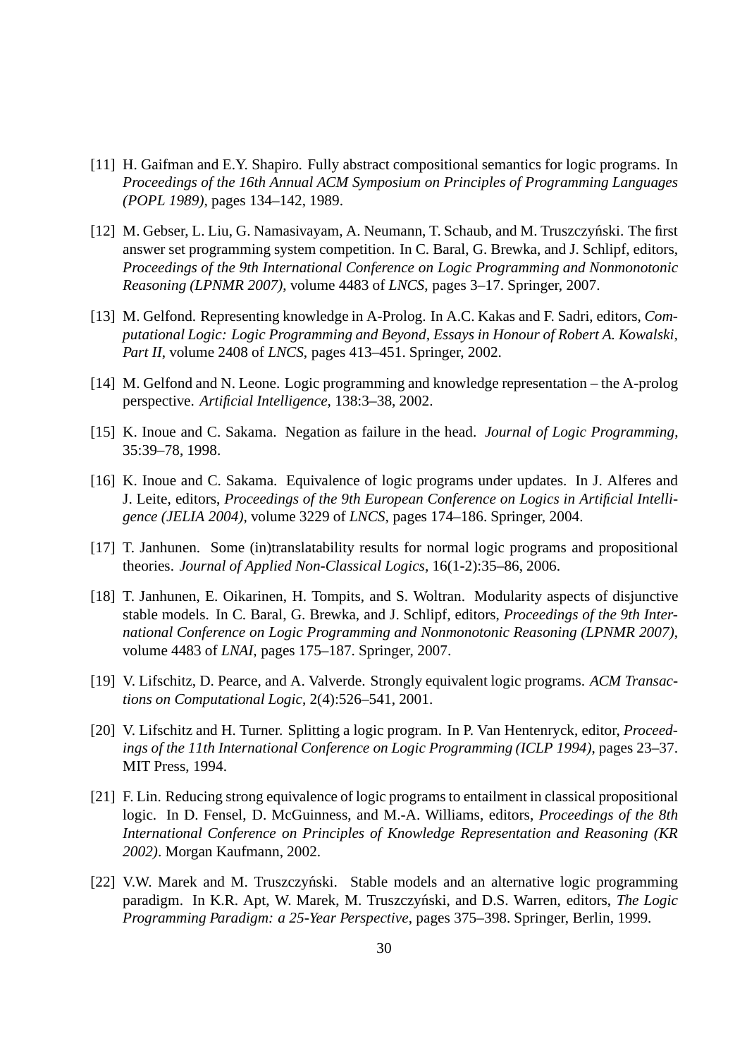[11] H. Gaifman and E.Y. Shapiro. Fully abstract compositional semantics for logic programs. In *Proceedings of the 16th Annual ACM Symposium on Principles of Programming Languages (POPL 1989)*, pages 134–142, 1989.

[12] M. Gebser, L. Liu, G. Namasivayam, A. Neumann, T. Schaub, and M. Truszczyński. The first answer set programming system competition. In C. Baral, G. Brewka, and J. Schlipf, editors, *Proceedings of the 9th International Conference on Logic Programming and Nonmonotonic Reasoning (LPNMR 2007)*, volume 4483 of *LNCS*, pages 3–17. Springer, 2007.

[13] M. Gelfond. Representing knowledge in A-Prolog. In A.C. Kakas and F. Sadri, editors, *Computational Logic: Logic Programming and Beyond, Essays in Honour of Robert A. Kowalski, Part II*, volume 2408 of *LNCS*, pages 413–451. Springer, 2002.

[14] M. Gelfond and N. Leone. Logic programming and knowledge representation – the A-prolog perspective. *Artificial Intelligence*, 138:3–38, 2002.

[15] K. Inoue and C. Sakama. Negation as failure in the head. *Journal of Logic Programming*, 35:39–78, 1998.

[16] K. Inoue and C. Sakama. Equivalence of logic programs under updates. In J. Alferes and J. Leite, editors, *Proceedings of the 9th European Conference on Logics in Artificial Intelligence (JELIA 2004)*, volume 3229 of *LNCS*, pages 174–186. Springer, 2004.

[17] T. Janhunen. Some (in)translatability results for normal logic programs and propositional theories. *Journal of Applied Non-Classical Logics*, 16(1-2):35–86, 2006.

[18] T. Janhunen, E. Oikarinen, H. Tompits, and S. Woltran. Modularity aspects of disjunctive stable models. In C. Baral, G. Brewka, and J. Schlipf, editors, *Proceedings of the 9th International Conference on Logic Programming and Nonmonotonic Reasoning (LPNMR 2007)*, volume 4483 of *LNAI*, pages 175–187. Springer, 2007.

[19] V. Lifschitz, D. Pearce, and A. Valverde. Strongly equivalent logic programs. *ACM Transactions on Computational Logic*, 2(4):526–541, 2001.

[20] V. Lifschitz and H. Turner. Splitting a logic program. In P. Van Hentenryck, editor, *Proceedings of the 11th International Conference on Logic Programming (ICLP 1994)*, pages 23–37. MIT Press, 1994.

[21] F. Lin. Reducing strong equivalence of logic programs to entailment in classical propositional logic. In D. Fensel, D. McGuinness, and M.-A. Williams, editors, *Proceedings of the 8th International Conference on Principles of Knowledge Representation and Reasoning (KR 2002)*. Morgan Kaufmann, 2002.

[22] V.W. Marek and M. Truszczyński. Stable models and an alternative logic programming paradigm. In K.R. Apt, W. Marek, M. Truszczyński, and D.S. Warren, editors, *The Logic Programming Paradigm: a 25-Year Perspective*, pages 375–398. Springer, Berlin, 1999.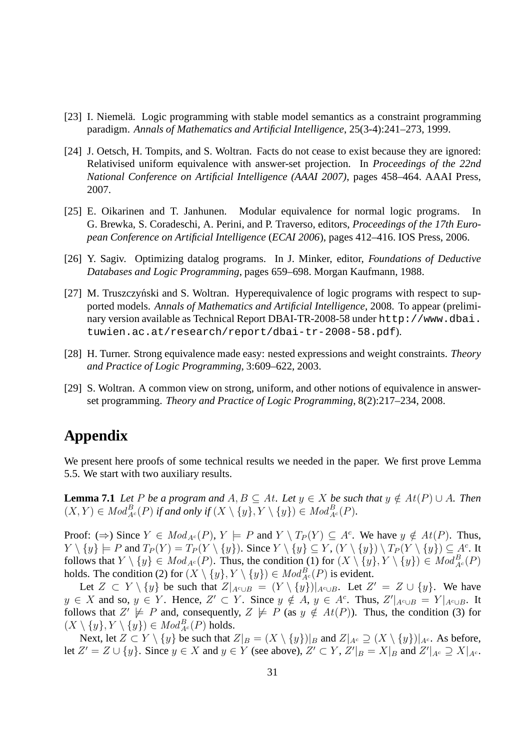[23] I. Niemelä. Logic programming with stable model semantics as a constraint programming paradigm. *Annals of Mathematics and Artificial Intelligence*, 25(3-4):241–273, 1999.

[24] J. Oetsch, H. Tompits, and S. Woltran. Facts do not cease to exist because they are ignored: Relativised uniform equivalence with answer-set projection. In *Proceedings of the 22nd National Conference on Artificial Intelligence (AAAI 2007)*, pages 458–464. AAAI Press, 2007.

[25] E. Oikarinen and T. Janhunen. Modular equivalence for normal logic programs. In G. Brewka, S. Coradeschi, A. Perini, and P. Traverso, editors, *Proceedings of the 17th European Conference on Artificial Intelligence* (*ECAI 2006*), pages 412–416. IOS Press, 2006.

[26] Y. Sagiv. Optimizing datalog programs. In J. Minker, editor, *Foundations of Deductive Databases and Logic Programming*, pages 659–698. Morgan Kaufmann, 1988.

[27] M. Truszczyński and S. Woltran. Hyperequivalence of logic programs with respect to supported models. *Annals of Mathematics and Artificial Intelligence*, 2008. To appear (preliminary version available as Technical Report DBAI-TR-2008-58 under `http://www.dbai.tuwien.ac.at/research/report/dbai-tr-2008-58.pdf`).

[28] H. Turner. Strong equivalence made easy: nested expressions and weight constraints. *Theory and Practice of Logic Programming*, 3:609–622, 2003.

[29] S. Woltran. A common view on strong, uniform, and other notions of equivalence in answer-set programming. *Theory and Practice of Logic Programming*, 8(2):217–234, 2008.

# Appendix

We present here proofs of some technical results we needed in the paper. We first prove Lemma 5.5. We start with two auxiliary results.

**Lemma 7.1** *Let $P$ be a program and $A, B \subseteq At$. Let $y \in X$ be such that $y \notin At(P) \cup A$. Then $(X, Y) \in Mod^B_{A^c}(P)$ if and only if $(X \setminus \{y\}, Y \setminus \{y\}) \in Mod^B_{A^c}(P)$.*

Proof: ($\Rightarrow$) Since $Y \in Mod_{A^c}(P)$, $Y \models P$ and $Y \setminus T_P(Y) \subseteq A^c$. We have $y \notin At(P)$. Thus, $Y \setminus \{y\} \models P$ and $T_P(Y) = T_P(Y \setminus \{y\})$. Since $Y \setminus \{y\} \subseteq Y$, $(Y \setminus \{y\}) \setminus T_P(Y \setminus \{y\}) \subseteq A^c$. It follows that $Y \setminus \{y\} \in Mod_{A^c}(P)$. Thus, the condition (1) for $(X \setminus \{y\}, Y \setminus \{y\}) \in Mod^B_{A^c}(P)$ holds. The condition (2) for $(X \setminus \{y\}, Y \setminus \{y\}) \in Mod^B_{A^c}(P)$ is evident.

Let $Z \subset Y \setminus \{y\}$ be such that $Z|_{A^c \cup B} = (Y \setminus \{y\})|_{A^c \cup B}$. Let $Z' = Z \cup \{y\}$. We have $y \in X$ and so, $y \in Y$. Hence, $Z' \subset Y$. Since $y \notin A$, $y \in A^c$. Thus, $Z'|_{A^c \cup B} = Y|_{A^c \cup B}$. It follows that $Z' \not\models P$ and, consequently, $Z \not\models P$ (as $y \notin At(P)$). Thus, the condition (3) for $(X \setminus \{y\}, Y \setminus \{y\}) \in Mod^B_{A^c}(P)$ holds.

Next, let $Z \subset Y \setminus \{y\}$ be such that $Z|_B = (X \setminus \{y\})|_B$ and $Z|_{A^c} \supseteq (X \setminus \{y\})|_{A^c}$. As before, let $Z' = Z \cup \{y\}$. Since $y \in X$ and $y \in Y$ (see above), $Z' \subset Y$, $Z'|_B = X|_B$ and $Z'|_{A^c} \supseteq X|_{A^c}$.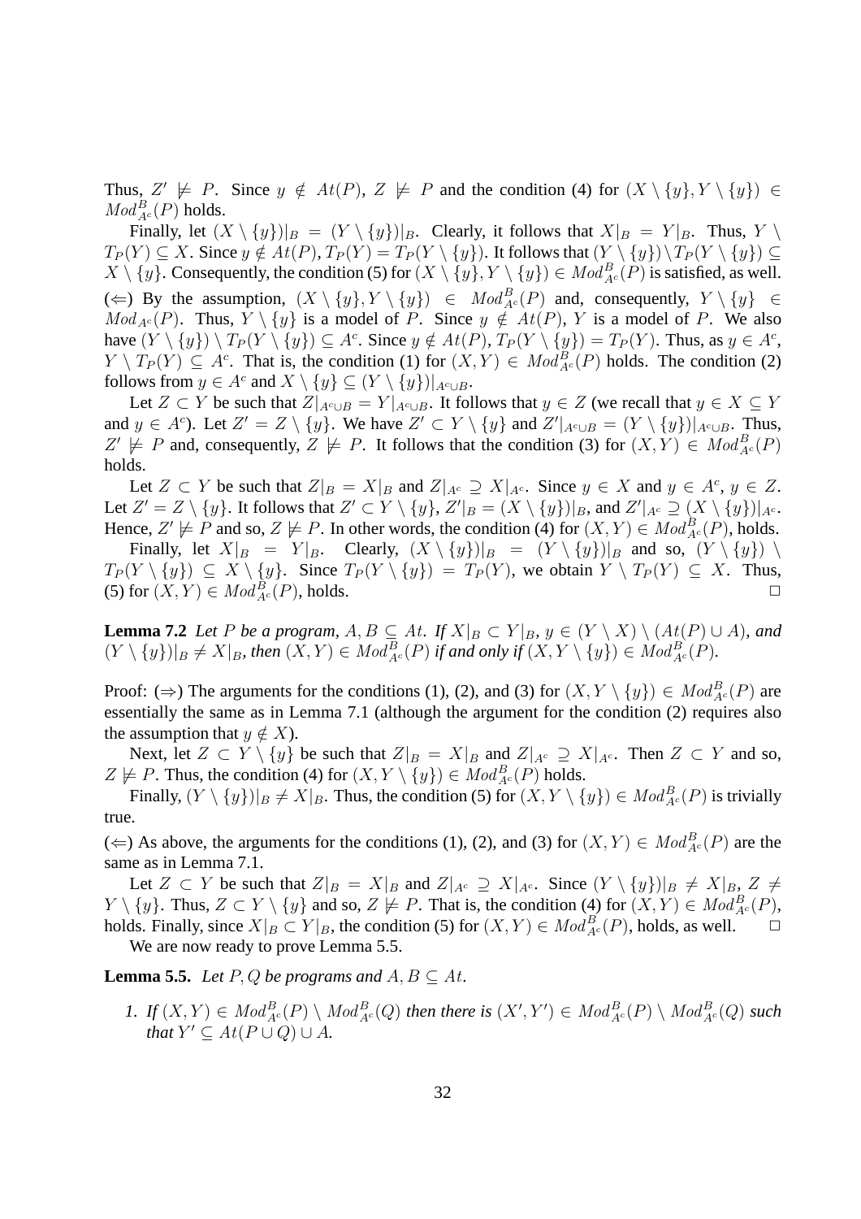Thus, $Z' \not\models P$. Since $y \notin At(P)$, $Z \not\models P$ and the condition (4) for $(X \setminus \{y\}, Y \setminus \{y\}) \in Mod^B_{A^c}(P)$ holds.

Finally, let $(X \setminus \{y\})|_B = (Y \setminus \{y\})|_B$. Clearly, it follows that $X|_B = Y|_B$. Thus, $Y \setminus T_P(Y) \subseteq X$. Since $y \notin At(P)$, $T_P(Y) = T_P(Y \setminus \{y\})$. It follows that $(Y \setminus \{y\}) \setminus T_P(Y \setminus \{y\}) \subseteq X \setminus \{y\}$. Consequently, the condition (5) for $(X \setminus \{y\}, Y \setminus \{y\}) \in Mod^B_{A^c}(P)$ is satisfied, as well.

($\Leftarrow$) By the assumption, $(X \setminus \{y\}, Y \setminus \{y\}) \in Mod^B_{A^c}(P)$ and, consequently, $Y \setminus \{y\} \in Mod_{A^c}(P)$. Thus, $Y \setminus \{y\}$ is a model of $P$. Since $y \notin At(P)$, $Y$ is a model of $P$. We also have $(Y \setminus \{y\}) \setminus T_P(Y \setminus \{y\}) \subseteq A^c$. Since $y \notin At(P)$, $T_P(Y \setminus \{y\}) = T_P(Y)$. Thus, as $y \in A^c$, $Y \setminus T_P(Y) \subseteq A^c$. That is, the condition (1) for $(X, Y) \in Mod^B_{A^c}(P)$ holds. The condition (2) follows from $y \in A^c$ and $X \setminus \{y\} \subseteq (Y \setminus \{y\})|_{A^c \cup B}$.

Let $Z \subset Y$ be such that $Z|_{A^c \cup B} = Y|_{A^c \cup B}$. It follows that $y \in Z$ (we recall that $y \in X \subseteq Y$ and $y \in A^c$). Let $Z' = Z \setminus \{y\}$. We have $Z' \subset Y \setminus \{y\}$ and $Z'|_{A^c \cup B} = (Y \setminus \{y\})|_{A^c \cup B}$. Thus, $Z' \not\models P$ and, consequently, $Z \not\models P$. It follows that the condition (3) for $(X, Y) \in Mod^B_{A^c}(P)$ holds.

Let $Z \subset Y$ be such that $Z|_B = X|_B$ and $Z|_{A^c} \supseteq X|_{A^c}$. Since $y \in X$ and $y \in A^c$, $y \in Z$. Let $Z' = Z \setminus \{y\}$. It follows that $Z' \subset Y \setminus \{y\}$, $Z'|_B = (X \setminus \{y\})|_B$, and $Z'|_{A^c} \supseteq (X \setminus \{y\})|_{A^c}$. Hence, $Z' \not\models P$ and so, $Z \not\models P$. In other words, the condition (4) for $(X, Y) \in Mod^B_{A^c}(P)$, holds.

Finally, let $X|_B = Y|_B$. Clearly, $(X \setminus \{y\})|_B = (Y \setminus \{y\})|_B$ and so, $(Y \setminus \{y\}) \setminus T_P(Y \setminus \{y\}) \subseteq X \setminus \{y\}$. Since $T_P(Y \setminus \{y\}) = T_P(Y)$, we obtain $Y \setminus T_P(Y) \subseteq X$. Thus, (5) for $(X, Y) \in Mod^B_{A^c}(P)$, holds. $\Box$

**Lemma 7.2** *Let $P$ be a program, $A, B \subseteq At$. If $X|_B \subset Y|_B$, $y \in (Y \setminus X) \setminus (At(P) \cup A)$, and $(Y \setminus \{y\})|_B \neq X|_B$, then $(X, Y) \in Mod^B_{A^c}(P)$ if and only if $(X, Y \setminus \{y\}) \in Mod^B_{A^c}(P)$.*

Proof: ($\Rightarrow$) The arguments for the conditions (1), (2), and (3) for $(X, Y \setminus \{y\}) \in Mod^B_{A^c}(P)$ are essentially the same as in Lemma 7.1 (although the argument for the condition (2) requires also the assumption that $y \notin X$).

Next, let $Z \subset Y \setminus \{y\}$ be such that $Z|_B = X|_B$ and $Z|_{A^c} \supseteq X|_{A^c}$. Then $Z \subset Y$ and so, $Z \not\models P$. Thus, the condition (4) for $(X, Y \setminus \{y\}) \in Mod^B_{A^c}(P)$ holds.

Finally, $(Y \setminus \{y\})|_B \neq X|_B$. Thus, the condition (5) for $(X, Y \setminus \{y\}) \in Mod^B_{A^c}(P)$ is trivially true.

($\Leftarrow$) As above, the arguments for the conditions (1), (2), and (3) for $(X, Y) \in Mod^B_{A^c}(P)$ are the same as in Lemma 7.1.

Let $Z \subset Y$ be such that $Z|_B = X|_B$ and $Z|_{A^c} \supseteq X|_{A^c}$. Since $(Y \setminus \{y\})|_B \neq X|_B$, $Z \neq Y \setminus \{y\}$. Thus, $Z \subset Y \setminus \{y\}$ and so, $Z \not\models P$. That is, the condition (4) for $(X, Y) \in Mod^B_{A^c}(P)$, holds. Finally, since $X|_B \subset Y|_B$, the condition (5) for $(X, Y) \in Mod^B_{A^c}(P)$, holds, as well. $\Box$

We are now ready to prove Lemma 5.5.

**Lemma 5.5.** *Let $P, Q$ be programs and $A, B \subseteq At$.*

1. *If $(X, Y) \in Mod^B_{A^c}(P) \setminus Mod^B_{A^c}(Q)$ then there is $(X', Y') \in Mod^B_{A^c}(P) \setminus Mod^B_{A^c}(Q)$ such that $Y' \subseteq At(P \cup Q) \cup A$.*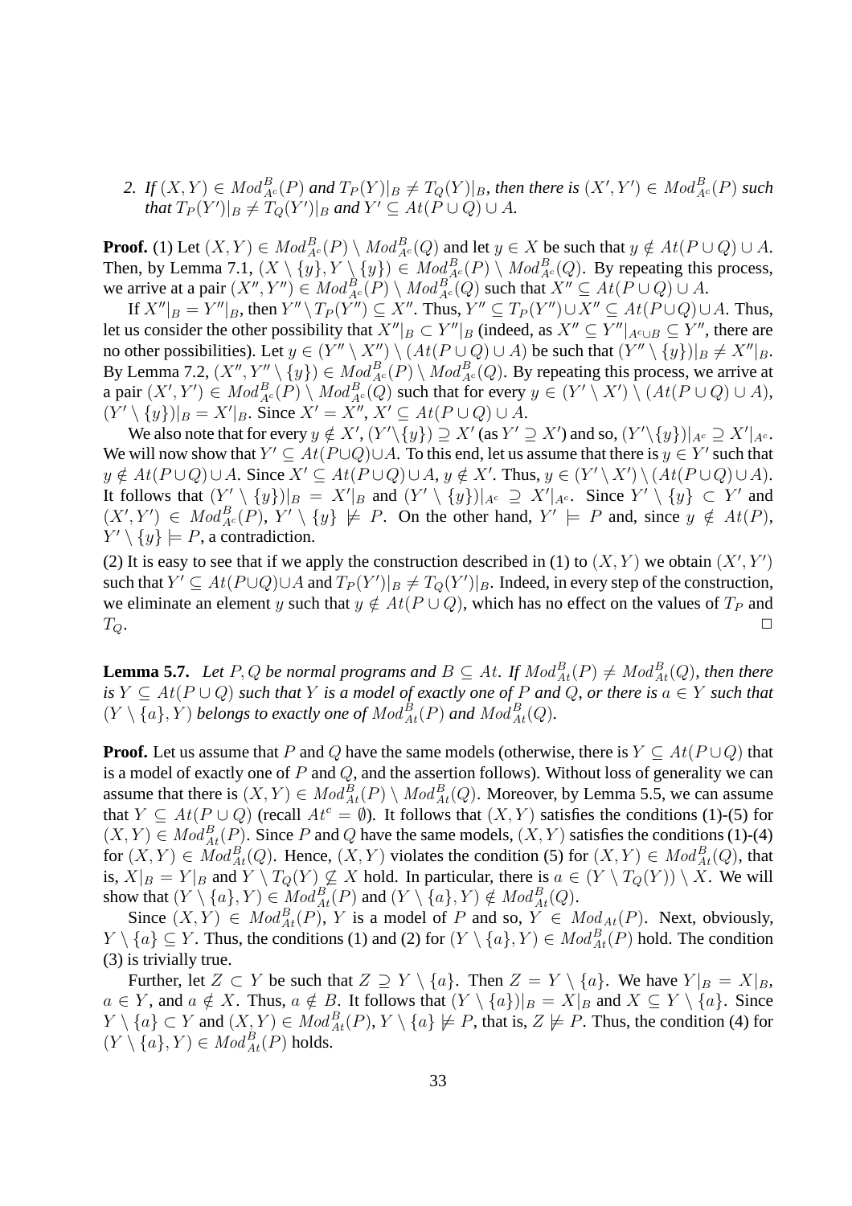2. *If $(X,Y) \in Mod^B_{A^c}(P)$ and $T_P(Y)|_B \neq T_Q(Y)|_B$, then there is $(X',Y') \in Mod^B_{A^c}(P)$ such that $T_P(Y')|_B \neq T_Q(Y')|_B$ and $Y' \subseteq At(P \cup Q) \cup A$.*

**Proof.** (1) Let $(X,Y) \in Mod^B_{A^c}(P) \setminus Mod^B_{A^c}(Q)$ and let $y \in X$ be such that $y \notin At(P \cup Q) \cup A$. Then, by Lemma 7.1, $(X \setminus \{y\}, Y \setminus \{y\}) \in Mod^B_{A^c}(P) \setminus Mod^B_{A^c}(Q)$. By repeating this process, we arrive at a pair $(X'', Y'') \in Mod^B_{A^c}(P) \setminus Mod^B_{A^c}(Q)$ such that $X'' \subseteq At(P \cup Q) \cup A$.

If $X''|_B = Y''|_B$, then $Y'' \setminus T_P(Y'') \subseteq X''$. Thus, $Y'' \subseteq T_P(Y'') \cup X'' \subseteq At(P \cup Q) \cup A$. Thus, let us consider the other possibility that $X''|_B \subset Y''|_B$ (indeed, as $X'' \subseteq Y''|_{A^c \cup B} \subseteq Y''$, there are no other possibilities). Let $y \in (Y'' \setminus X'') \setminus (At(P \cup Q) \cup A)$ be such that $(Y'' \setminus \{y\})|_B \neq X''|_B$. By Lemma 7.2, $(X'', Y'' \setminus \{y\}) \in Mod^B_{A^c}(P) \setminus Mod^B_{A^c}(Q)$. By repeating this process, we arrive at a pair $(X', Y') \in Mod^B_{A^c}(P) \setminus Mod^B_{A^c}(Q)$ such that for every $y \in (Y' \setminus X') \setminus (At(P \cup Q) \cup A)$, $(Y' \setminus \{y\})|_B = X'|_B$. Since $X' = X''$, $X' \subseteq At(P \cup Q) \cup A$.

We also note that for every $y \notin X'$, $(Y' \setminus \{y\}) \supseteq X'$ (as $Y' \supseteq X'$) and so, $(Y' \setminus \{y\})|_{A^c} \supseteq X'|_{A^c}$. We will now show that $Y' \subseteq At(P \cup Q) \cup A$. To this end, let us assume that there is $y \in Y'$ such that $y \notin At(P \cup Q) \cup A$. Since $X' \subseteq At(P \cup Q) \cup A$, $y \notin X'$. Thus, $y \in (Y' \setminus X') \setminus (At(P \cup Q) \cup A)$. It follows that $(Y' \setminus \{y\})|_B = X'|_B$ and $(Y' \setminus \{y\})|_{A^c} \supseteq X'|_{A^c}$. Since $Y' \setminus \{y\} \subset Y'$ and $(X', Y') \in Mod^B_{A^c}(P)$, $Y' \setminus \{y\} \not\models P$. On the other hand, $Y' \models P$ and, since $y \notin At(P)$, $Y' \setminus \{y\} \models P$, a contradiction.

(2) It is easy to see that if we apply the construction described in (1) to $(X,Y)$ we obtain $(X',Y')$ such that $Y' \subseteq At(P \cup Q) \cup A$ and $T_P(Y')|_B \neq T_Q(Y')|_B$. Indeed, in every step of the construction, we eliminate an element $y$ such that $y \notin At(P \cup Q)$, which has no effect on the values of $T_P$ and $T_Q$. □

**Lemma 5.7.** *Let $P, Q$ be normal programs and $B \subseteq At$. If $Mod^B_{At}(P) \neq Mod^B_{At}(Q)$, then there is $Y \subseteq At(P \cup Q)$ such that $Y$ is a model of exactly one of $P$ and $Q$, or there is $a \in Y$ such that $(Y \setminus \{a\}, Y)$ belongs to exactly one of $Mod^B_{At}(P)$ and $Mod^B_{At}(Q)$.*

**Proof.** Let us assume that $P$ and $Q$ have the same models (otherwise, there is $Y \subseteq At(P \cup Q)$ that is a model of exactly one of $P$ and $Q$, and the assertion follows). Without loss of generality we can assume that there is $(X,Y) \in Mod^B_{At}(P) \setminus Mod^B_{At}(Q)$. Moreover, by Lemma 5.5, we can assume that $Y \subseteq At(P \cup Q)$ (recall $At^c = \emptyset$). It follows that $(X,Y)$ satisfies the conditions (1)-(5) for $(X,Y) \in Mod^B_{At}(P)$. Since $P$ and $Q$ have the same models, $(X,Y)$ satisfies the conditions (1)-(4) for $(X,Y) \in Mod^B_{At}(Q)$. Hence, $(X,Y)$ violates the condition (5) for $(X,Y) \in Mod^B_{At}(Q)$, that is, $X|_B = Y|_B$ and $Y \setminus T_Q(Y) \not\subseteq X$ hold. In particular, there is $a \in (Y \setminus T_Q(Y)) \setminus X$. We will show that $(Y \setminus \{a\}, Y) \in Mod^B_{At}(P)$ and $(Y \setminus \{a\}, Y) \notin Mod^B_{At}(Q)$.

Since $(X,Y) \in Mod^B_{At}(P)$, $Y$ is a model of $P$ and so, $Y \in Mod_{At}(P)$. Next, obviously, $Y \setminus \{a\} \subseteq Y$. Thus, the conditions (1) and (2) for $(Y \setminus \{a\}, Y) \in Mod^B_{At}(P)$ hold. The condition (3) is trivially true.

Further, let $Z \subset Y$ be such that $Z \supseteq Y \setminus \{a\}$. Then $Z = Y \setminus \{a\}$. We have $Y|_B = X|_B$, $a \in Y$, and $a \notin X$. Thus, $a \notin B$. It follows that $(Y \setminus \{a\})|_B = X|_B$ and $X \subseteq Y \setminus \{a\}$. Since $Y \setminus \{a\} \subset Y$ and $(X,Y) \in Mod^B_{At}(P)$, $Y \setminus \{a\} \not\models P$, that is, $Z \not\models P$. Thus, the condition (4) for $(Y \setminus \{a\}, Y) \in Mod^B_{At}(P)$ holds.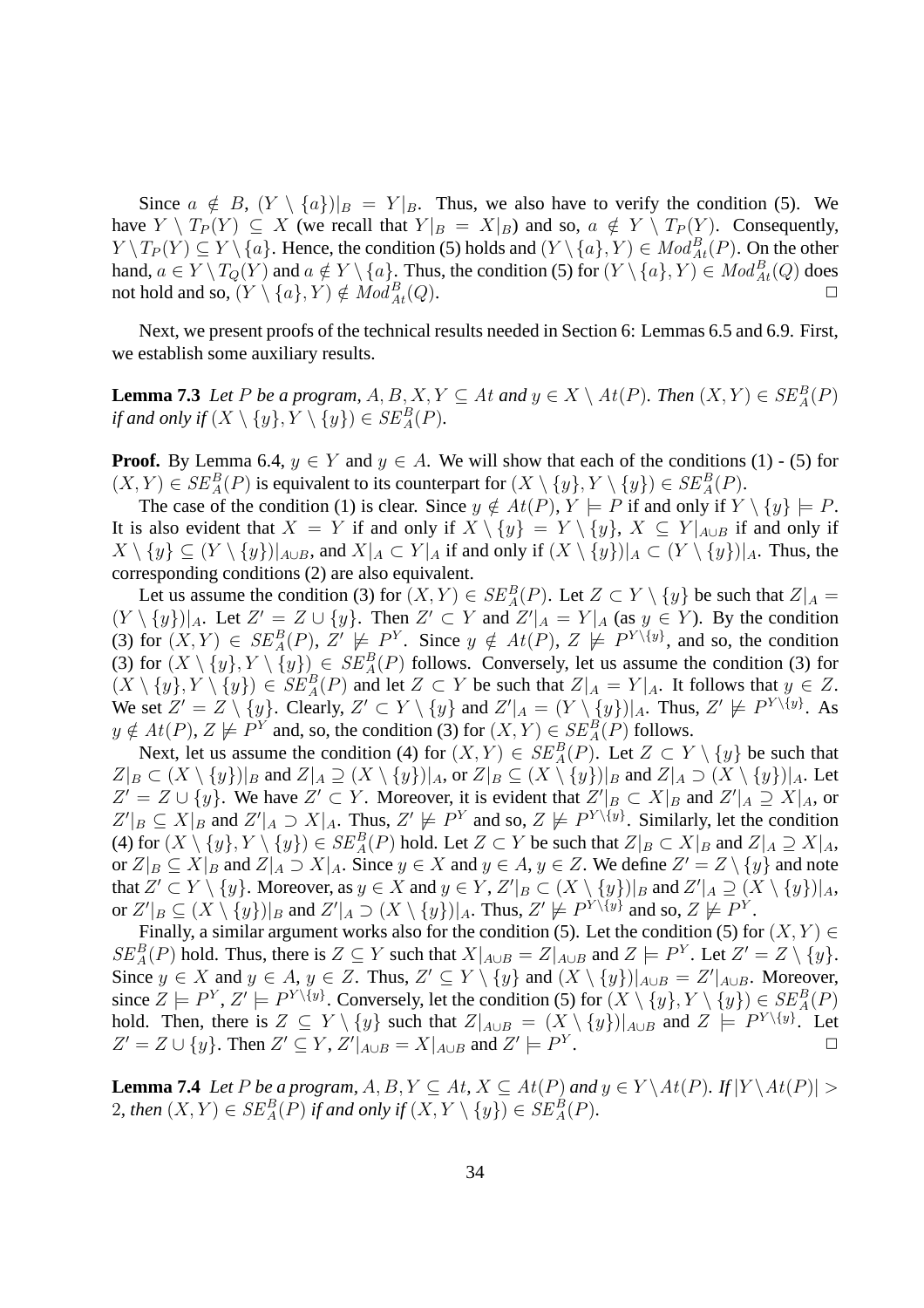Since $a \notin B$, $(Y \setminus \{a\})|_B = Y|_B$. Thus, we also have to verify the condition (5). We have $Y \setminus T_P(Y) \subseteq X$ (we recall that $Y|_B = X|_B$) and so, $a \notin Y \setminus T_P(Y)$. Consequently, $Y \setminus T_P(Y) \subseteq Y \setminus \{a\}$. Hence, the condition (5) holds and $(Y \setminus \{a\}, Y) \in Mod^B_{At}(P)$. On the other hand, $a \in Y \setminus T_Q(Y)$ and $a \notin Y \setminus \{a\}$. Thus, the condition (5) for $(Y \setminus \{a\}, Y) \in Mod^B_{At}(Q)$ does not hold and so, $(Y \setminus \{a\}, Y) \notin Mod^B_{At}(Q)$. $\Box$

Next, we present proofs of the technical results needed in Section 6: Lemmas 6.5 and 6.9. First, we establish some auxiliary results.

**Lemma 7.3** *Let $P$ be a program, $A, B, X, Y \subseteq At$ and $y \in X \setminus At(P)$. Then $(X, Y) \in SE^B_A(P)$ if and only if $(X \setminus \{y\}, Y \setminus \{y\}) \in SE^B_A(P)$.*

**Proof.** By Lemma 6.4, $y \in Y$ and $y \in A$. We will show that each of the conditions (1) - (5) for $(X, Y) \in SE^B_A(P)$ is equivalent to its counterpart for $(X \setminus \{y\}, Y \setminus \{y\}) \in SE^B_A(P)$.

The case of the condition (1) is clear. Since $y \notin At(P)$, $Y \models P$ if and only if $Y \setminus \{y\} \models P$. It is also evident that $X = Y$ if and only if $X \setminus \{y\} = Y \setminus \{y\}$, $X \subseteq Y|_{A\cup B}$ if and only if $X \setminus \{y\} \subseteq (Y \setminus \{y\})|_{A\cup B}$, and $X|_A \subset Y|_A$ if and only if $(X \setminus \{y\})|_A \subset (Y \setminus \{y\})|_A$. Thus, the corresponding conditions (2) are also equivalent.

Let us assume the condition (3) for $(X, Y) \in SE^B_A(P)$. Let $Z \subset Y \setminus \{y\}$ be such that $Z|_A = (Y \setminus \{y\})|_A$. Let $Z' = Z \cup \{y\}$. Then $Z' \subset Y$ and $Z'|_A = Y|_A$ (as $y \in Y$). By the condition (3) for $(X, Y) \in SE^B_A(P)$, $Z' \not\models P^Y$. Since $y \notin At(P)$, $Z \not\models P^{Y\setminus\{y\}}$, and so, the condition (3) for $(X \setminus \{y\}, Y \setminus \{y\}) \in SE^B_A(P)$ follows. Conversely, let us assume the condition (3) for $(X \setminus \{y\}, Y \setminus \{y\}) \in SE^B_A(P)$ and let $Z \subset Y$ be such that $Z|_A = Y|_A$. It follows that $y \in Z$. We set $Z' = Z \setminus \{y\}$. Clearly, $Z' \subset Y \setminus \{y\}$ and $Z'|_A = (Y \setminus \{y\})|_A$. Thus, $Z' \not\models P^{Y\setminus\{y\}}$. As $y \notin At(P)$, $Z \not\models P^Y$ and, so, the condition (3) for $(X, Y) \in SE^B_A(P)$ follows.

Next, let us assume the condition (4) for $(X, Y) \in SE^B_A(P)$. Let $Z \subset Y \setminus \{y\}$ be such that $Z|_B \subset (X \setminus \{y\})|_B$ and $Z|_A \supseteq (X \setminus \{y\})|_A$, or $Z|_B \subseteq (X \setminus \{y\})|_B$ and $Z|_A \supset (X \setminus \{y\})|_A$. Let $Z' = Z \cup \{y\}$. We have $Z' \subset Y$. Moreover, it is evident that $Z'|_B \subset X|_B$ and $Z'|_A \supseteq X|_A$, or $Z'|_B \subseteq X|_B$ and $Z'|_A \supset X|_A$. Thus, $Z' \not\models P^Y$ and so, $Z \not\models P^{Y\setminus\{y\}}$. Similarly, let the condition (4) for $(X \setminus \{y\}, Y \setminus \{y\}) \in SE^B_A(P)$ hold. Let $Z \subset Y$ be such that $Z|_B \subset X|_B$ and $Z|_A \supseteq X|_A$, or $Z|_B \subseteq X|_B$ and $Z|_A \supset X|_A$. Since $y \in X$ and $y \in A$, $y \in Z$. We define $Z' = Z \setminus \{y\}$ and note that $Z' \subset Y \setminus \{y\}$. Moreover, as $y \in X$ and $y \in Y$, $Z'|_B \subset (X \setminus \{y\})|_B$ and $Z'|_A \supseteq (X \setminus \{y\})|_A$, or $Z'|_B \subseteq (X \setminus \{y\})|_B$ and $Z'|_A \supset (X \setminus \{y\})|_A$. Thus, $Z' \not\models P^{Y\setminus\{y\}}$ and so, $Z \not\models P^Y$.

Finally, a similar argument works also for the condition (5). Let the condition (5) for $(X, Y) \in SE^B_A(P)$ hold. Thus, there is $Z \subseteq Y$ such that $X|_{A\cup B} = Z|_{A\cup B}$ and $Z \models P^Y$. Let $Z' = Z \setminus \{y\}$. Since $y \in X$ and $y \in A$, $y \in Z$. Thus, $Z' \subseteq Y \setminus \{y\}$ and $(X \setminus \{y\})|_{A\cup B} = Z'|_{A\cup B}$. Moreover, since $Z \models P^Y$, $Z' \models P^{Y\setminus\{y\}}$. Conversely, let the condition (5) for $(X \setminus \{y\}, Y \setminus \{y\}) \in SE^B_A(P)$ hold. Then, there is $Z \subseteq Y \setminus \{y\}$ such that $Z|_{A\cup B} = (X \setminus \{y\})|_{A\cup B}$ and $Z \models P^{Y\setminus\{y\}}$. Let $Z' = Z \cup \{y\}$. Then $Z' \subseteq Y$, $Z'|_{A\cup B} = X|_{A\cup B}$ and $Z' \models P^Y$. $\Box$

**Lemma 7.4** *Let $P$ be a program, $A, B, Y \subseteq At$, $X \subseteq At(P)$ and $y \in Y \setminus At(P)$. If $|Y \setminus At(P)| > 2$, then $(X, Y) \in SE^B_A(P)$ if and only if $(X, Y \setminus \{y\}) \in SE^B_A(P)$.*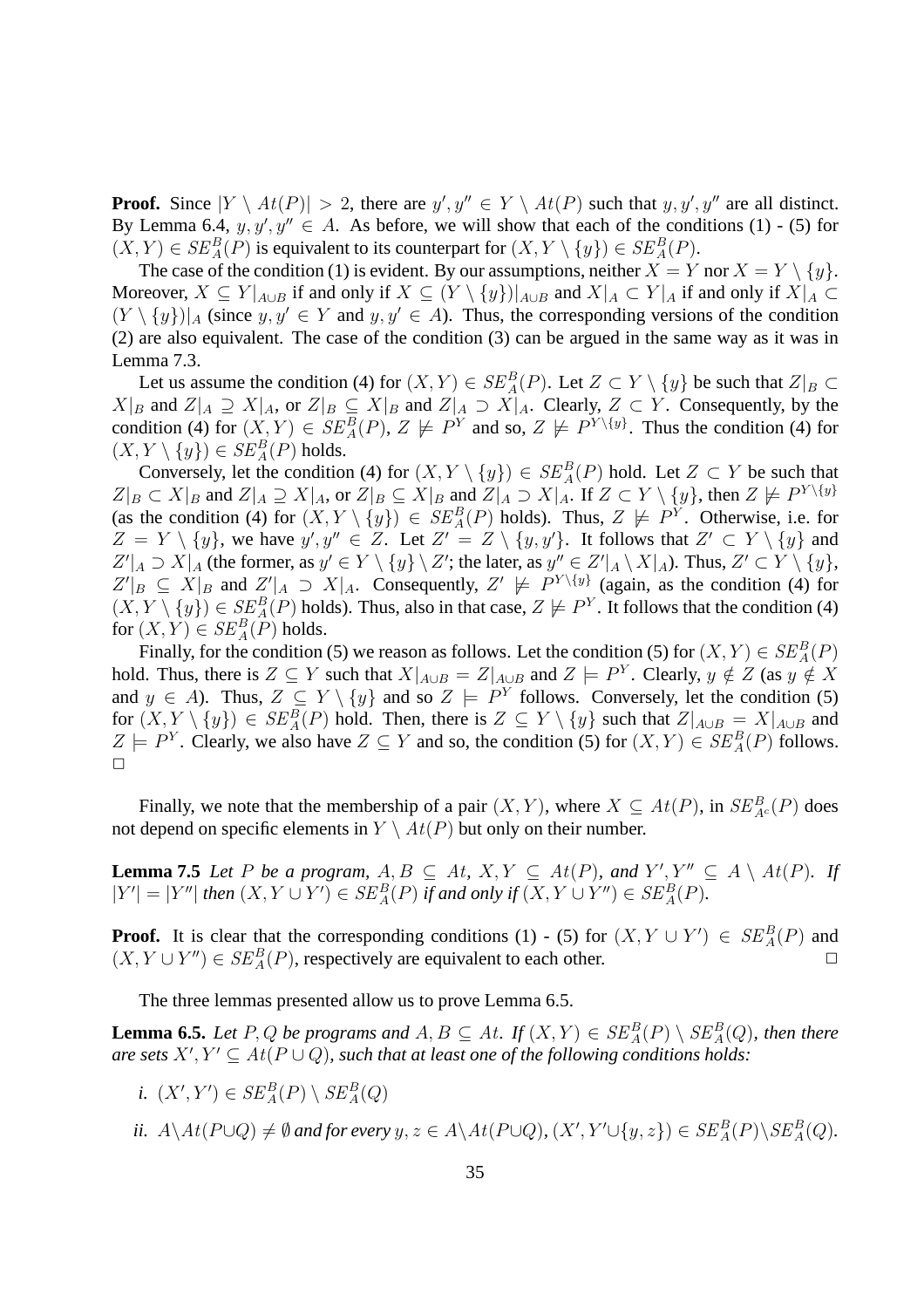**Proof.** Since $|Y \setminus At(P)| > 2$, there are $y', y'' \in Y \setminus At(P)$ such that $y, y', y''$ are all distinct. By Lemma 6.4, $y, y', y'' \in A$. As before, we will show that each of the conditions (1) - (5) for $(X, Y) \in SE^B_A(P)$ is equivalent to its counterpart for $(X, Y \setminus \{y\}) \in SE^B_A(P)$.

The case of the condition (1) is evident. By our assumptions, neither $X = Y$ nor $X = Y \setminus \{y\}$. Moreover, $X \subseteq Y|_{A\cup B}$ if and only if $X \subseteq (Y \setminus \{y\})|_{A\cup B}$ and $X|_A \subset Y|_A$ if and only if $X|_A \subset (Y \setminus \{y\})|_A$ (since $y, y' \in Y$ and $y, y' \in A$). Thus, the corresponding versions of the condition (2) are also equivalent. The case of the condition (3) can be argued in the same way as it was in Lemma 7.3.

Let us assume the condition (4) for $(X, Y) \in SE^B_A(P)$. Let $Z \subset Y \setminus \{y\}$ be such that $Z|_B \subset X|_B$ and $Z|_A \supseteq X|_A$, or $Z|_B \subseteq X|_B$ and $Z|_A \supset X|_A$. Clearly, $Z \subset Y$. Consequently, by the condition (4) for $(X, Y) \in SE^B_A(P)$, $Z \not\models P^Y$ and so, $Z \not\models P^{Y\setminus\{y\}}$. Thus the condition (4) for $(X, Y \setminus \{y\}) \in SE^B_A(P)$ holds.

Conversely, let the condition (4) for $(X, Y \setminus \{y\}) \in SE^B_A(P)$ hold. Let $Z \subset Y$ be such that $Z|_B \subset X|_B$ and $Z|_A \supseteq X|_A$, or $Z|_B \subseteq X|_B$ and $Z|_A \supset X|_A$. If $Z \subset Y \setminus \{y\}$, then $Z \not\models P^{Y\setminus\{y\}}$ (as the condition (4) for $(X, Y \setminus \{y\}) \in SE^B_A(P)$ holds). Thus, $Z \not\models P^Y$. Otherwise, i.e. for $Z = Y \setminus \{y\}$, we have $y', y'' \in Z$. Let $Z' = Z \setminus \{y, y'\}$. It follows that $Z' \subset Y \setminus \{y\}$ and $Z'|_A \supset X|_A$ (the former, as $y' \in Y \setminus \{y\} \setminus Z'$; the later, as $y'' \in Z'|_A \setminus X|_A$). Thus, $Z' \subset Y \setminus \{y\}$, $Z'|_B \subseteq X|_B$ and $Z'|_A \supset X|_A$. Consequently, $Z' \not\models P^{Y\setminus\{y\}}$ (again, as the condition (4) for $(X, Y \setminus \{y\}) \in SE^B_A(P)$ holds). Thus, also in that case, $Z \not\models P^Y$. It follows that the condition (4) for $(X, Y) \in SE^B_A(P)$ holds.

Finally, for the condition (5) we reason as follows. Let the condition (5) for $(X, Y) \in SE^B_A(P)$ hold. Thus, there is $Z \subseteq Y$ such that $X|_{A\cup B} = Z|_{A\cup B}$ and $Z \models P^Y$. Clearly, $y \notin Z$ (as $y \notin X$ and $y \in A$). Thus, $Z \subseteq Y \setminus \{y\}$ and so $Z \models P^Y$ follows. Conversely, let the condition (5) for $(X, Y \setminus \{y\}) \in SE^B_A(P)$ hold. Then, there is $Z \subseteq Y \setminus \{y\}$ such that $Z|_{A\cup B} = X|_{A\cup B}$ and $Z \models P^Y$. Clearly, we also have $Z \subseteq Y$ and so, the condition (5) for $(X, Y) \in SE^B_A(P)$ follows. □

Finally, we note that the membership of a pair $(X, Y)$, where $X \subseteq At(P)$, in $SE^B_{A^c}(P)$ does not depend on specific elements in $Y \setminus At(P)$ but only on their number.

**Lemma 7.5** *Let $P$ be a program, $A, B \subseteq At$, $X, Y \subseteq At(P)$, and $Y', Y'' \subseteq A \setminus At(P)$. If $|Y'| = |Y''|$ then $(X, Y \cup Y') \in SE^B_A(P)$ if and only if $(X, Y \cup Y'') \in SE^B_A(P)$.*

**Proof.** It is clear that the corresponding conditions (1) - (5) for $(X, Y \cup Y') \in SE^B_A(P)$ and $(X, Y \cup Y'') \in SE^B_A(P)$, respectively are equivalent to each other. □

The three lemmas presented allow us to prove Lemma 6.5.

**Lemma 6.5.** *Let $P, Q$ be programs and $A, B \subseteq At$. If $(X, Y) \in SE^B_A(P) \setminus SE^B_A(Q)$, then there are sets $X', Y' \subseteq At(P \cup Q)$, such that at least one of the following conditions holds:*

*i.* $(X', Y') \in SE^B_A(P) \setminus SE^B_A(Q)$

*ii.* $A \setminus At(P \cup Q) \neq \emptyset$ *and for every* $y, z \in A \setminus At(P \cup Q)$, $(X', Y' \cup \{y, z\}) \in SE^B_A(P) \setminus SE^B_A(Q)$.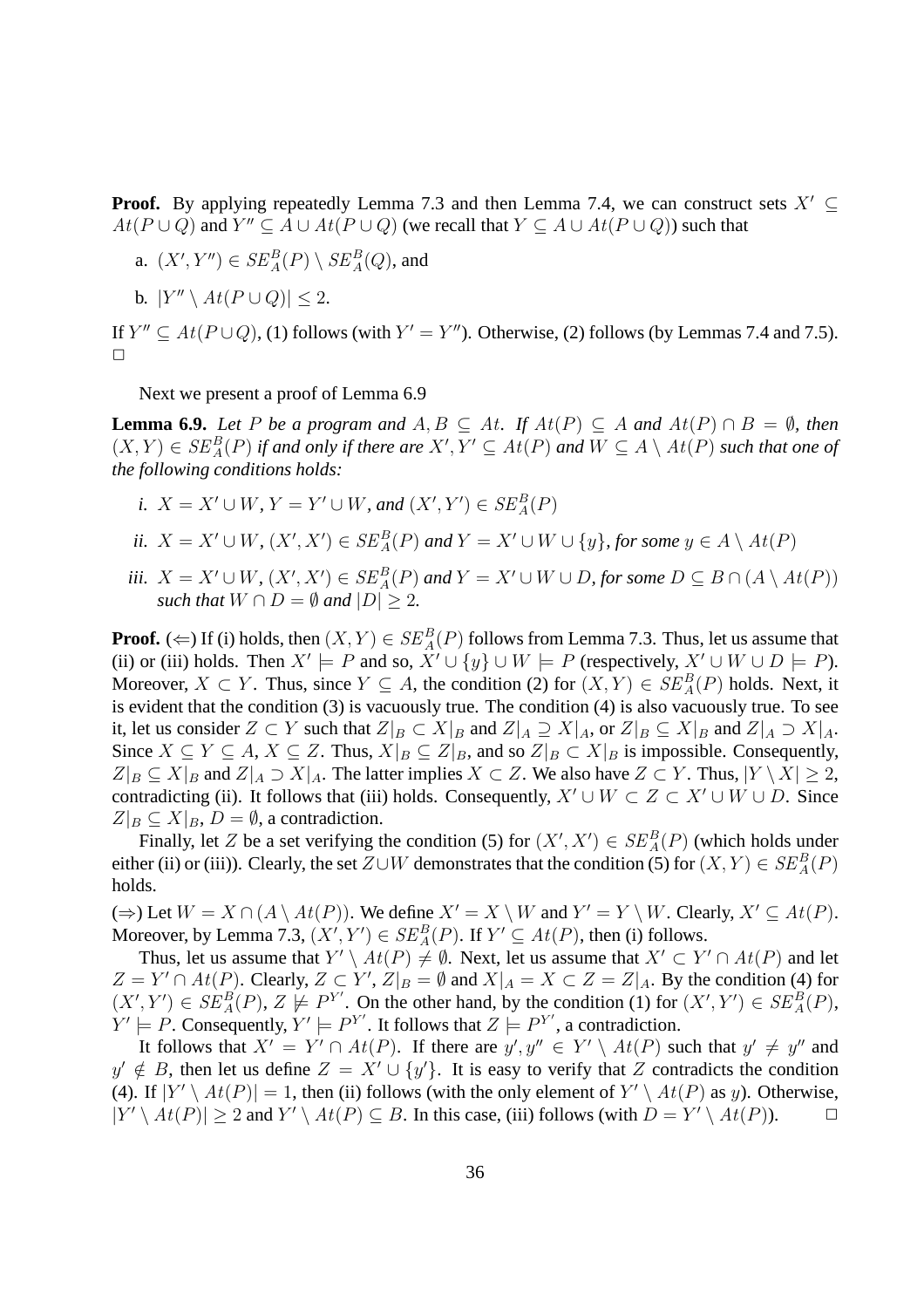**Proof.** By applying repeatedly Lemma 7.3 and then Lemma 7.4, we can construct sets $X' \subseteq At(P \cup Q)$ and $Y'' \subseteq A \cup At(P \cup Q)$ (we recall that $Y \subseteq A \cup At(P \cup Q)$) such that

a. $(X', Y'') \in SE^B_A(P) \setminus SE^B_A(Q)$, and

b. $|Y'' \setminus At(P \cup Q)| \leq 2$.

If $Y'' \subseteq At(P \cup Q)$, (1) follows (with $Y' = Y''$). Otherwise, (2) follows (by Lemmas 7.4 and 7.5). □

Next we present a proof of Lemma 6.9

**Lemma 6.9.** *Let $P$ be a program and $A, B \subseteq At$. If $At(P) \subseteq A$ and $At(P) \cap B = \emptyset$, then $(X, Y) \in SE^B_A(P)$ if and only if there are $X', Y' \subseteq At(P)$ and $W \subseteq A \setminus At(P)$ such that one of the following conditions holds:*

*i. $X = X' \cup W$, $Y = Y' \cup W$, and $(X', Y') \in SE^B_A(P)$*

*ii. $X = X' \cup W$, $(X', X') \in SE^B_A(P)$ and $Y = X' \cup W \cup \{y\}$, for some $y \in A \setminus At(P)$*

*iii. $X = X' \cup W$, $(X', X') \in SE^B_A(P)$ and $Y = X' \cup W \cup D$, for some $D \subseteq B \cap (A \setminus At(P))$ such that $W \cap D = \emptyset$ and $|D| \geq 2$.*

**Proof.** ($\Leftarrow$) If (i) holds, then $(X, Y) \in SE^B_A(P)$ follows from Lemma 7.3. Thus, let us assume that (ii) or (iii) holds. Then $X' \models P$ and so, $X' \cup \{y\} \cup W \models P$ (respectively, $X' \cup W \cup D \models P$). Moreover, $X \subset Y$. Thus, since $Y \subseteq A$, the condition (2) for $(X, Y) \in SE^B_A(P)$ holds. Next, it is evident that the condition (3) is vacuously true. The condition (4) is also vacuously true. To see it, let us consider $Z \subset Y$ such that $Z|_B \subset X|_B$ and $Z|_A \supseteq X|_A$, or $Z|_B \subseteq X|_B$ and $Z|_A \supset X|_A$. Since $X \subseteq Y \subseteq A$, $X \subseteq Z$. Thus, $X|_B \subseteq Z|_B$, and so $Z|_B \subset X|_B$ is impossible. Consequently, $Z|_B \subseteq X|_B$ and $Z|_A \supset X|_A$. The latter implies $X \subset Z$. We also have $Z \subset Y$. Thus, $|Y \setminus X| \geq 2$, contradicting (ii). It follows that (iii) holds. Consequently, $X' \cup W \subset Z \subset X' \cup W \cup D$. Since $Z|_B \subseteq X|_B$, $D = \emptyset$, a contradiction.

Finally, let $Z$ be a set verifying the condition (5) for $(X', X') \in SE^B_A(P)$ (which holds under either (ii) or (iii)). Clearly, the set $Z \cup W$ demonstrates that the condition (5) for $(X, Y) \in SE^B_A(P)$ holds.

($\Rightarrow$) Let $W = X \cap (A \setminus At(P))$. We define $X' = X \setminus W$ and $Y' = Y \setminus W$. Clearly, $X' \subseteq At(P)$. Moreover, by Lemma 7.3, $(X', Y') \in SE^B_A(P)$. If $Y' \subseteq At(P)$, then (i) follows.

Thus, let us assume that $Y' \setminus At(P) \neq \emptyset$. Next, let us assume that $X' \subset Y' \cap At(P)$ and let $Z = Y' \cap At(P)$. Clearly, $Z \subset Y'$, $Z|_B = \emptyset$ and $X|_A = X \subset Z = Z|_A$. By the condition (4) for $(X', Y') \in SE^B_A(P)$, $Z \not\models P^{Y'}$. On the other hand, by the condition (1) for $(X', Y') \in SE^B_A(P)$, $Y' \models P$. Consequently, $Y' \models P^{Y'}$. It follows that $Z \models P^{Y'}$, a contradiction.

It follows that $X' = Y' \cap At(P)$. If there are $y', y'' \in Y' \setminus At(P)$ such that $y' \neq y''$ and $y' \notin B$, then let us define $Z = X' \cup \{y'\}$. It is easy to verify that $Z$ contradicts the condition (4). If $|Y' \setminus At(P)| = 1$, then (ii) follows (with the only element of $Y' \setminus At(P)$ as $y$). Otherwise, $|Y' \setminus At(P)| \geq 2$ and $Y' \setminus At(P) \subseteq B$. In this case, (iii) follows (with $D = Y' \setminus At(P)$). □